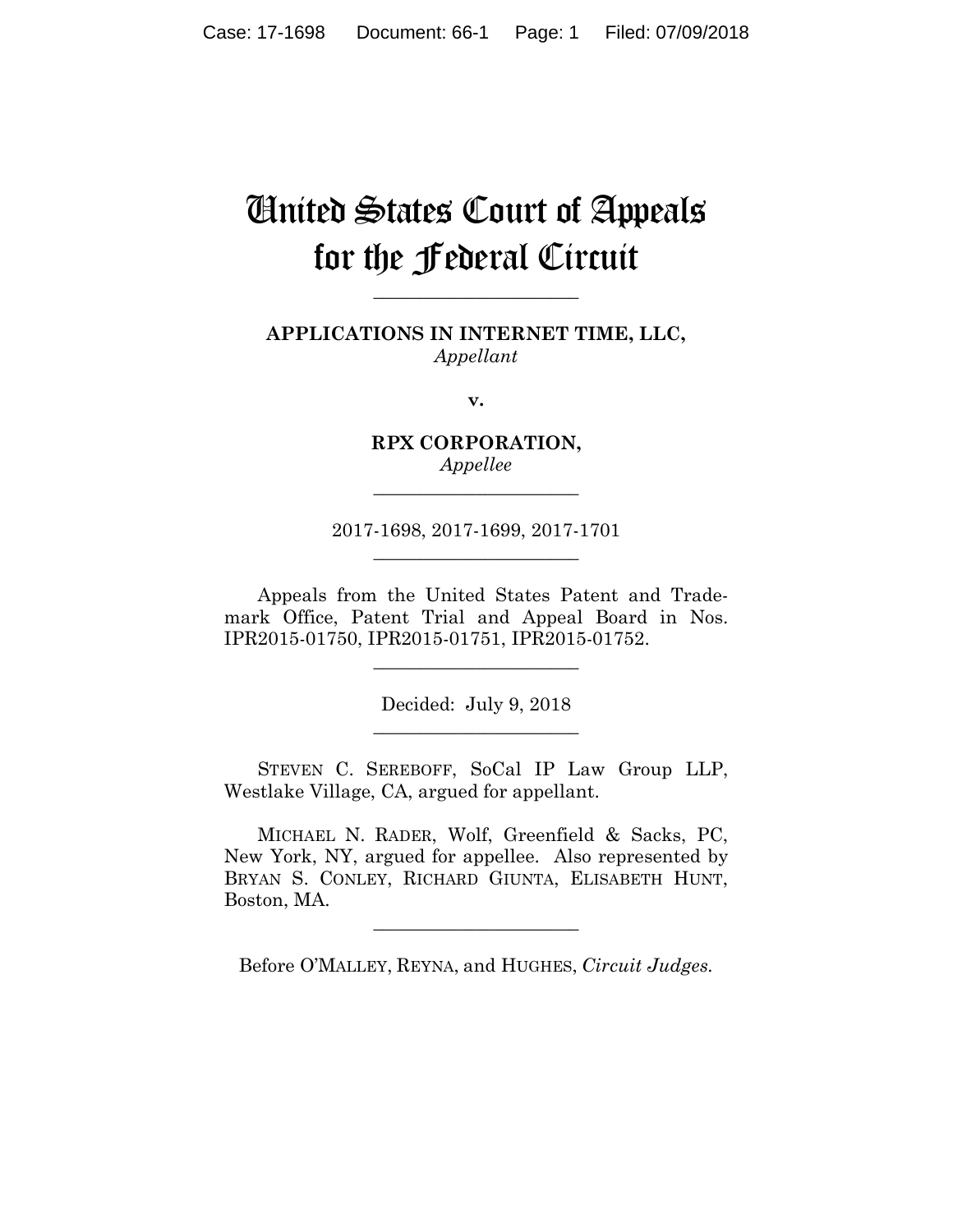# United States Court of Appeals for the Federal Circuit

______________________

**APPLICATIONS IN INTERNET TIME, LLC,**
*Appellant*

**v.**

**RPX CORPORATION,**
*Appellee*

______________________

2017-1698, 2017-1699, 2017-1701

______________________

Appeals from the United States Patent and Trademark Office, Patent Trial and Appeal Board in Nos. IPR2015-01750, IPR2015-01751, IPR2015-01752.

______________________

Decided: July 9, 2018

______________________

STEVEN C. SEREBOFF, SoCal IP Law Group LLP, Westlake Village, CA, argued for appellant.

MICHAEL N. RADER, Wolf, Greenfield & Sacks, PC, New York, NY, argued for appellee. Also represented by BRYAN S. CONLEY, RICHARD GIUNTA, ELISABETH HUNT, Boston, MA.

______________________

Before O'MALLEY, REYNA, and HUGHES, *Circuit Judges.*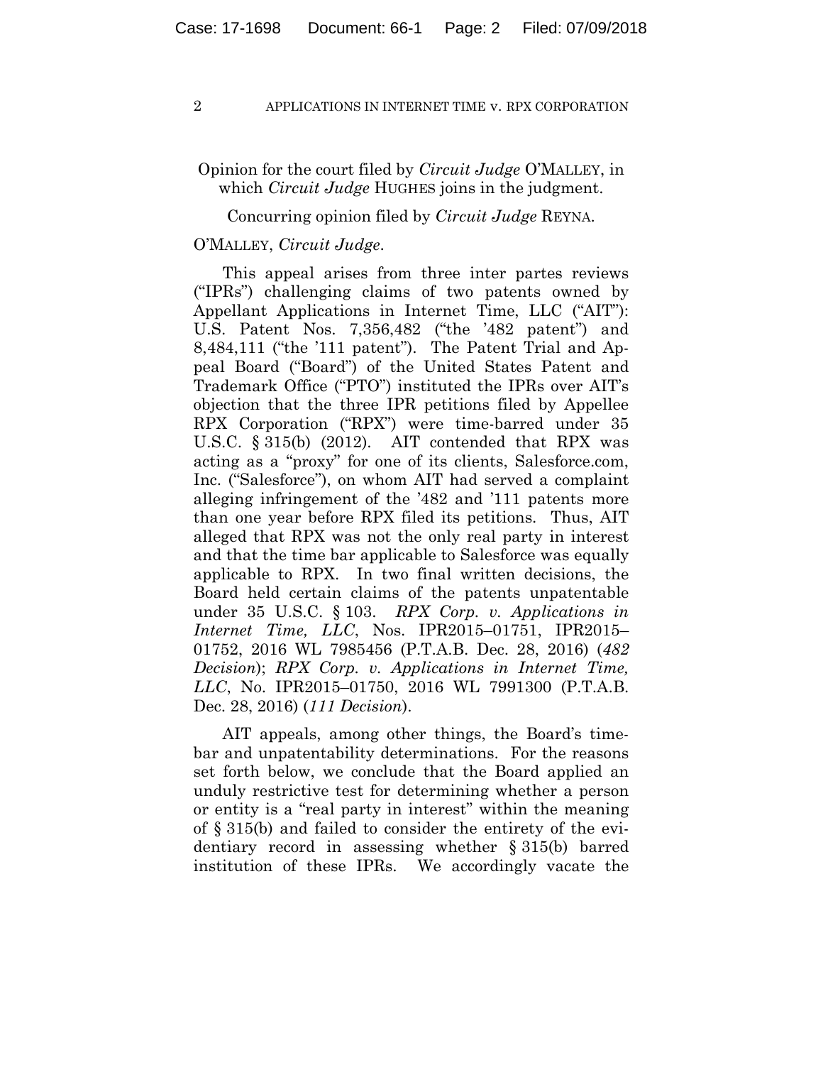Opinion for the court filed by *Circuit Judge* O'MALLEY, in which *Circuit Judge* HUGHES joins in the judgment.

Concurring opinion filed by *Circuit Judge* REYNA.

O'MALLEY, *Circuit Judge*.

This appeal arises from three inter partes reviews ("IPRs") challenging claims of two patents owned by Appellant Applications in Internet Time, LLC ("AIT"): U.S. Patent Nos. 7,356,482 ("the '482 patent") and 8,484,111 ("the '111 patent"). The Patent Trial and Appeal Board ("Board") of the United States Patent and Trademark Office ("PTO") instituted the IPRs over AIT's objection that the three IPR petitions filed by Appellee RPX Corporation ("RPX") were time-barred under 35 U.S.C. § 315(b) (2012). AIT contended that RPX was acting as a "proxy" for one of its clients, Salesforce.com, Inc. ("Salesforce"), on whom AIT had served a complaint alleging infringement of the '482 and '111 patents more than one year before RPX filed its petitions. Thus, AIT alleged that RPX was not the only real party in interest and that the time bar applicable to Salesforce was equally applicable to RPX. In two final written decisions, the Board held certain claims of the patents unpatentable under 35 U.S.C. § 103. *RPX Corp. v. Applications in Internet Time, LLC*, Nos. IPR2015–01751, IPR2015–01752, 2016 WL 7985456 (P.T.A.B. Dec. 28, 2016) (*482 Decision*); *RPX Corp. v. Applications in Internet Time, LLC*, No. IPR2015–01750, 2016 WL 7991300 (P.T.A.B. Dec. 28, 2016) (*111 Decision*).

AIT appeals, among other things, the Board's time-bar and unpatentability determinations. For the reasons set forth below, we conclude that the Board applied an unduly restrictive test for determining whether a person or entity is a "real party in interest" within the meaning of § 315(b) and failed to consider the entirety of the evidentiary record in assessing whether § 315(b) barred institution of these IPRs. We accordingly vacate the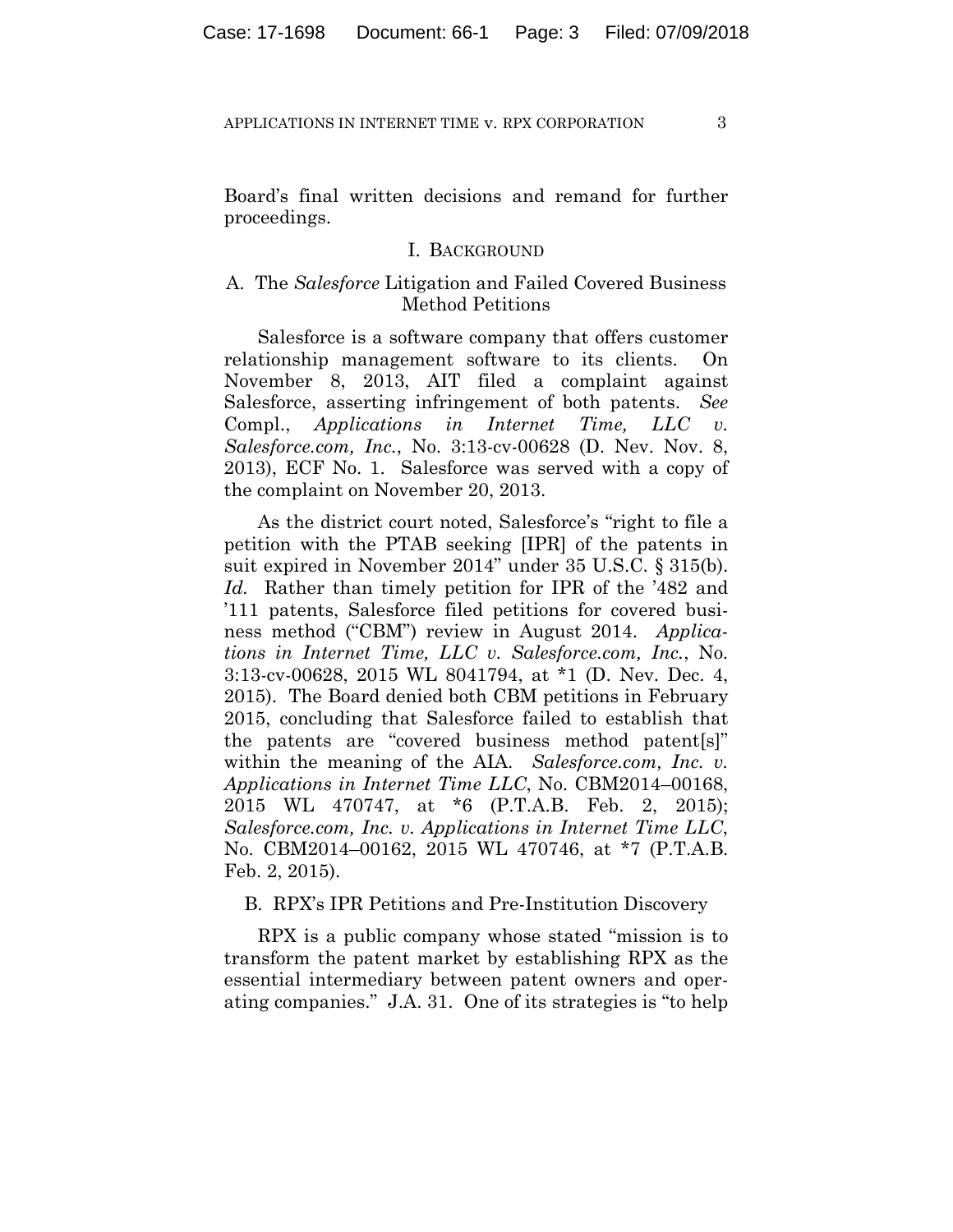Board's final written decisions and remand for further proceedings.

## I. BACKGROUND

### A. The *Salesforce* Litigation and Failed Covered Business Method Petitions

Salesforce is a software company that offers customer relationship management software to its clients. On November 8, 2013, AIT filed a complaint against Salesforce, asserting infringement of both patents. *See* Compl., *Applications in Internet Time, LLC v. Salesforce.com, Inc.*, No. 3:13-cv-00628 (D. Nev. Nov. 8, 2013), ECF No. 1. Salesforce was served with a copy of the complaint on November 20, 2013.

As the district court noted, Salesforce's "right to file a petition with the PTAB seeking [IPR] of the patents in suit expired in November 2014" under 35 U.S.C. § 315(b). *Id.* Rather than timely petition for IPR of the '482 and '111 patents, Salesforce filed petitions for covered business method ("CBM") review in August 2014. *Applications in Internet Time, LLC v. Salesforce.com, Inc.*, No. 3:13-cv-00628, 2015 WL 8041794, at *1 (D. Nev. Dec. 4, 2015). The Board denied both CBM petitions in February 2015, concluding that Salesforce failed to establish that the patents are "covered business method patent[s]" within the meaning of the AIA. *Salesforce.com, Inc. v. Applications in Internet Time LLC*, No. CBM2014–00168, 2015 WL 470747, at *6 (P.T.A.B. Feb. 2, 2015); *Salesforce.com, Inc. v. Applications in Internet Time LLC*, No. CBM2014–00162, 2015 WL 470746, at *7 (P.T.A.B. Feb. 2, 2015).

### B. RPX's IPR Petitions and Pre-Institution Discovery

RPX is a public company whose stated "mission is to transform the patent market by establishing RPX as the essential intermediary between patent owners and operating companies." J.A. 31. One of its strategies is "to help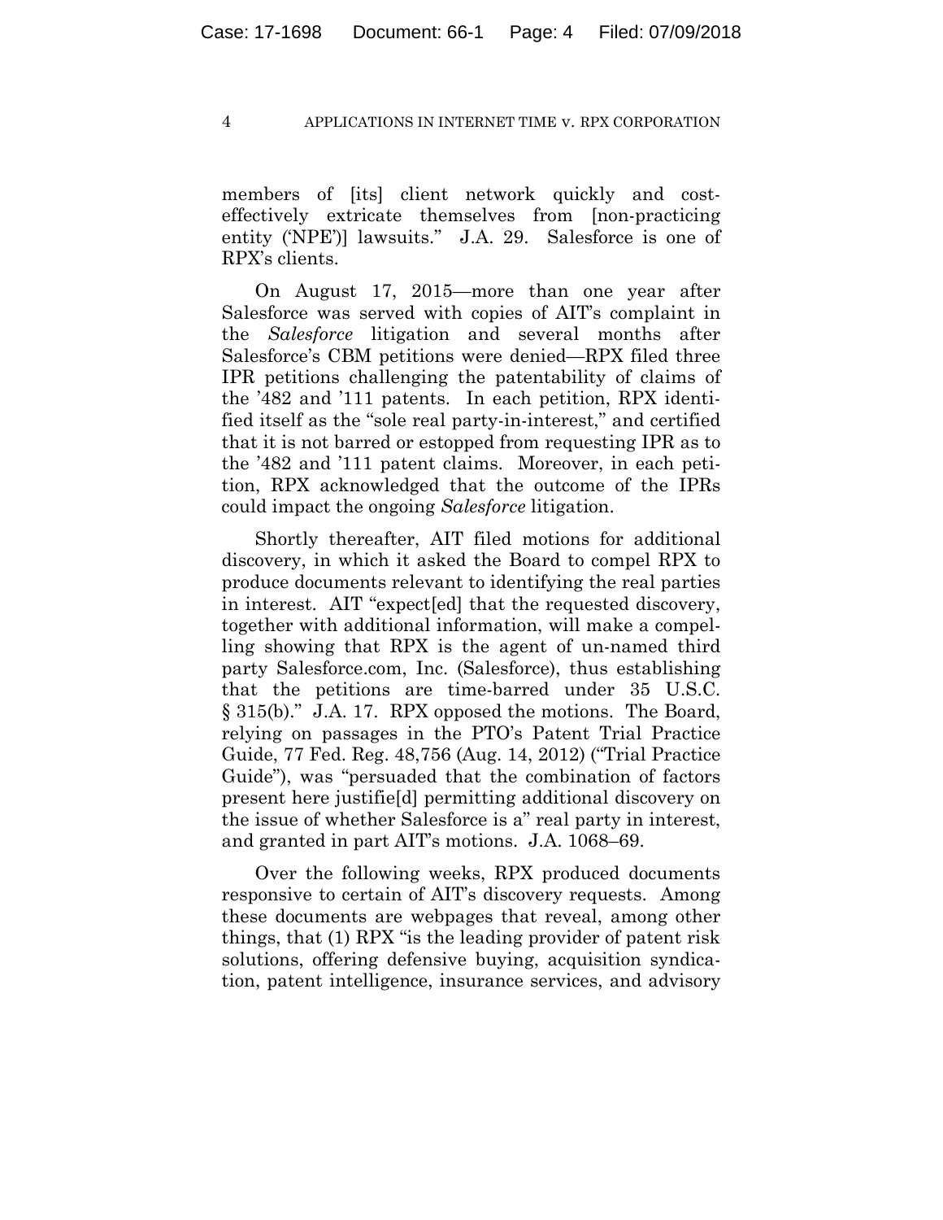members of [its] client network quickly and cost-effectively extricate themselves from [non-practicing entity ('NPE')] lawsuits." J.A. 29. Salesforce is one of RPX's clients.

On August 17, 2015—more than one year after Salesforce was served with copies of AIT's complaint in the *Salesforce* litigation and several months after Salesforce's CBM petitions were denied—RPX filed three IPR petitions challenging the patentability of claims of the '482 and '111 patents. In each petition, RPX identified itself as the "sole real party-in-interest," and certified that it is not barred or estopped from requesting IPR as to the '482 and '111 patent claims. Moreover, in each petition, RPX acknowledged that the outcome of the IPRs could impact the ongoing *Salesforce* litigation.

Shortly thereafter, AIT filed motions for additional discovery, in which it asked the Board to compel RPX to produce documents relevant to identifying the real parties in interest. AIT "expect[ed] that the requested discovery, together with additional information, will make a compelling showing that RPX is the agent of un-named third party Salesforce.com, Inc. (Salesforce), thus establishing that the petitions are time-barred under 35 U.S.C. § 315(b)." J.A. 17. RPX opposed the motions. The Board, relying on passages in the PTO's Patent Trial Practice Guide, 77 Fed. Reg. 48,756 (Aug. 14, 2012) ("Trial Practice Guide"), was "persuaded that the combination of factors present here justifie[d] permitting additional discovery on the issue of whether Salesforce is a" real party in interest, and granted in part AIT's motions. J.A. 1068–69.

Over the following weeks, RPX produced documents responsive to certain of AIT's discovery requests. Among these documents are webpages that reveal, among other things, that (1) RPX "is the leading provider of patent risk solutions, offering defensive buying, acquisition syndication, patent intelligence, insurance services, and advisory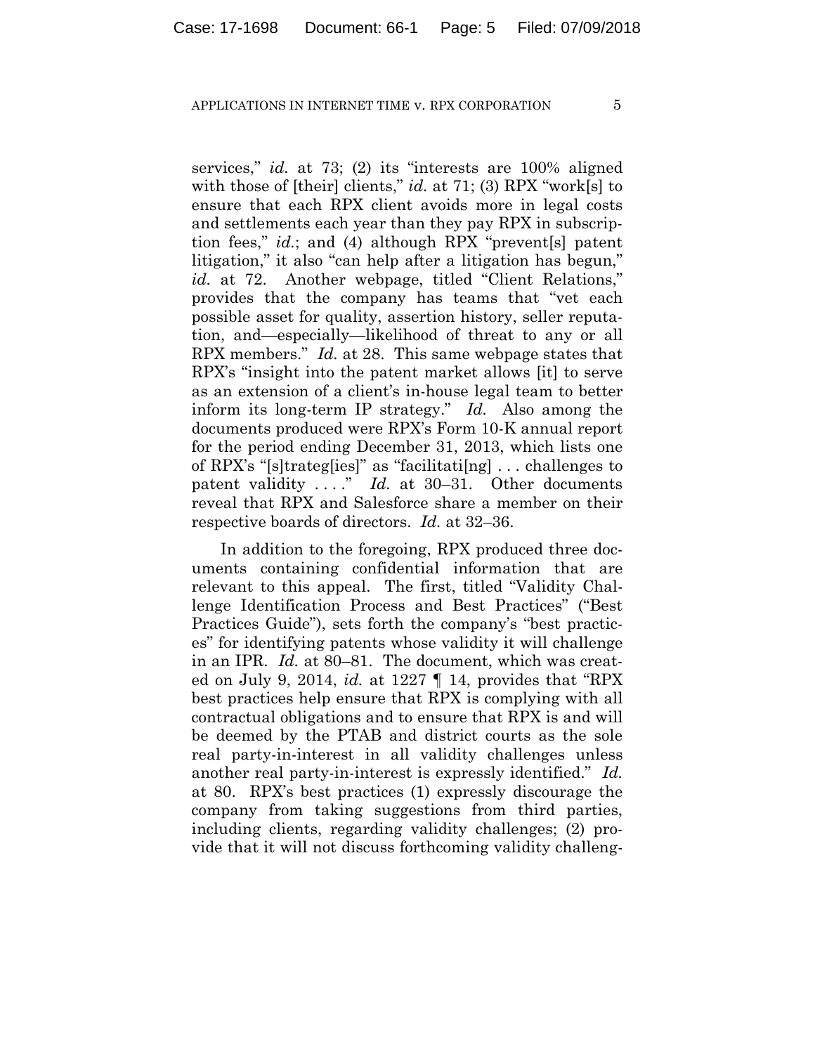services," *id.* at 73; (2) its "interests are 100% aligned with those of [their] clients," *id.* at 71; (3) RPX "work[s] to ensure that each RPX client avoids more in legal costs and settlements each year than they pay RPX in subscription fees," *id.*; and (4) although RPX "prevent[s] patent litigation," it also "can help after a litigation has begun," *id.* at 72. Another webpage, titled "Client Relations," provides that the company has teams that "vet each possible asset for quality, assertion history, seller reputation, and—especially—likelihood of threat to any or all RPX members." *Id.* at 28. This same webpage states that RPX's "insight into the patent market allows [it] to serve as an extension of a client's in-house legal team to better inform its long-term IP strategy." *Id.* Also among the documents produced were RPX's Form 10-K annual report for the period ending December 31, 2013, which lists one of RPX's "[s]trateg[ies]" as "facilitati[ng] . . . challenges to patent validity . . . ." *Id.* at 30–31. Other documents reveal that RPX and Salesforce share a member on their respective boards of directors. *Id.* at 32–36.

In addition to the foregoing, RPX produced three documents containing confidential information that are relevant to this appeal. The first, titled "Validity Challenge Identification Process and Best Practices" ("Best Practices Guide"), sets forth the company's "best practices" for identifying patents whose validity it will challenge in an IPR. *Id.* at 80–81. The document, which was created on July 9, 2014, *id.* at 1227 ¶ 14, provides that "RPX best practices help ensure that RPX is complying with all contractual obligations and to ensure that RPX is and will be deemed by the PTAB and district courts as the sole real party-in-interest in all validity challenges unless another real party-in-interest is expressly identified." *Id.* at 80. RPX's best practices (1) expressly discourage the company from taking suggestions from third parties, including clients, regarding validity challenges; (2) provide that it will not discuss forthcoming validity challeng-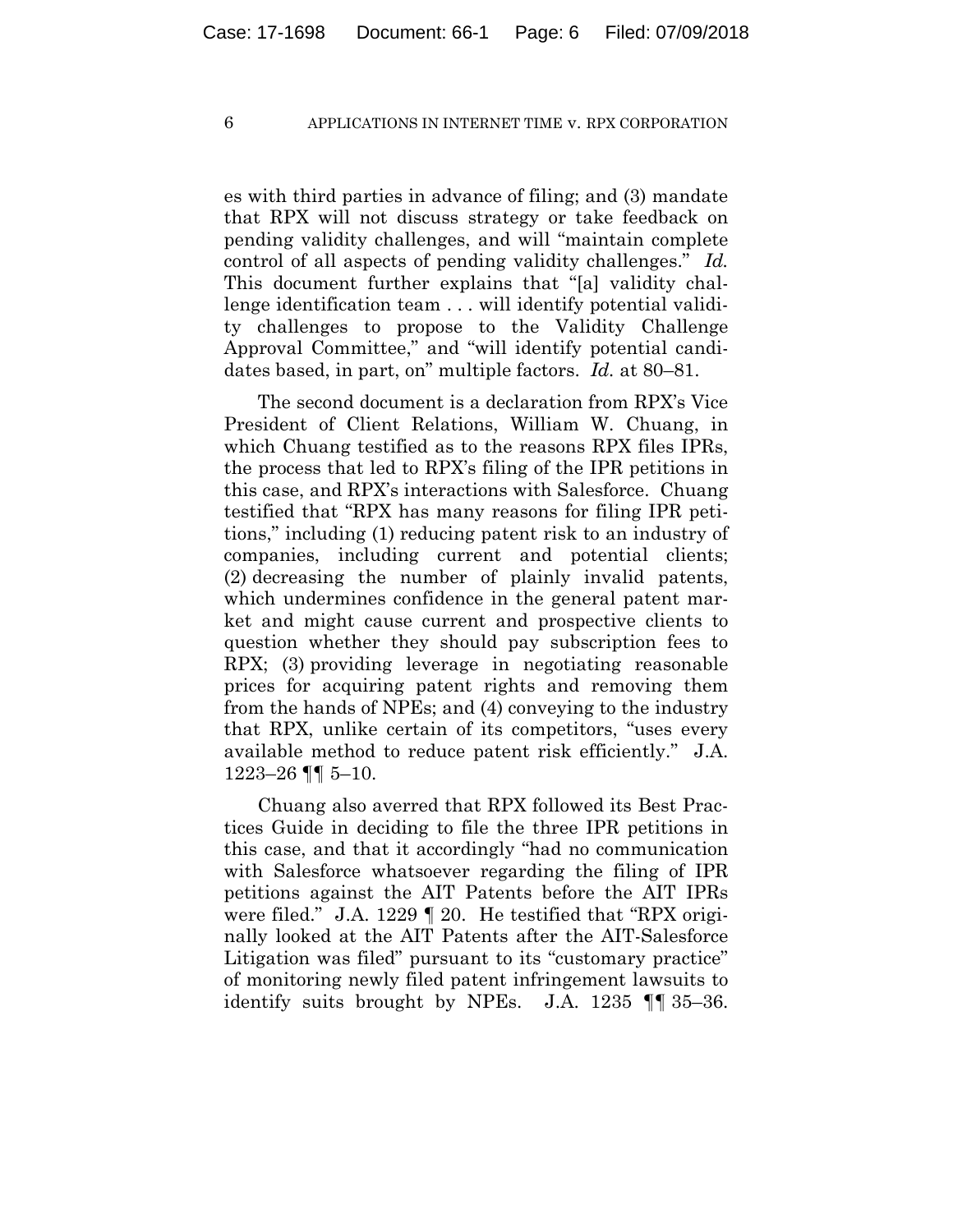es with third parties in advance of filing; and (3) mandate that RPX will not discuss strategy or take feedback on pending validity challenges, and will "maintain complete control of all aspects of pending validity challenges." *Id.* This document further explains that "[a] validity challenge identification team . . . will identify potential validity challenges to propose to the Validity Challenge Approval Committee," and "will identify potential candidates based, in part, on" multiple factors. *Id.* at 80–81.

The second document is a declaration from RPX's Vice President of Client Relations, William W. Chuang, in which Chuang testified as to the reasons RPX files IPRs, the process that led to RPX's filing of the IPR petitions in this case, and RPX's interactions with Salesforce. Chuang testified that "RPX has many reasons for filing IPR petitions," including (1) reducing patent risk to an industry of companies, including current and potential clients; (2) decreasing the number of plainly invalid patents, which undermines confidence in the general patent market and might cause current and prospective clients to question whether they should pay subscription fees to RPX; (3) providing leverage in negotiating reasonable prices for acquiring patent rights and removing them from the hands of NPEs; and (4) conveying to the industry that RPX, unlike certain of its competitors, "uses every available method to reduce patent risk efficiently." J.A. 1223–26 ¶¶ 5–10.

Chuang also averred that RPX followed its Best Practices Guide in deciding to file the three IPR petitions in this case, and that it accordingly "had no communication with Salesforce whatsoever regarding the filing of IPR petitions against the AIT Patents before the AIT IPRs were filed." J.A. 1229 ¶ 20. He testified that "RPX originally looked at the AIT Patents after the AIT-Salesforce Litigation was filed" pursuant to its "customary practice" of monitoring newly filed patent infringement lawsuits to identify suits brought by NPEs. J.A. 1235 ¶¶ 35–36.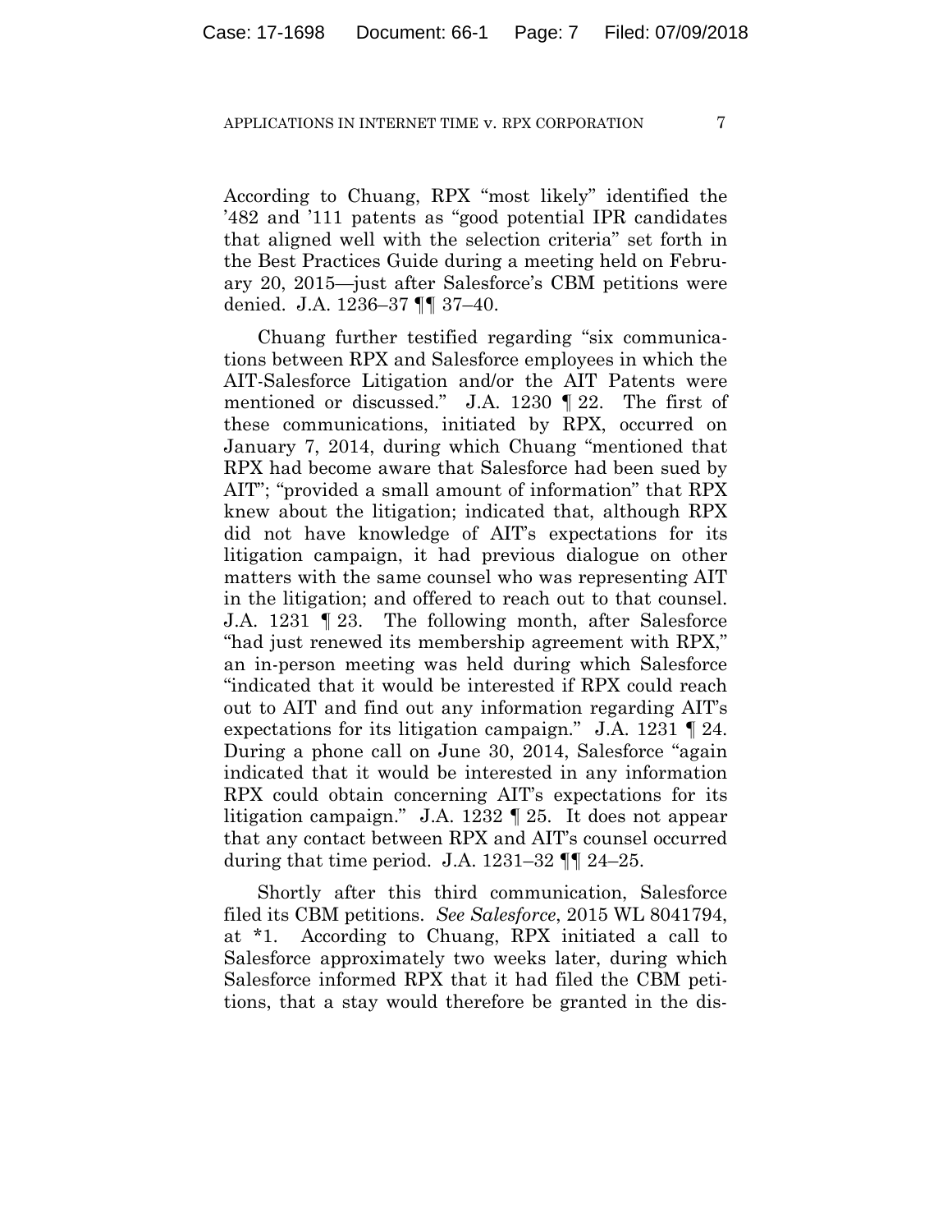According to Chuang, RPX "most likely" identified the '482 and '111 patents as "good potential IPR candidates that aligned well with the selection criteria" set forth in the Best Practices Guide during a meeting held on February 20, 2015—just after Salesforce's CBM petitions were denied. J.A. 1236–37 ¶¶ 37–40.

Chuang further testified regarding "six communications between RPX and Salesforce employees in which the AIT-Salesforce Litigation and/or the AIT Patents were mentioned or discussed." J.A. 1230 ¶ 22. The first of these communications, initiated by RPX, occurred on January 7, 2014, during which Chuang "mentioned that RPX had become aware that Salesforce had been sued by AIT"; "provided a small amount of information" that RPX knew about the litigation; indicated that, although RPX did not have knowledge of AIT's expectations for its litigation campaign, it had previous dialogue on other matters with the same counsel who was representing AIT in the litigation; and offered to reach out to that counsel. J.A. 1231 ¶ 23. The following month, after Salesforce "had just renewed its membership agreement with RPX," an in-person meeting was held during which Salesforce "indicated that it would be interested if RPX could reach out to AIT and find out any information regarding AIT's expectations for its litigation campaign." J.A. 1231 ¶ 24. During a phone call on June 30, 2014, Salesforce "again indicated that it would be interested in any information RPX could obtain concerning AIT's expectations for its litigation campaign." J.A. 1232 ¶ 25. It does not appear that any contact between RPX and AIT's counsel occurred during that time period. J.A. 1231–32 ¶¶ 24–25.

Shortly after this third communication, Salesforce filed its CBM petitions. *See Salesforce*, 2015 WL 8041794, at *1. According to Chuang, RPX initiated a call to Salesforce approximately two weeks later, during which Salesforce informed RPX that it had filed the CBM petitions, that a stay would therefore be granted in the dis-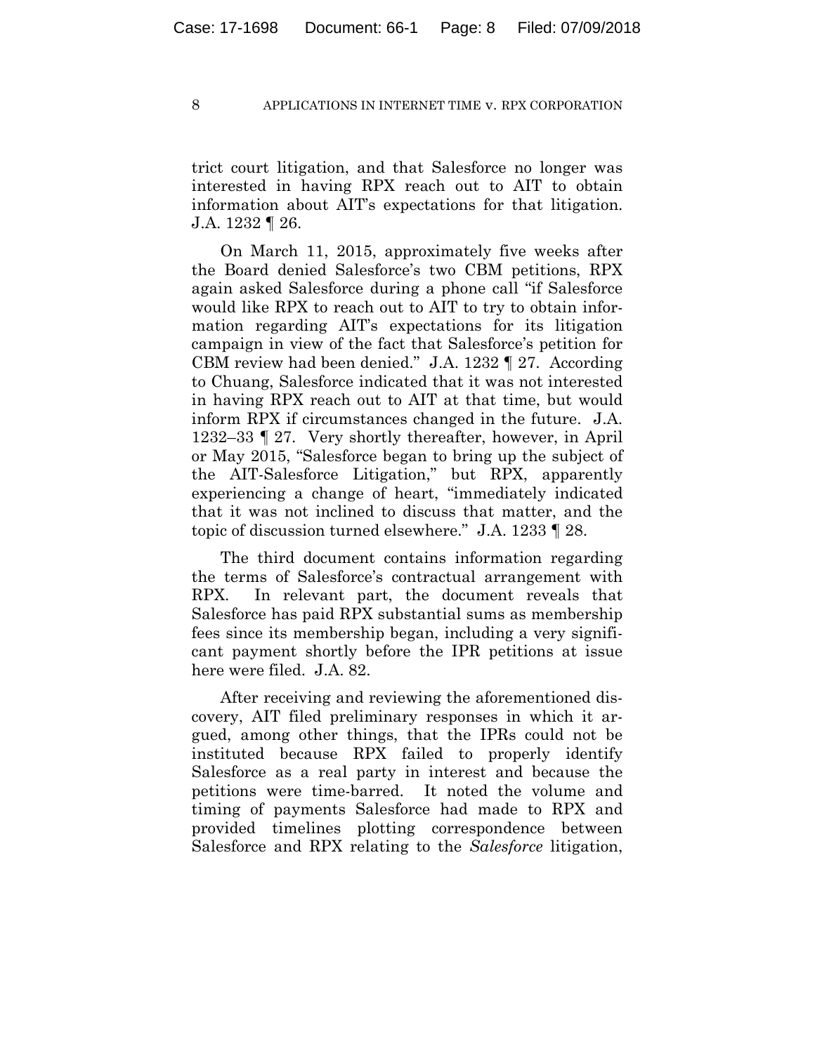trict court litigation, and that Salesforce no longer was interested in having RPX reach out to AIT to obtain information about AIT's expectations for that litigation. J.A. 1232 ¶ 26.

On March 11, 2015, approximately five weeks after the Board denied Salesforce's two CBM petitions, RPX again asked Salesforce during a phone call "if Salesforce would like RPX to reach out to AIT to try to obtain information regarding AIT's expectations for its litigation campaign in view of the fact that Salesforce's petition for CBM review had been denied." J.A. 1232 ¶ 27. According to Chuang, Salesforce indicated that it was not interested in having RPX reach out to AIT at that time, but would inform RPX if circumstances changed in the future. J.A. 1232–33 ¶ 27. Very shortly thereafter, however, in April or May 2015, "Salesforce began to bring up the subject of the AIT-Salesforce Litigation," but RPX, apparently experiencing a change of heart, "immediately indicated that it was not inclined to discuss that matter, and the topic of discussion turned elsewhere." J.A. 1233 ¶ 28.

The third document contains information regarding the terms of Salesforce's contractual arrangement with RPX. In relevant part, the document reveals that Salesforce has paid RPX substantial sums as membership fees since its membership began, including a very significant payment shortly before the IPR petitions at issue here were filed. J.A. 82.

After receiving and reviewing the aforementioned discovery, AIT filed preliminary responses in which it argued, among other things, that the IPRs could not be instituted because RPX failed to properly identify Salesforce as a real party in interest and because the petitions were time-barred. It noted the volume and timing of payments Salesforce had made to RPX and provided timelines plotting correspondence between Salesforce and RPX relating to the *Salesforce* litigation,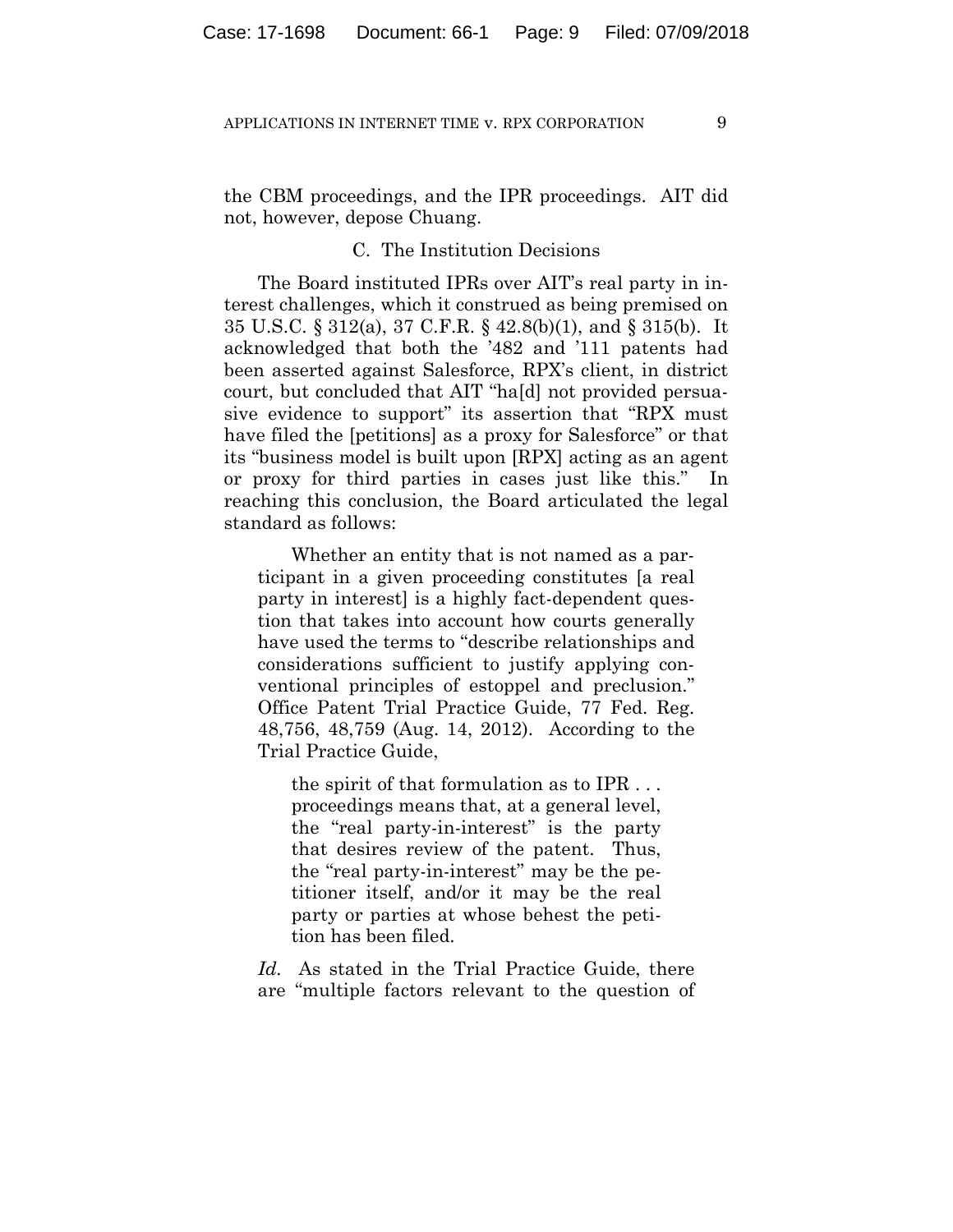the CBM proceedings, and the IPR proceedings. AIT did not, however, depose Chuang.

### C. The Institution Decisions

The Board instituted IPRs over AIT's real party in interest challenges, which it construed as being premised on 35 U.S.C. § 312(a), 37 C.F.R. § 42.8(b)(1), and § 315(b). It acknowledged that both the '482 and '111 patents had been asserted against Salesforce, RPX's client, in district court, but concluded that AIT "ha[d] not provided persuasive evidence to support" its assertion that "RPX must have filed the [petitions] as a proxy for Salesforce" or that its "business model is built upon [RPX] acting as an agent or proxy for third parties in cases just like this." In reaching this conclusion, the Board articulated the legal standard as follows:

> Whether an entity that is not named as a participant in a given proceeding constitutes [a real party in interest] is a highly fact-dependent question that takes into account how courts generally have used the terms to "describe relationships and considerations sufficient to justify applying conventional principles of estoppel and preclusion." Office Patent Trial Practice Guide, 77 Fed. Reg. 48,756, 48,759 (Aug. 14, 2012). According to the Trial Practice Guide,
>
> > the spirit of that formulation as to IPR . . . proceedings means that, at a general level, the "real party-in-interest" is the party that desires review of the patent. Thus, the "real party-in-interest" may be the petitioner itself, and/or it may be the real party or parties at whose behest the petition has been filed.
>
> *Id.* As stated in the Trial Practice Guide, there are "multiple factors relevant to the question of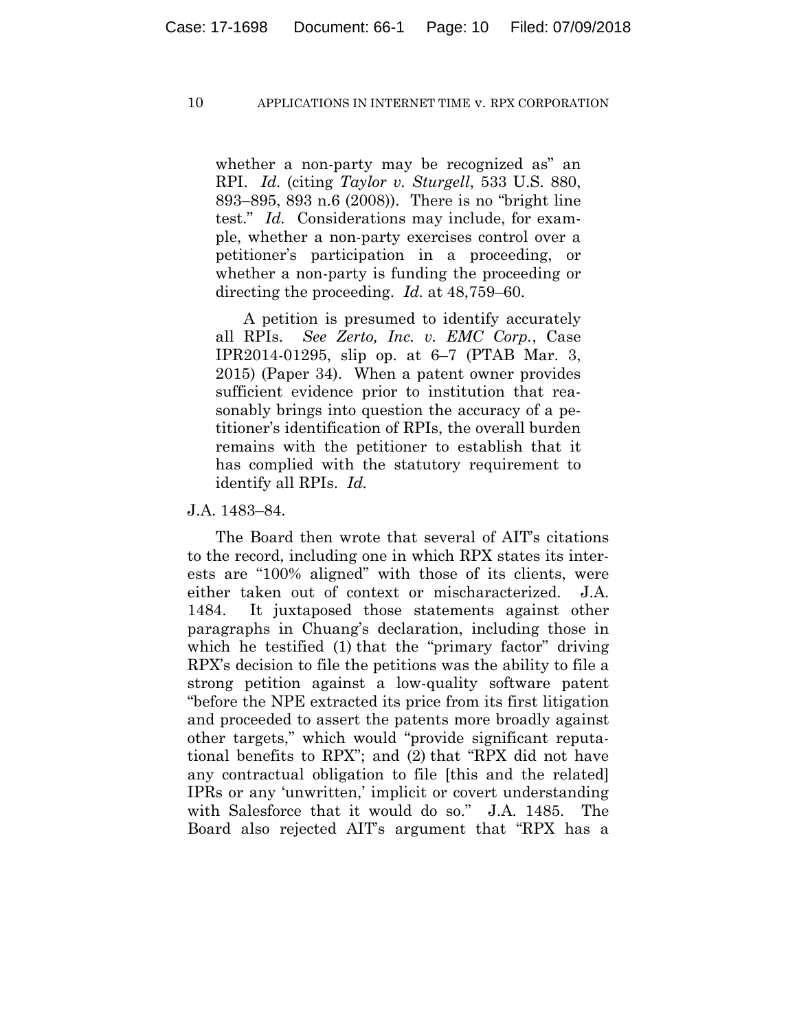whether a non-party may be recognized as" an RPI. *Id.* (citing *Taylor v. Sturgell*, 533 U.S. 880, 893–895, 893 n.6 (2008)). There is no "bright line test." *Id.* Considerations may include, for example, whether a non-party exercises control over a petitioner's participation in a proceeding, or whether a non-party is funding the proceeding or directing the proceeding. *Id.* at 48,759–60.

> A petition is presumed to identify accurately all RPIs. *See Zerto, Inc. v. EMC Corp.*, Case IPR2014-01295, slip op. at 6–7 (PTAB Mar. 3, 2015) (Paper 34). When a patent owner provides sufficient evidence prior to institution that reasonably brings into question the accuracy of a petitioner's identification of RPIs, the overall burden remains with the petitioner to establish that it has complied with the statutory requirement to identify all RPIs. *Id.*

J.A. 1483–84.

The Board then wrote that several of AIT's citations to the record, including one in which RPX states its interests are "100% aligned" with those of its clients, were either taken out of context or mischaracterized. J.A. 1484. It juxtaposed those statements against other paragraphs in Chuang's declaration, including those in which he testified (1) that the "primary factor" driving RPX's decision to file the petitions was the ability to file a strong petition against a low-quality software patent "before the NPE extracted its price from its first litigation and proceeded to assert the patents more broadly against other targets," which would "provide significant reputational benefits to RPX"; and (2) that "RPX did not have any contractual obligation to file [this and the related] IPRs or any 'unwritten,' implicit or covert understanding with Salesforce that it would do so." J.A. 1485. The Board also rejected AIT's argument that "RPX has a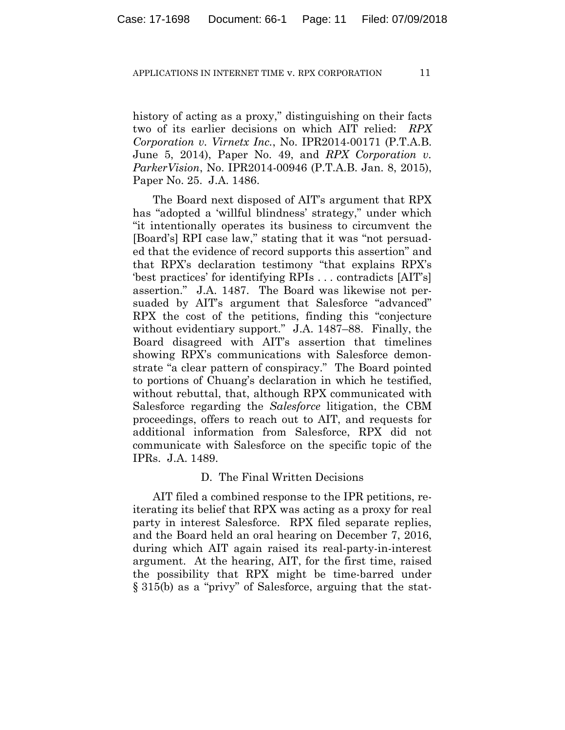history of acting as a proxy," distinguishing on their facts two of its earlier decisions on which AIT relied: *RPX Corporation v. Virnetx Inc.*, No. IPR2014-00171 (P.T.A.B. June 5, 2014), Paper No. 49, and *RPX Corporation v. ParkerVision*, No. IPR2014-00946 (P.T.A.B. Jan. 8, 2015), Paper No. 25. J.A. 1486.

The Board next disposed of AIT's argument that RPX has "adopted a 'willful blindness' strategy," under which "it intentionally operates its business to circumvent the [Board's] RPI case law," stating that it was "not persuaded that the evidence of record supports this assertion" and that RPX's declaration testimony "that explains RPX's 'best practices' for identifying RPIs . . . contradicts [AIT's] assertion." J.A. 1487. The Board was likewise not persuaded by AIT's argument that Salesforce "advanced" RPX the cost of the petitions, finding this "conjecture without evidentiary support." J.A. 1487–88. Finally, the Board disagreed with AIT's assertion that timelines showing RPX's communications with Salesforce demonstrate "a clear pattern of conspiracy." The Board pointed to portions of Chuang's declaration in which he testified, without rebuttal, that, although RPX communicated with Salesforce regarding the *Salesforce* litigation, the CBM proceedings, offers to reach out to AIT, and requests for additional information from Salesforce, RPX did not communicate with Salesforce on the specific topic of the IPRs. J.A. 1489.

### D. The Final Written Decisions

AIT filed a combined response to the IPR petitions, reiterating its belief that RPX was acting as a proxy for real party in interest Salesforce. RPX filed separate replies, and the Board held an oral hearing on December 7, 2016, during which AIT again raised its real-party-in-interest argument. At the hearing, AIT, for the first time, raised the possibility that RPX might be time-barred under § 315(b) as a "privy" of Salesforce, arguing that the stat-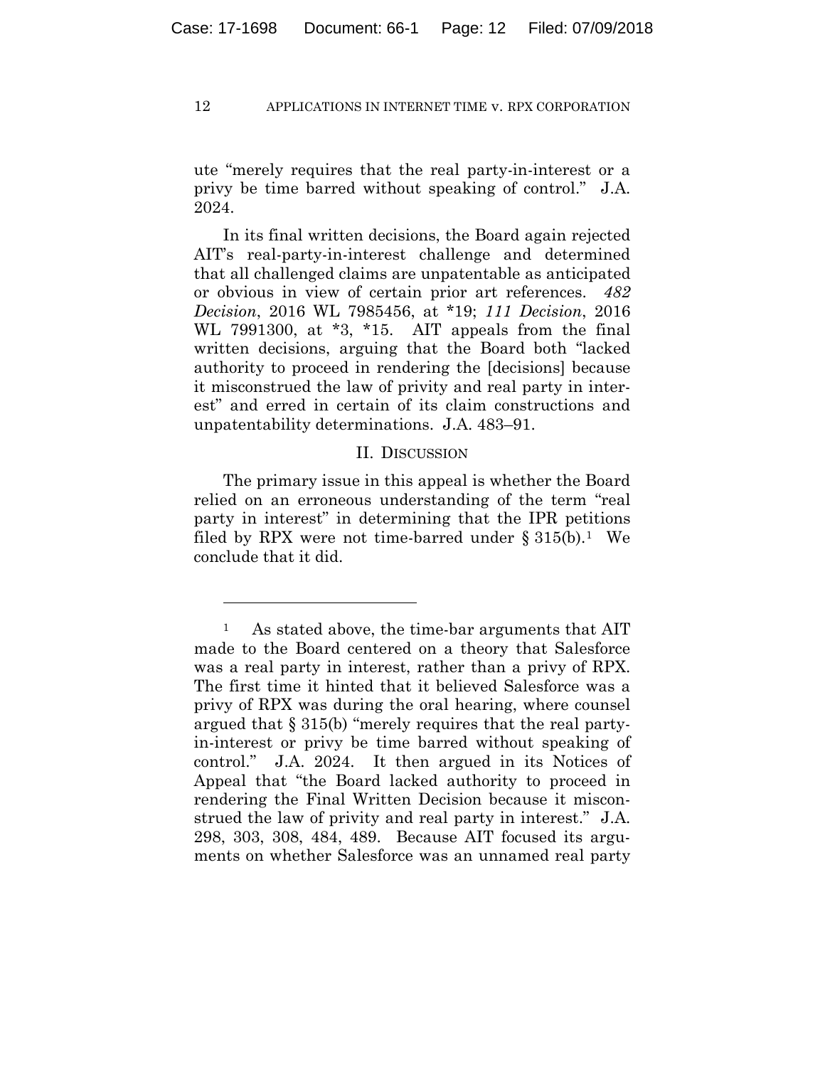ute "merely requires that the real party-in-interest or a privy be time barred without speaking of control." J.A. 2024.

In its final written decisions, the Board again rejected AIT's real-party-in-interest challenge and determined that all challenged claims are unpatentable as anticipated or obvious in view of certain prior art references. *482 Decision*, 2016 WL 7985456, at *19; *111 Decision*, 2016 WL 7991300, at *3, *15. AIT appeals from the final written decisions, arguing that the Board both "lacked authority to proceed in rendering the [decisions] because it misconstrued the law of privity and real party in interest" and erred in certain of its claim constructions and unpatentability determinations. J.A. 483–91.

## II. DISCUSSION

The primary issue in this appeal is whether the Board relied on an erroneous understanding of the term "real party in interest" in determining that the IPR petitions filed by RPX were not time-barred under § 315(b).[1] We conclude that it did.

---

[1] As stated above, the time-bar arguments that AIT made to the Board centered on a theory that Salesforce was a real party in interest, rather than a privy of RPX. The first time it hinted that it believed Salesforce was a privy of RPX was during the oral hearing, where counsel argued that § 315(b) "merely requires that the real party-in-interest or privy be time barred without speaking of control." J.A. 2024. It then argued in its Notices of Appeal that "the Board lacked authority to proceed in rendering the Final Written Decision because it misconstrued the law of privity and real party in interest." J.A. 298, 303, 308, 484, 489. Because AIT focused its arguments on whether Salesforce was an unnamed real party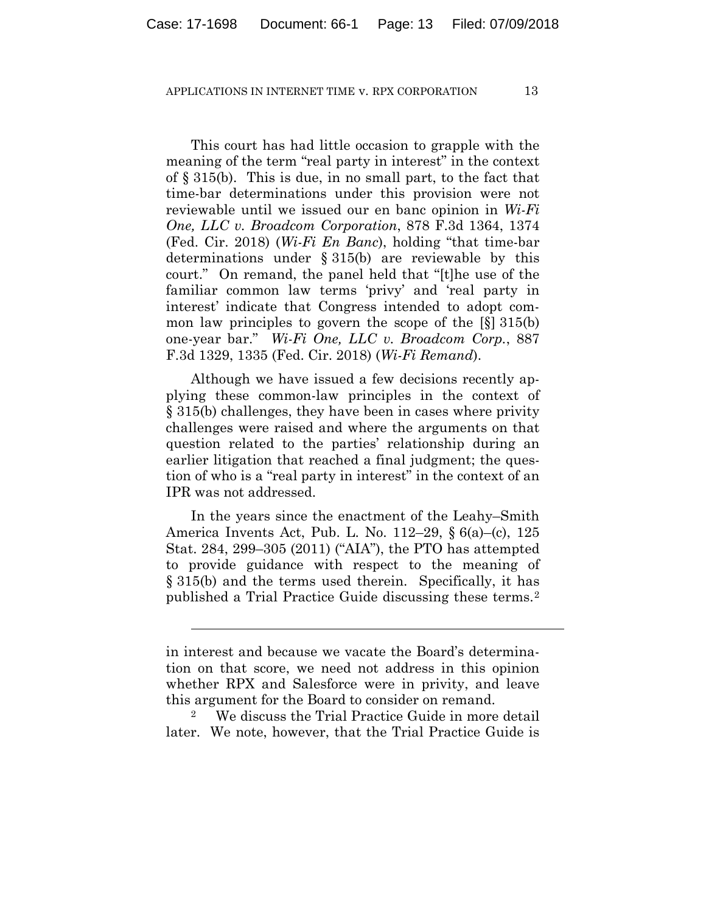This court has had little occasion to grapple with the meaning of the term "real party in interest" in the context of § 315(b). This is due, in no small part, to the fact that time-bar determinations under this provision were not reviewable until we issued our en banc opinion in *Wi-Fi One, LLC v. Broadcom Corporation*, 878 F.3d 1364, 1374 (Fed. Cir. 2018) (*Wi-Fi En Banc*), holding "that time-bar determinations under § 315(b) are reviewable by this court." On remand, the panel held that "[t]he use of the familiar common law terms 'privy' and 'real party in interest' indicate that Congress intended to adopt common law principles to govern the scope of the [§] 315(b) one-year bar." *Wi-Fi One, LLC v. Broadcom Corp.*, 887 F.3d 1329, 1335 (Fed. Cir. 2018) (*Wi-Fi Remand*).

Although we have issued a few decisions recently applying these common-law principles in the context of § 315(b) challenges, they have been in cases where privity challenges were raised and where the arguments on that question related to the parties' relationship during an earlier litigation that reached a final judgment; the question of who is a "real party in interest" in the context of an IPR was not addressed.

In the years since the enactment of the Leahy–Smith America Invents Act, Pub. L. No. 112–29, § 6(a)–(c), 125 Stat. 284, 299–305 (2011) ("AIA"), the PTO has attempted to provide guidance with respect to the meaning of § 315(b) and the terms used therein. Specifically, it has published a Trial Practice Guide discussing these terms.[2]

---

in interest and because we vacate the Board's determination on that score, we need not address in this opinion whether RPX and Salesforce were in privity, and leave this argument for the Board to consider on remand.

[2] We discuss the Trial Practice Guide in more detail later. We note, however, that the Trial Practice Guide is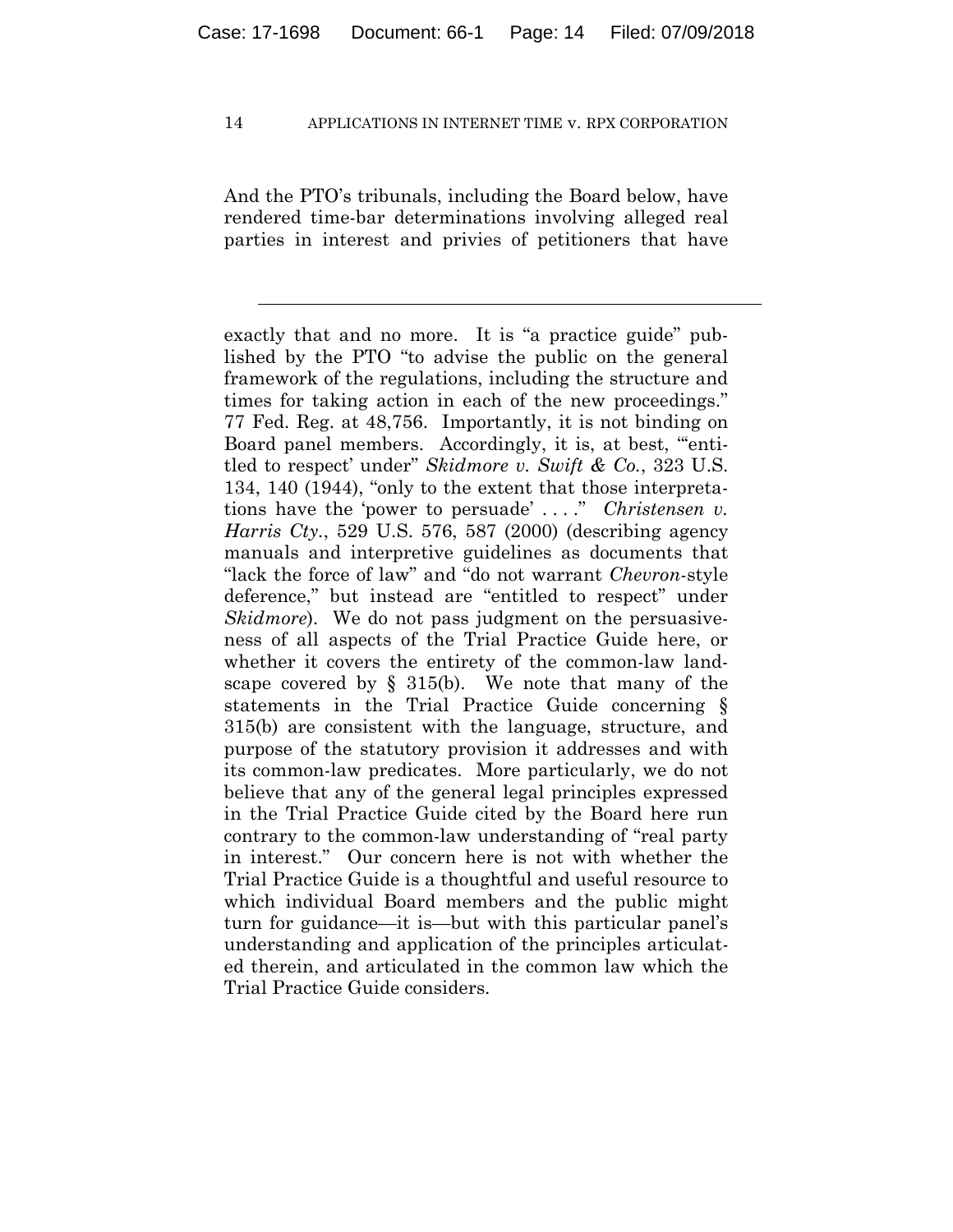And the PTO's tribunals, including the Board below, have rendered time-bar determinations involving alleged real parties in interest and privies of petitioners that have

---

exactly that and no more. It is "a practice guide" published by the PTO "to advise the public on the general framework of the regulations, including the structure and times for taking action in each of the new proceedings." 77 Fed. Reg. at 48,756. Importantly, it is not binding on Board panel members. Accordingly, it is, at best, "'entitled to respect' under" *Skidmore v. Swift & Co.*, 323 U.S. 134, 140 (1944), "only to the extent that those interpretations have the 'power to persuade' . . . ." *Christensen v. Harris Cty.*, 529 U.S. 576, 587 (2000) (describing agency manuals and interpretive guidelines as documents that "lack the force of law" and "do not warrant *Chevron*-style deference," but instead are "entitled to respect" under *Skidmore*). We do not pass judgment on the persuasiveness of all aspects of the Trial Practice Guide here, or whether it covers the entirety of the common-law landscape covered by § 315(b). We note that many of the statements in the Trial Practice Guide concerning § 315(b) are consistent with the language, structure, and purpose of the statutory provision it addresses and with its common-law predicates. More particularly, we do not believe that any of the general legal principles expressed in the Trial Practice Guide cited by the Board here run contrary to the common-law understanding of "real party in interest." Our concern here is not with whether the Trial Practice Guide is a thoughtful and useful resource to which individual Board members and the public might turn for guidance—it is—but with this particular panel's understanding and application of the principles articulated therein, and articulated in the common law which the Trial Practice Guide considers.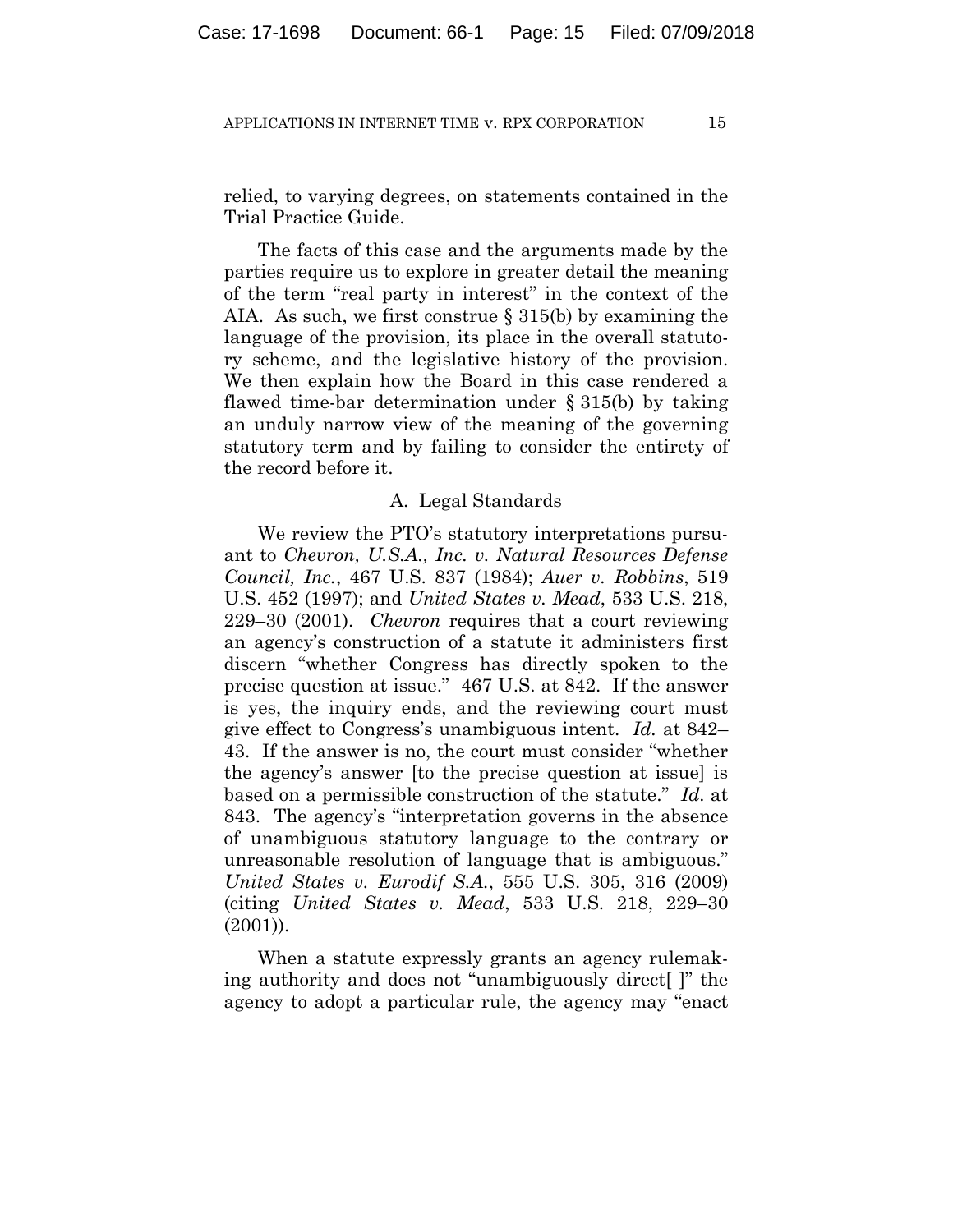relied, to varying degrees, on statements contained in the Trial Practice Guide.

The facts of this case and the arguments made by the parties require us to explore in greater detail the meaning of the term "real party in interest" in the context of the AIA. As such, we first construe § 315(b) by examining the language of the provision, its place in the overall statutory scheme, and the legislative history of the provision. We then explain how the Board in this case rendered a flawed time-bar determination under § 315(b) by taking an unduly narrow view of the meaning of the governing statutory term and by failing to consider the entirety of the record before it.

### A. Legal Standards

We review the PTO's statutory interpretations pursuant to *Chevron, U.S.A., Inc. v. Natural Resources Defense Council, Inc.*, 467 U.S. 837 (1984); *Auer v. Robbins*, 519 U.S. 452 (1997); and *United States v. Mead*, 533 U.S. 218, 229–30 (2001). *Chevron* requires that a court reviewing an agency's construction of a statute it administers first discern "whether Congress has directly spoken to the precise question at issue." 467 U.S. at 842. If the answer is yes, the inquiry ends, and the reviewing court must give effect to Congress's unambiguous intent. *Id.* at 842–43. If the answer is no, the court must consider "whether the agency's answer [to the precise question at issue] is based on a permissible construction of the statute." *Id.* at 843. The agency's "interpretation governs in the absence of unambiguous statutory language to the contrary or unreasonable resolution of language that is ambiguous." *United States v. Eurodif S.A.*, 555 U.S. 305, 316 (2009) (citing *United States v. Mead*, 533 U.S. 218, 229–30 (2001)).

When a statute expressly grants an agency rulemaking authority and does not "unambiguously direct[ ]" the agency to adopt a particular rule, the agency may "enact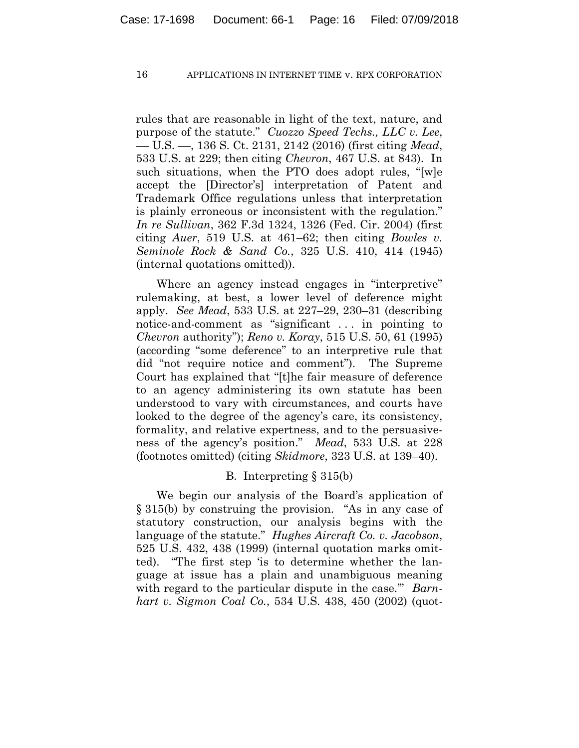rules that are reasonable in light of the text, nature, and purpose of the statute." *Cuozzo Speed Techs., LLC v. Lee*, — U.S. —, 136 S. Ct. 2131, 2142 (2016) (first citing *Mead*, 533 U.S. at 229; then citing *Chevron*, 467 U.S. at 843). In such situations, when the PTO does adopt rules, "[w]e accept the [Director's] interpretation of Patent and Trademark Office regulations unless that interpretation is plainly erroneous or inconsistent with the regulation." *In re Sullivan*, 362 F.3d 1324, 1326 (Fed. Cir. 2004) (first citing *Auer*, 519 U.S. at 461–62; then citing *Bowles v. Seminole Rock & Sand Co.*, 325 U.S. 410, 414 (1945) (internal quotations omitted)).

Where an agency instead engages in "interpretive" rulemaking, at best, a lower level of deference might apply. *See Mead*, 533 U.S. at 227–29, 230–31 (describing notice-and-comment as "significant . . . in pointing to *Chevron* authority"); *Reno v. Koray*, 515 U.S. 50, 61 (1995) (according "some deference" to an interpretive rule that did "not require notice and comment"). The Supreme Court has explained that "[t]he fair measure of deference to an agency administering its own statute has been understood to vary with circumstances, and courts have looked to the degree of the agency's care, its consistency, formality, and relative expertness, and to the persuasiveness of the agency's position." *Mead*, 533 U.S. at 228 (footnotes omitted) (citing *Skidmore*, 323 U.S. at 139–40).

### B. Interpreting § 315(b)

We begin our analysis of the Board's application of § 315(b) by construing the provision. "As in any case of statutory construction, our analysis begins with the language of the statute." *Hughes Aircraft Co. v. Jacobson*, 525 U.S. 432, 438 (1999) (internal quotation marks omitted). "The first step 'is to determine whether the language at issue has a plain and unambiguous meaning with regard to the particular dispute in the case.'" *Barnhart v. Sigmon Coal Co.*, 534 U.S. 438, 450 (2002) (quot-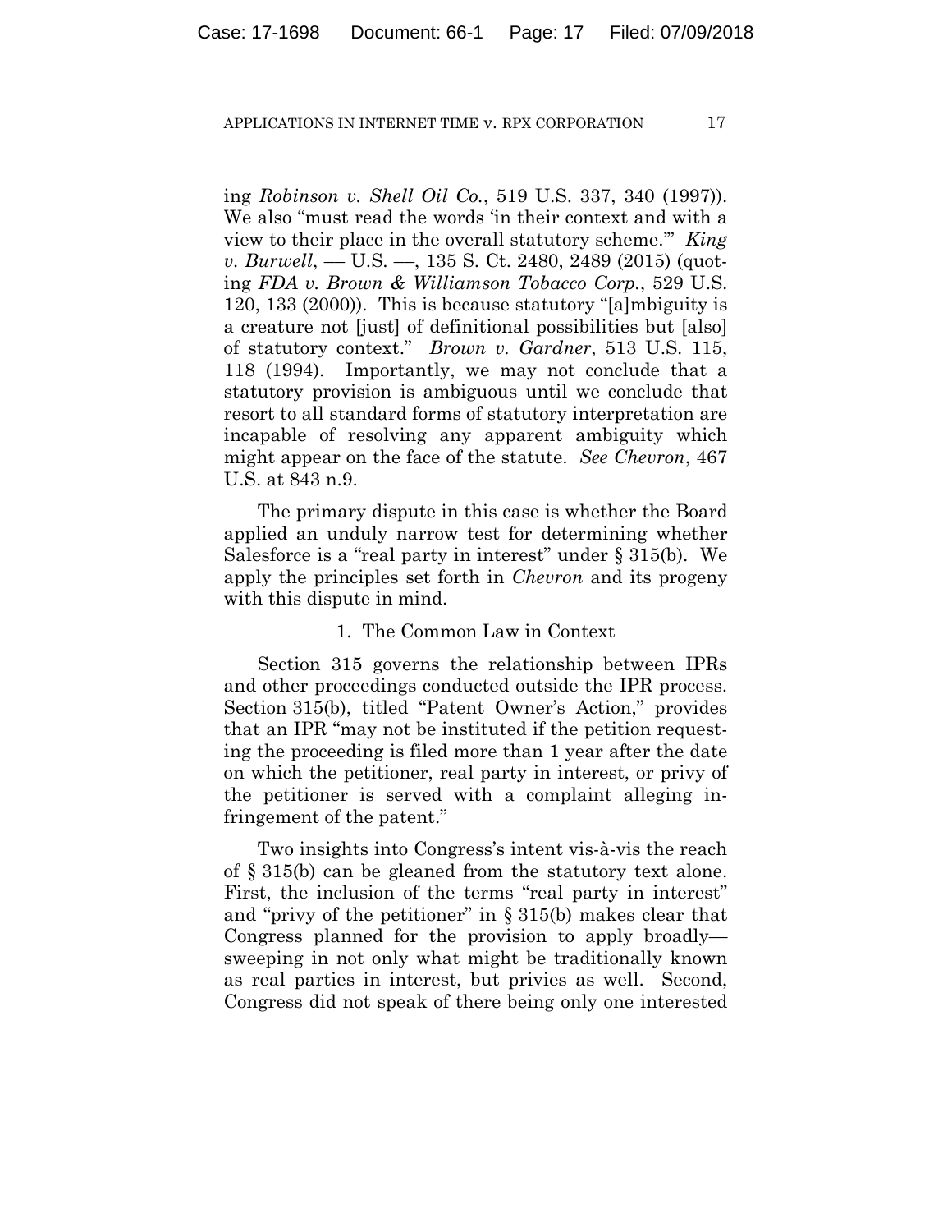ing *Robinson v. Shell Oil Co.*, 519 U.S. 337, 340 (1997)). We also "must read the words 'in their context and with a view to their place in the overall statutory scheme.'" *King v. Burwell*, — U.S. —, 135 S. Ct. 2480, 2489 (2015) (quoting *FDA v. Brown & Williamson Tobacco Corp.*, 529 U.S. 120, 133 (2000)). This is because statutory "[a]mbiguity is a creature not [just] of definitional possibilities but [also] of statutory context." *Brown v. Gardner*, 513 U.S. 115, 118 (1994). Importantly, we may not conclude that a statutory provision is ambiguous until we conclude that resort to all standard forms of statutory interpretation are incapable of resolving any apparent ambiguity which might appear on the face of the statute. *See Chevron*, 467 U.S. at 843 n.9.

The primary dispute in this case is whether the Board applied an unduly narrow test for determining whether Salesforce is a "real party in interest" under § 315(b). We apply the principles set forth in *Chevron* and its progeny with this dispute in mind.

1. The Common Law in Context

Section 315 governs the relationship between IPRs and other proceedings conducted outside the IPR process. Section 315(b), titled "Patent Owner's Action," provides that an IPR "may not be instituted if the petition requesting the proceeding is filed more than 1 year after the date on which the petitioner, real party in interest, or privy of the petitioner is served with a complaint alleging infringement of the patent."

Two insights into Congress's intent vis-à-vis the reach of § 315(b) can be gleaned from the statutory text alone. First, the inclusion of the terms "real party in interest" and "privy of the petitioner" in § 315(b) makes clear that Congress planned for the provision to apply broadly—sweeping in not only what might be traditionally known as real parties in interest, but privies as well. Second, Congress did not speak of there being only one interested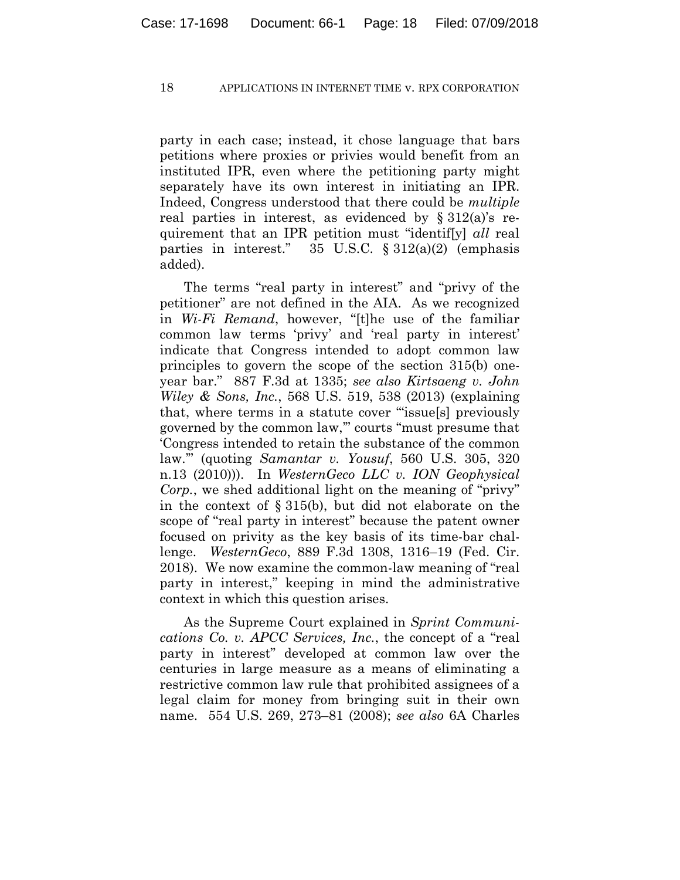party in each case; instead, it chose language that bars petitions where proxies or privies would benefit from an instituted IPR, even where the petitioning party might separately have its own interest in initiating an IPR. Indeed, Congress understood that there could be *multiple* real parties in interest, as evidenced by § 312(a)'s requirement that an IPR petition must "identif[y] *all* real parties in interest." 35 U.S.C. § 312(a)(2) (emphasis added).

The terms "real party in interest" and "privy of the petitioner" are not defined in the AIA. As we recognized in *Wi-Fi Remand*, however, "[t]he use of the familiar common law terms 'privy' and 'real party in interest' indicate that Congress intended to adopt common law principles to govern the scope of the section 315(b) one-year bar." 887 F.3d at 1335; *see also Kirtsaeng v. John Wiley & Sons, Inc.*, 568 U.S. 519, 538 (2013) (explaining that, where terms in a statute cover "'issue[s] previously governed by the common law,'" courts "must presume that 'Congress intended to retain the substance of the common law.'" (quoting *Samantar v. Yousuf*, 560 U.S. 305, 320 n.13 (2010))). In *WesternGeco LLC v. ION Geophysical Corp.*, we shed additional light on the meaning of "privy" in the context of § 315(b), but did not elaborate on the scope of "real party in interest" because the patent owner focused on privity as the key basis of its time-bar challenge. *WesternGeco*, 889 F.3d 1308, 1316–19 (Fed. Cir. 2018). We now examine the common-law meaning of "real party in interest," keeping in mind the administrative context in which this question arises.

As the Supreme Court explained in *Sprint Communications Co. v. APCC Services, Inc.*, the concept of a "real party in interest" developed at common law over the centuries in large measure as a means of eliminating a restrictive common law rule that prohibited assignees of a legal claim for money from bringing suit in their own name. 554 U.S. 269, 273–81 (2008); *see also* 6A Charles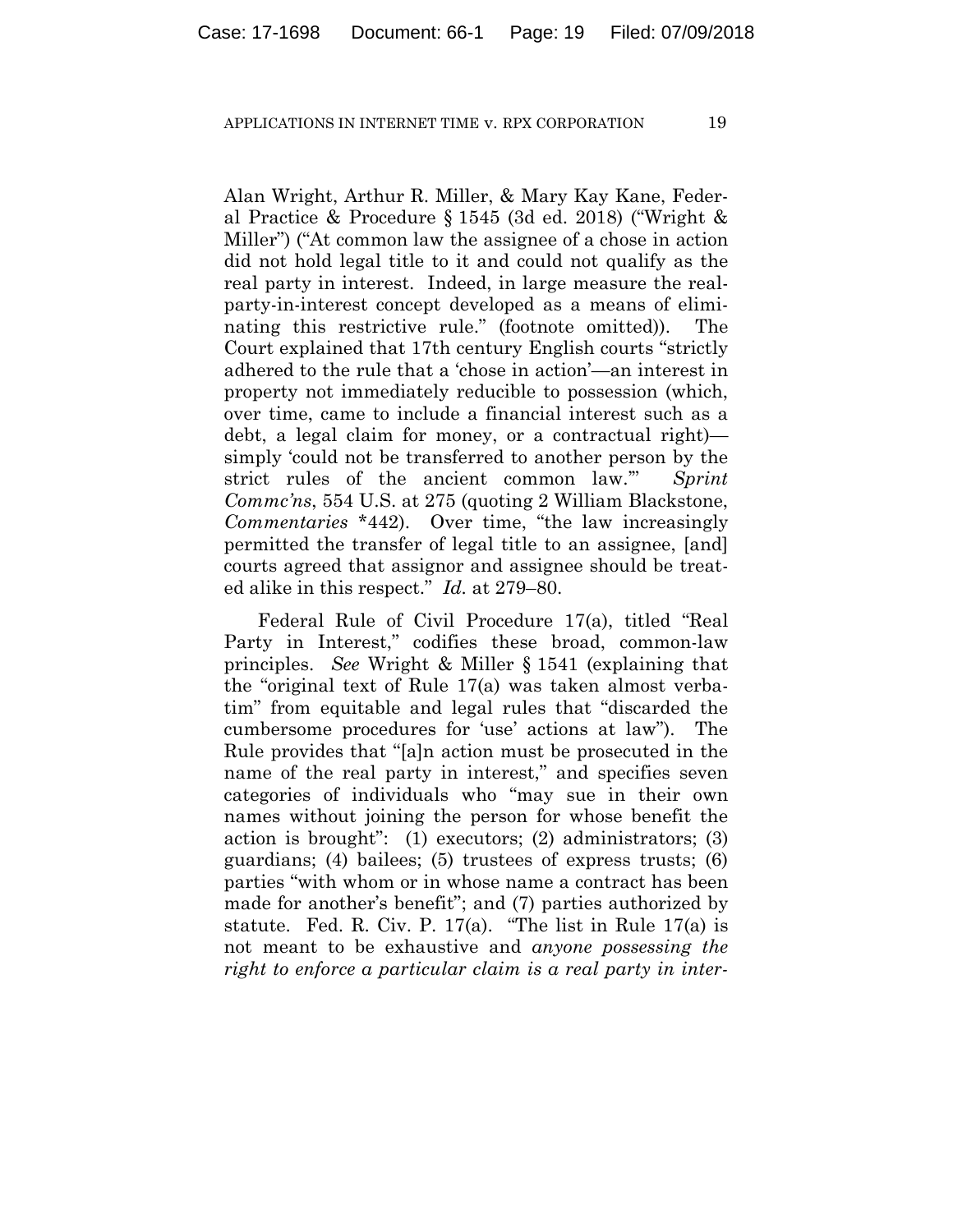Alan Wright, Arthur R. Miller, & Mary Kay Kane, Federal Practice & Procedure § 1545 (3d ed. 2018) ("Wright & Miller") ("At common law the assignee of a chose in action did not hold legal title to it and could not qualify as the real party in interest. Indeed, in large measure the real-party-in-interest concept developed as a means of eliminating this restrictive rule." (footnote omitted)). The Court explained that 17th century English courts "strictly adhered to the rule that a 'chose in action'—an interest in property not immediately reducible to possession (which, over time, came to include a financial interest such as a debt, a legal claim for money, or a contractual right)—simply 'could not be transferred to another person by the strict rules of the ancient common law.'" *Sprint Commc'ns*, 554 U.S. at 275 (quoting 2 William Blackstone, *Commentaries* *442). Over time, "the law increasingly permitted the transfer of legal title to an assignee, [and] courts agreed that assignor and assignee should be treated alike in this respect." *Id.* at 279–80.

Federal Rule of Civil Procedure 17(a), titled "Real Party in Interest," codifies these broad, common-law principles. *See* Wright & Miller § 1541 (explaining that the "original text of Rule 17(a) was taken almost verbatim" from equitable and legal rules that "discarded the cumbersome procedures for 'use' actions at law"). The Rule provides that "[a]n action must be prosecuted in the name of the real party in interest," and specifies seven categories of individuals who "may sue in their own names without joining the person for whose benefit the action is brought": (1) executors; (2) administrators; (3) guardians; (4) bailees; (5) trustees of express trusts; (6) parties "with whom or in whose name a contract has been made for another's benefit"; and (7) parties authorized by statute. Fed. R. Civ. P. 17(a). "The list in Rule 17(a) is not meant to be exhaustive and *anyone possessing the right to enforce a particular claim is a real party in inter-*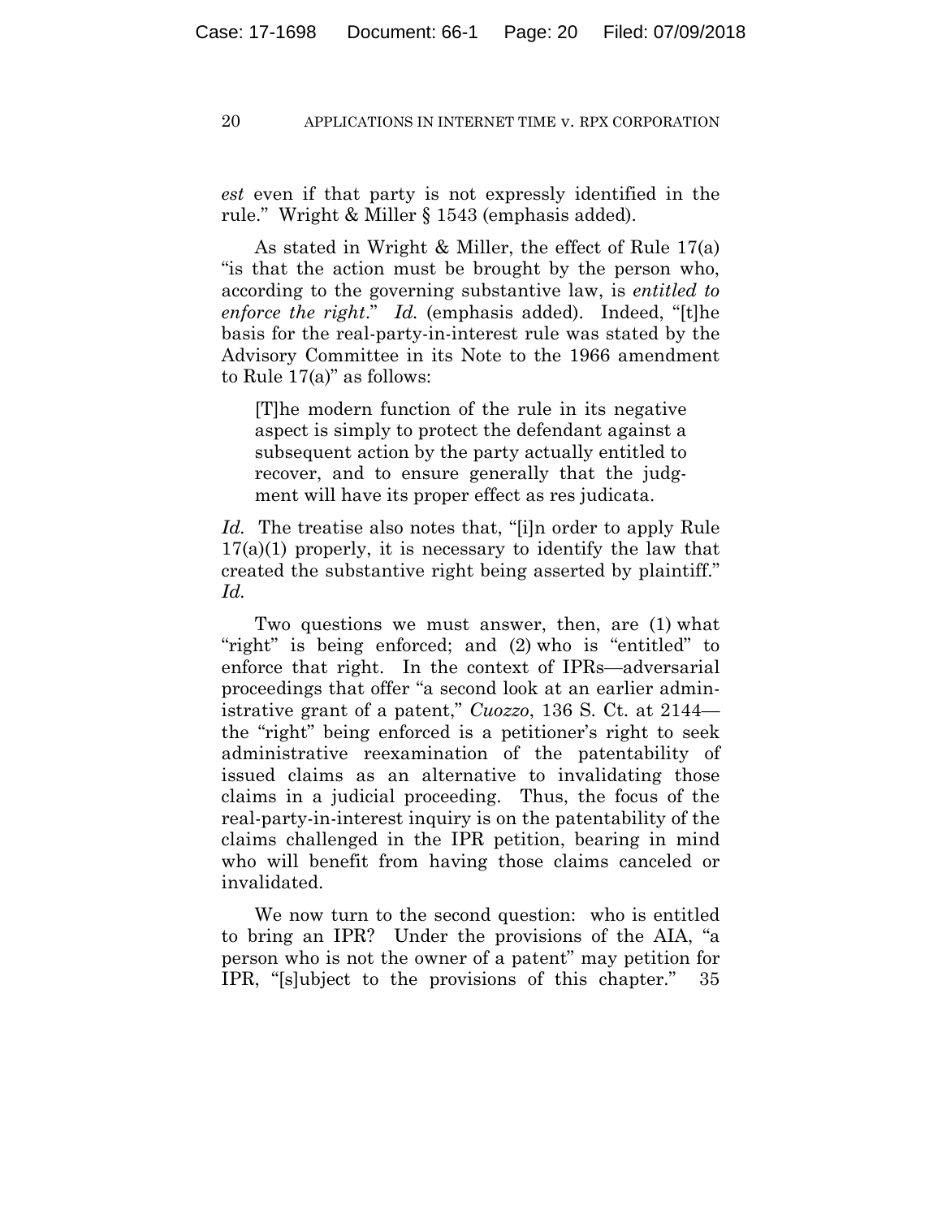*est* even if that party is not expressly identified in the rule." Wright & Miller § 1543 (emphasis added).

As stated in Wright & Miller, the effect of Rule 17(a) "is that the action must be brought by the person who, according to the governing substantive law, is *entitled to enforce the right*." *Id.* (emphasis added). Indeed, "[t]he basis for the real-party-in-interest rule was stated by the Advisory Committee in its Note to the 1966 amendment to Rule 17(a)" as follows:

> [T]he modern function of the rule in its negative aspect is simply to protect the defendant against a subsequent action by the party actually entitled to recover, and to ensure generally that the judgment will have its proper effect as res judicata.

*Id.* The treatise also notes that, "[i]n order to apply Rule 17(a)(1) properly, it is necessary to identify the law that created the substantive right being asserted by plaintiff." *Id.*

Two questions we must answer, then, are (1) what "right" is being enforced; and (2) who is "entitled" to enforce that right. In the context of IPRs—adversarial proceedings that offer "a second look at an earlier administrative grant of a patent," *Cuozzo*, 136 S. Ct. at 2144—the "right" being enforced is a petitioner's right to seek administrative reexamination of the patentability of issued claims as an alternative to invalidating those claims in a judicial proceeding. Thus, the focus of the real-party-in-interest inquiry is on the patentability of the claims challenged in the IPR petition, bearing in mind who will benefit from having those claims canceled or invalidated.

We now turn to the second question: who is entitled to bring an IPR? Under the provisions of the AIA, "a person who is not the owner of a patent" may petition for IPR, "[s]ubject to the provisions of this chapter." 35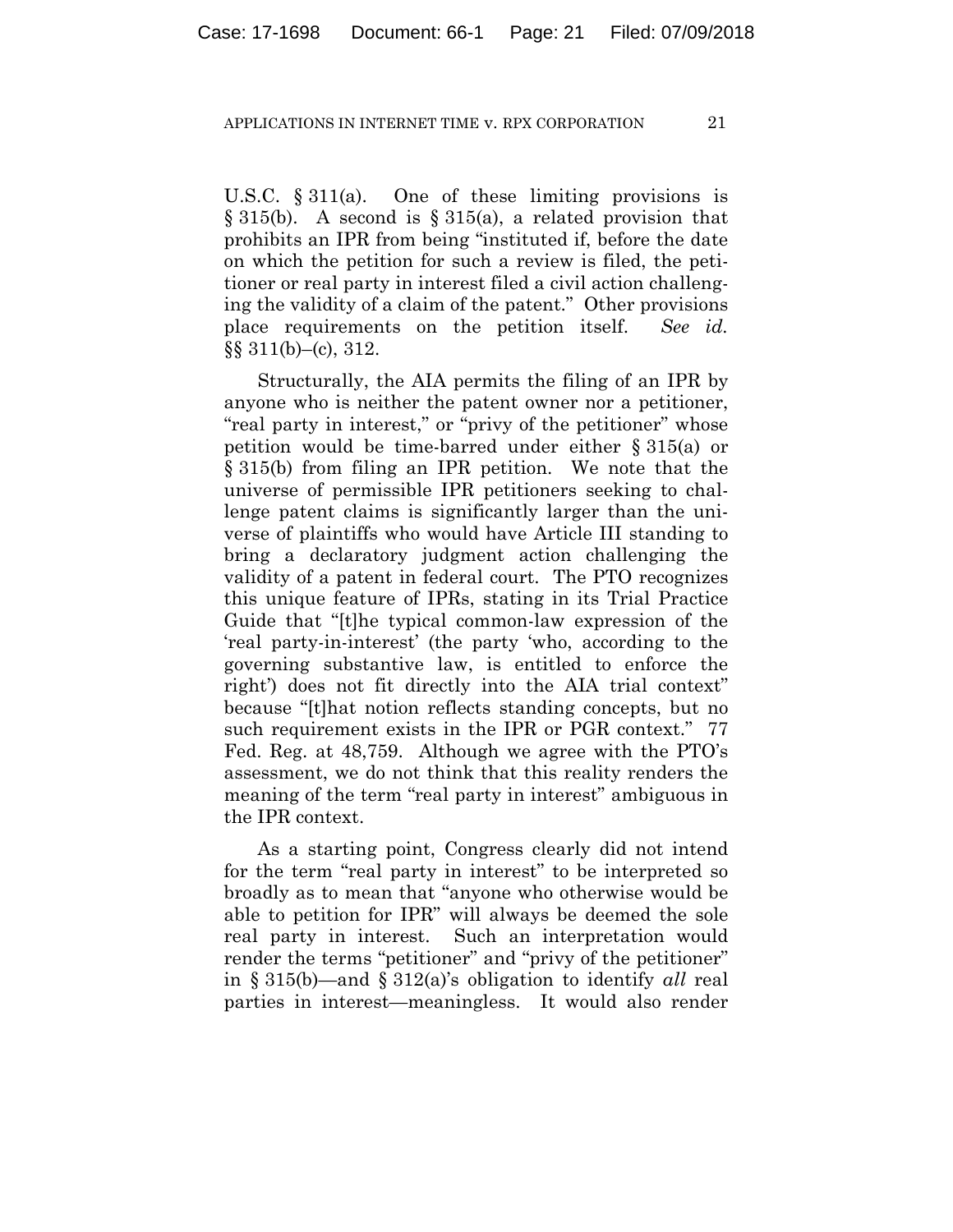U.S.C. § 311(a). One of these limiting provisions is § 315(b). A second is § 315(a), a related provision that prohibits an IPR from being "instituted if, before the date on which the petition for such a review is filed, the petitioner or real party in interest filed a civil action challenging the validity of a claim of the patent." Other provisions place requirements on the petition itself. *See id.* §§ 311(b)–(c), 312.

Structurally, the AIA permits the filing of an IPR by anyone who is neither the patent owner nor a petitioner, "real party in interest," or "privy of the petitioner" whose petition would be time-barred under either § 315(a) or § 315(b) from filing an IPR petition. We note that the universe of permissible IPR petitioners seeking to challenge patent claims is significantly larger than the universe of plaintiffs who would have Article III standing to bring a declaratory judgment action challenging the validity of a patent in federal court. The PTO recognizes this unique feature of IPRs, stating in its Trial Practice Guide that "[t]he typical common-law expression of the 'real party-in-interest' (the party 'who, according to the governing substantive law, is entitled to enforce the right') does not fit directly into the AIA trial context" because "[t]hat notion reflects standing concepts, but no such requirement exists in the IPR or PGR context." 77 Fed. Reg. at 48,759. Although we agree with the PTO's assessment, we do not think that this reality renders the meaning of the term "real party in interest" ambiguous in the IPR context.

As a starting point, Congress clearly did not intend for the term "real party in interest" to be interpreted so broadly as to mean that "anyone who otherwise would be able to petition for IPR" will always be deemed the sole real party in interest. Such an interpretation would render the terms "petitioner" and "privy of the petitioner" in § 315(b)—and § 312(a)'s obligation to identify *all* real parties in interest—meaningless. It would also render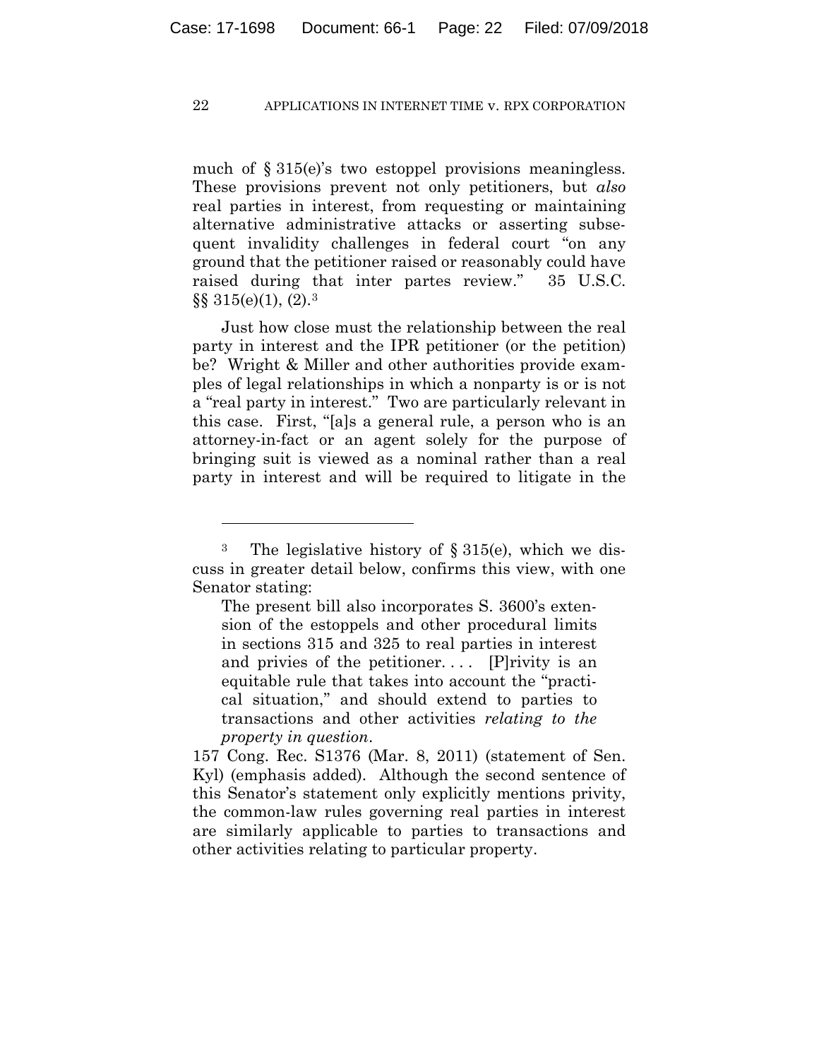much of § 315(e)'s two estoppel provisions meaningless. These provisions prevent not only petitioners, but *also* real parties in interest, from requesting or maintaining alternative administrative attacks or asserting subsequent invalidity challenges in federal court "on any ground that the petitioner raised or reasonably could have raised during that inter partes review." 35 U.S.C. §§ 315(e)(1), (2).[3]

Just how close must the relationship between the real party in interest and the IPR petitioner (or the petition) be? Wright & Miller and other authorities provide examples of legal relationships in which a nonparty is or is not a "real party in interest." Two are particularly relevant in this case. First, "[a]s a general rule, a person who is an attorney-in-fact or an agent solely for the purpose of bringing suit is viewed as a nominal rather than a real party in interest and will be required to litigate in the

---

[3] The legislative history of § 315(e), which we discuss in greater detail below, confirms this view, with one Senator stating:

> The present bill also incorporates S. 3600's extension of the estoppels and other procedural limits in sections 315 and 325 to real parties in interest and privies of the petitioner. . . . [P]rivity is an equitable rule that takes into account the "practical situation," and should extend to parties to transactions and other activities *relating to the property in question*.

157 Cong. Rec. S1376 (Mar. 8, 2011) (statement of Sen. Kyl) (emphasis added). Although the second sentence of this Senator's statement only explicitly mentions privity, the common-law rules governing real parties in interest are similarly applicable to parties to transactions and other activities relating to particular property.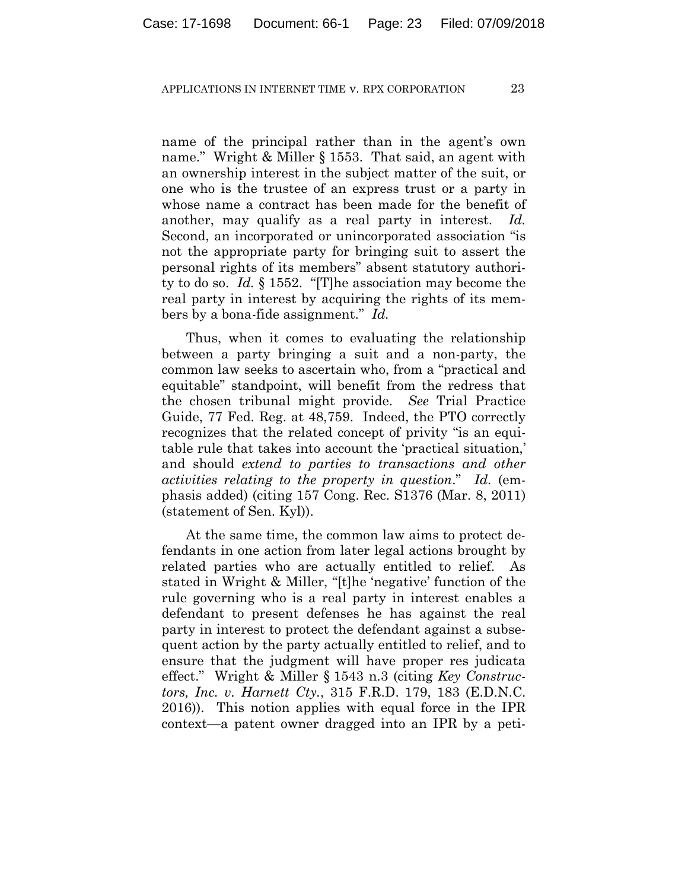name of the principal rather than in the agent's own name." Wright & Miller § 1553. That said, an agent with an ownership interest in the subject matter of the suit, or one who is the trustee of an express trust or a party in whose name a contract has been made for the benefit of another, may qualify as a real party in interest. *Id.* Second, an incorporated or unincorporated association "is not the appropriate party for bringing suit to assert the personal rights of its members" absent statutory authority to do so. *Id.* § 1552. "[T]he association may become the real party in interest by acquiring the rights of its members by a bona-fide assignment." *Id.*

Thus, when it comes to evaluating the relationship between a party bringing a suit and a non-party, the common law seeks to ascertain who, from a "practical and equitable" standpoint, will benefit from the redress that the chosen tribunal might provide. *See* Trial Practice Guide, 77 Fed. Reg. at 48,759. Indeed, the PTO correctly recognizes that the related concept of privity "is an equitable rule that takes into account the 'practical situation,' and should *extend to parties to transactions and other activities relating to the property in question*." *Id.* (emphasis added) (citing 157 Cong. Rec. S1376 (Mar. 8, 2011) (statement of Sen. Kyl)).

At the same time, the common law aims to protect defendants in one action from later legal actions brought by related parties who are actually entitled to relief. As stated in Wright & Miller, "[t]he 'negative' function of the rule governing who is a real party in interest enables a defendant to present defenses he has against the real party in interest to protect the defendant against a subsequent action by the party actually entitled to relief, and to ensure that the judgment will have proper res judicata effect." Wright & Miller § 1543 n.3 (citing *Key Constructors, Inc. v. Harnett Cty.*, 315 F.R.D. 179, 183 (E.D.N.C. 2016)). This notion applies with equal force in the IPR context—a patent owner dragged into an IPR by a peti-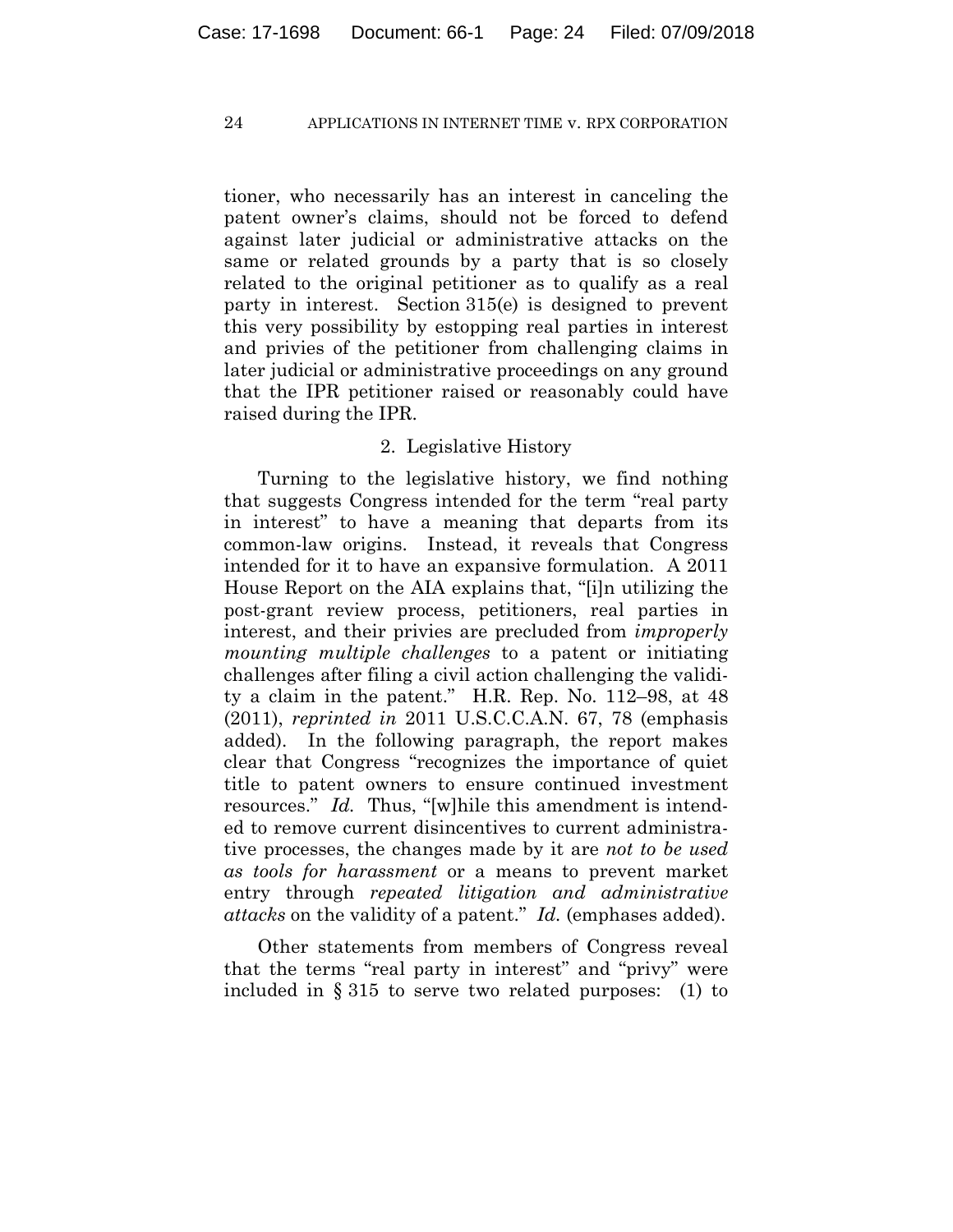tioner, who necessarily has an interest in canceling the patent owner's claims, should not be forced to defend against later judicial or administrative attacks on the same or related grounds by a party that is so closely related to the original petitioner as to qualify as a real party in interest. Section 315(e) is designed to prevent this very possibility by estopping real parties in interest and privies of the petitioner from challenging claims in later judicial or administrative proceedings on any ground that the IPR petitioner raised or reasonably could have raised during the IPR.

2. Legislative History

Turning to the legislative history, we find nothing that suggests Congress intended for the term "real party in interest" to have a meaning that departs from its common-law origins. Instead, it reveals that Congress intended for it to have an expansive formulation. A 2011 House Report on the AIA explains that, "[i]n utilizing the post-grant review process, petitioners, real parties in interest, and their privies are precluded from *improperly mounting multiple challenges* to a patent or initiating challenges after filing a civil action challenging the validity a claim in the patent." H.R. Rep. No. 112–98, at 48 (2011), *reprinted in* 2011 U.S.C.C.A.N. 67, 78 (emphasis added). In the following paragraph, the report makes clear that Congress "recognizes the importance of quiet title to patent owners to ensure continued investment resources." *Id.* Thus, "[w]hile this amendment is intended to remove current disincentives to current administrative processes, the changes made by it are *not to be used as tools for harassment* or a means to prevent market entry through *repeated litigation and administrative attacks* on the validity of a patent." *Id.* (emphases added).

Other statements from members of Congress reveal that the terms "real party in interest" and "privy" were included in § 315 to serve two related purposes: (1) to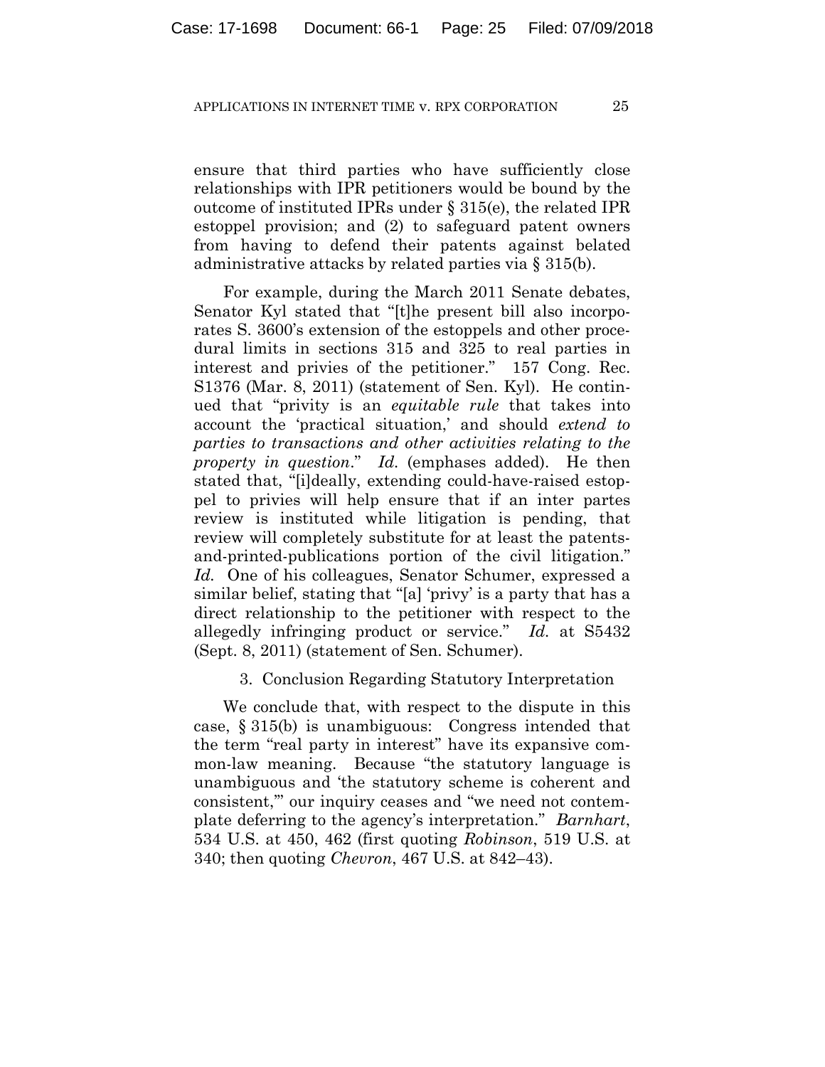ensure that third parties who have sufficiently close relationships with IPR petitioners would be bound by the outcome of instituted IPRs under § 315(e), the related IPR estoppel provision; and (2) to safeguard patent owners from having to defend their patents against belated administrative attacks by related parties via § 315(b).

For example, during the March 2011 Senate debates, Senator Kyl stated that "[t]he present bill also incorporates S. 3600's extension of the estoppels and other procedural limits in sections 315 and 325 to real parties in interest and privies of the petitioner." 157 Cong. Rec. S1376 (Mar. 8, 2011) (statement of Sen. Kyl). He continued that "privity is an *equitable rule* that takes into account the 'practical situation,' and should *extend to parties to transactions and other activities relating to the property in question*." *Id.* (emphases added). He then stated that, "[i]deally, extending could-have-raised estoppel to privies will help ensure that if an inter partes review is instituted while litigation is pending, that review will completely substitute for at least the patents-and-printed-publications portion of the civil litigation." *Id.* One of his colleagues, Senator Schumer, expressed a similar belief, stating that "[a] 'privy' is a party that has a direct relationship to the petitioner with respect to the allegedly infringing product or service." *Id.* at S5432 (Sept. 8, 2011) (statement of Sen. Schumer).

### 3. Conclusion Regarding Statutory Interpretation

We conclude that, with respect to the dispute in this case, § 315(b) is unambiguous: Congress intended that the term "real party in interest" have its expansive common-law meaning. Because "the statutory language is unambiguous and 'the statutory scheme is coherent and consistent,'" our inquiry ceases and "we need not contemplate deferring to the agency's interpretation." *Barnhart*, 534 U.S. at 450, 462 (first quoting *Robinson*, 519 U.S. at 340; then quoting *Chevron*, 467 U.S. at 842–43).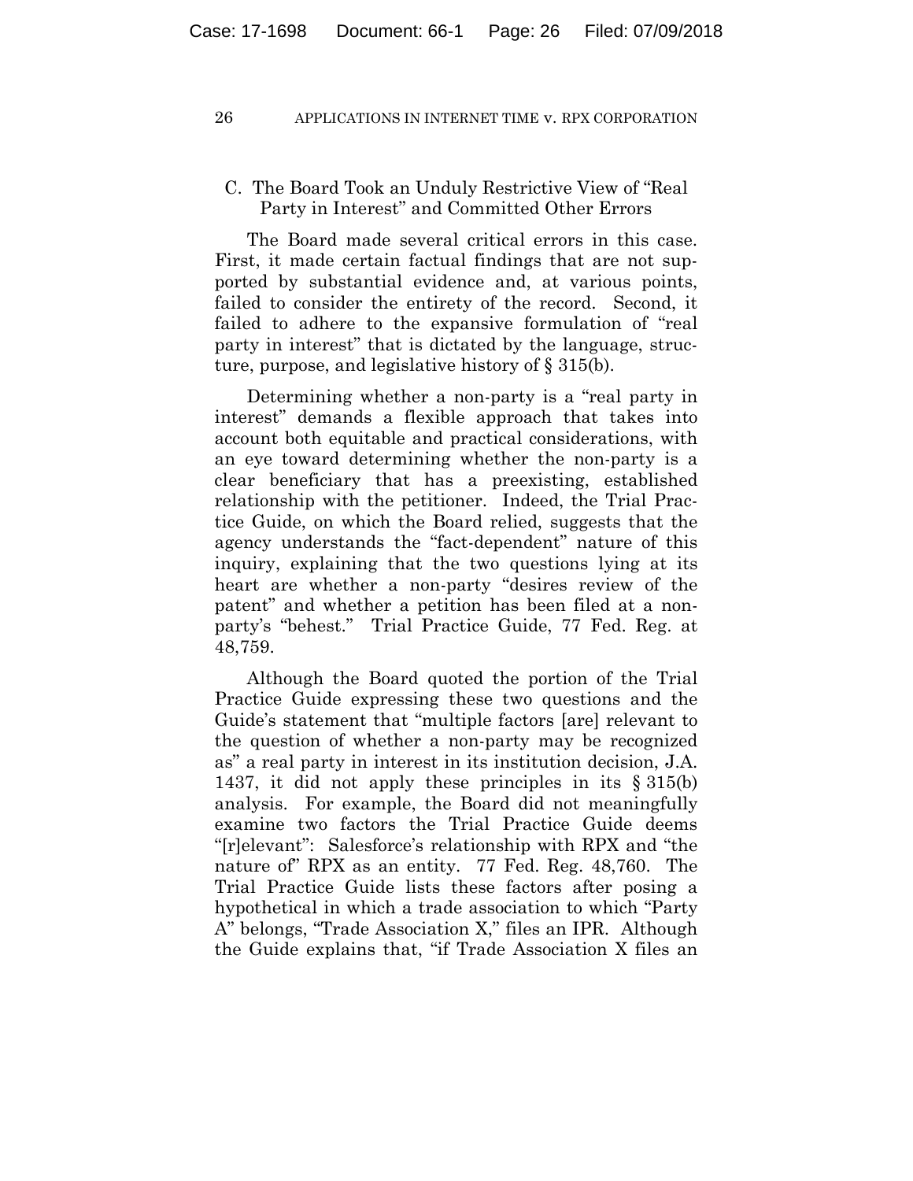### C. The Board Took an Unduly Restrictive View of "Real Party in Interest" and Committed Other Errors

The Board made several critical errors in this case. First, it made certain factual findings that are not supported by substantial evidence and, at various points, failed to consider the entirety of the record. Second, it failed to adhere to the expansive formulation of "real party in interest" that is dictated by the language, structure, purpose, and legislative history of § 315(b).

Determining whether a non-party is a "real party in interest" demands a flexible approach that takes into account both equitable and practical considerations, with an eye toward determining whether the non-party is a clear beneficiary that has a preexisting, established relationship with the petitioner. Indeed, the Trial Practice Guide, on which the Board relied, suggests that the agency understands the "fact-dependent" nature of this inquiry, explaining that the two questions lying at its heart are whether a non-party "desires review of the patent" and whether a petition has been filed at a non-party's "behest." Trial Practice Guide, 77 Fed. Reg. at 48,759.

Although the Board quoted the portion of the Trial Practice Guide expressing these two questions and the Guide's statement that "multiple factors [are] relevant to the question of whether a non-party may be recognized as" a real party in interest in its institution decision, J.A. 1437, it did not apply these principles in its § 315(b) analysis. For example, the Board did not meaningfully examine two factors the Trial Practice Guide deems "[r]elevant": Salesforce's relationship with RPX and "the nature of" RPX as an entity. 77 Fed. Reg. 48,760. The Trial Practice Guide lists these factors after posing a hypothetical in which a trade association to which "Party A" belongs, "Trade Association X," files an IPR. Although the Guide explains that, "if Trade Association X files an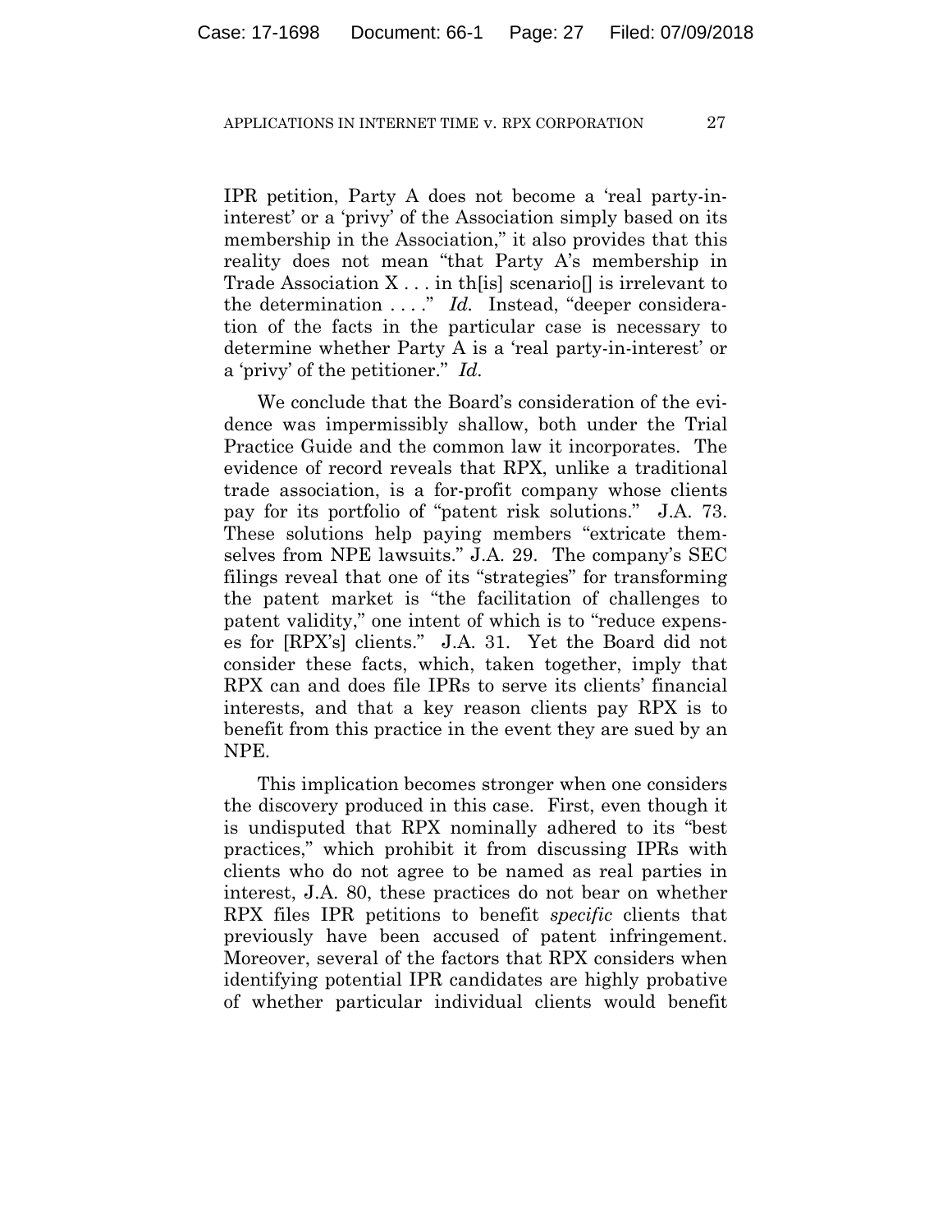IPR petition, Party A does not become a 'real party-in-interest' or a 'privy' of the Association simply based on its membership in the Association," it also provides that this reality does not mean "that Party A's membership in Trade Association X . . . in th[is] scenario[] is irrelevant to the determination . . . ." *Id.* Instead, "deeper consideration of the facts in the particular case is necessary to determine whether Party A is a 'real party-in-interest' or a 'privy' of the petitioner." *Id.*

We conclude that the Board's consideration of the evidence was impermissibly shallow, both under the Trial Practice Guide and the common law it incorporates. The evidence of record reveals that RPX, unlike a traditional trade association, is a for-profit company whose clients pay for its portfolio of "patent risk solutions." J.A. 73. These solutions help paying members "extricate themselves from NPE lawsuits." J.A. 29. The company's SEC filings reveal that one of its "strategies" for transforming the patent market is "the facilitation of challenges to patent validity," one intent of which is to "reduce expenses for [RPX's] clients." J.A. 31. Yet the Board did not consider these facts, which, taken together, imply that RPX can and does file IPRs to serve its clients' financial interests, and that a key reason clients pay RPX is to benefit from this practice in the event they are sued by an NPE.

This implication becomes stronger when one considers the discovery produced in this case. First, even though it is undisputed that RPX nominally adhered to its "best practices," which prohibit it from discussing IPRs with clients who do not agree to be named as real parties in interest, J.A. 80, these practices do not bear on whether RPX files IPR petitions to benefit *specific* clients that previously have been accused of patent infringement. Moreover, several of the factors that RPX considers when identifying potential IPR candidates are highly probative of whether particular individual clients would benefit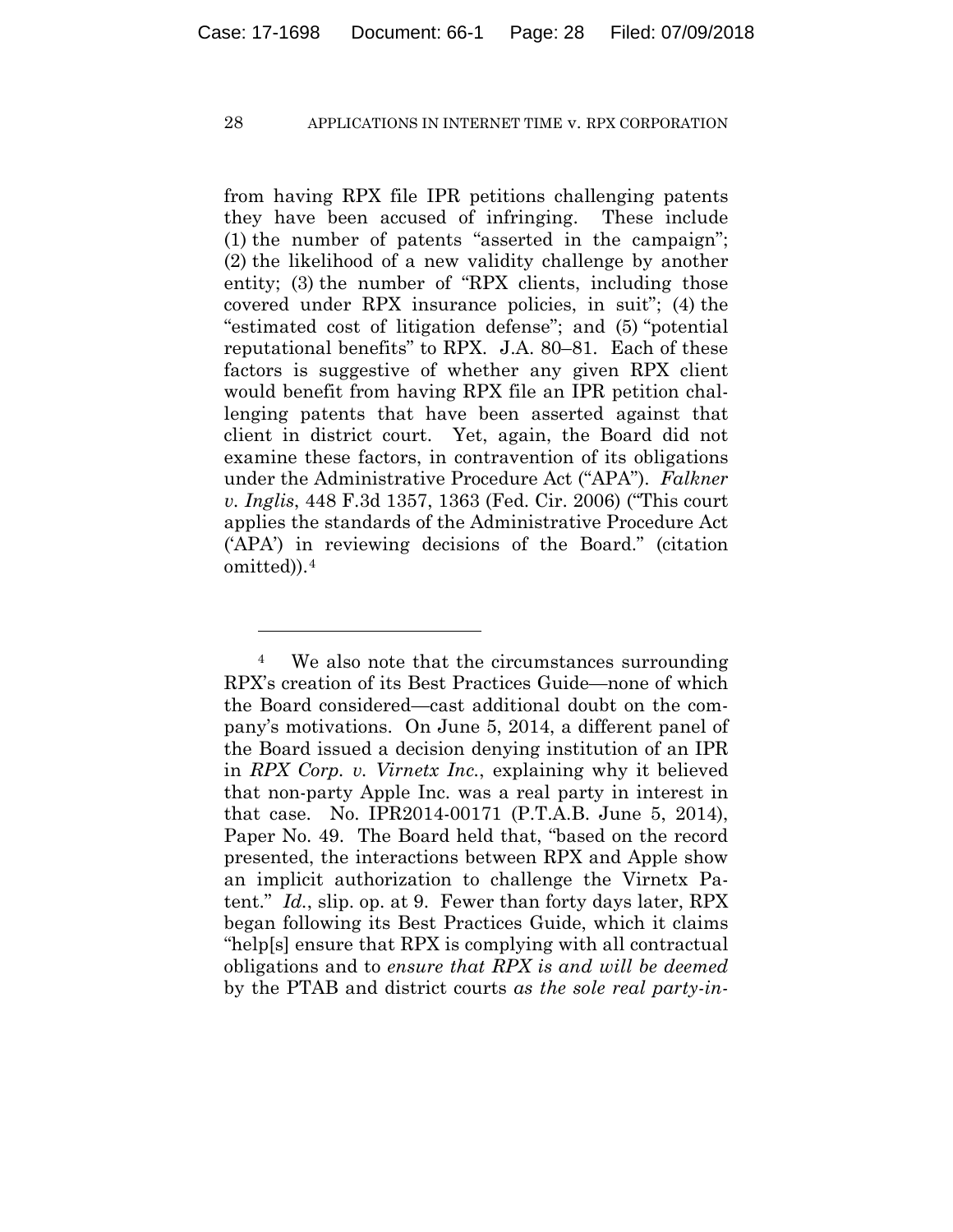from having RPX file IPR petitions challenging patents they have been accused of infringing. These include (1) the number of patents "asserted in the campaign"; (2) the likelihood of a new validity challenge by another entity; (3) the number of "RPX clients, including those covered under RPX insurance policies, in suit"; (4) the "estimated cost of litigation defense"; and (5) "potential reputational benefits" to RPX. J.A. 80–81. Each of these factors is suggestive of whether any given RPX client would benefit from having RPX file an IPR petition challenging patents that have been asserted against that client in district court. Yet, again, the Board did not examine these factors, in contravention of its obligations under the Administrative Procedure Act ("APA"). *Falkner v. Inglis*, 448 F.3d 1357, 1363 (Fed. Cir. 2006) ("This court applies the standards of the Administrative Procedure Act ('APA') in reviewing decisions of the Board." (citation omitted)).[4]

---

[4] We also note that the circumstances surrounding RPX's creation of its Best Practices Guide—none of which the Board considered—cast additional doubt on the company's motivations. On June 5, 2014, a different panel of the Board issued a decision denying institution of an IPR in *RPX Corp. v. Virnetx Inc.*, explaining why it believed that non-party Apple Inc. was a real party in interest in that case. No. IPR2014-00171 (P.T.A.B. June 5, 2014), Paper No. 49. The Board held that, "based on the record presented, the interactions between RPX and Apple show an implicit authorization to challenge the Virnetx Patent." *Id.*, slip. op. at 9. Fewer than forty days later, RPX began following its Best Practices Guide, which it claims "help[s] ensure that RPX is complying with all contractual obligations and to *ensure that RPX is and will be deemed* by the PTAB and district courts *as the sole real party-in-*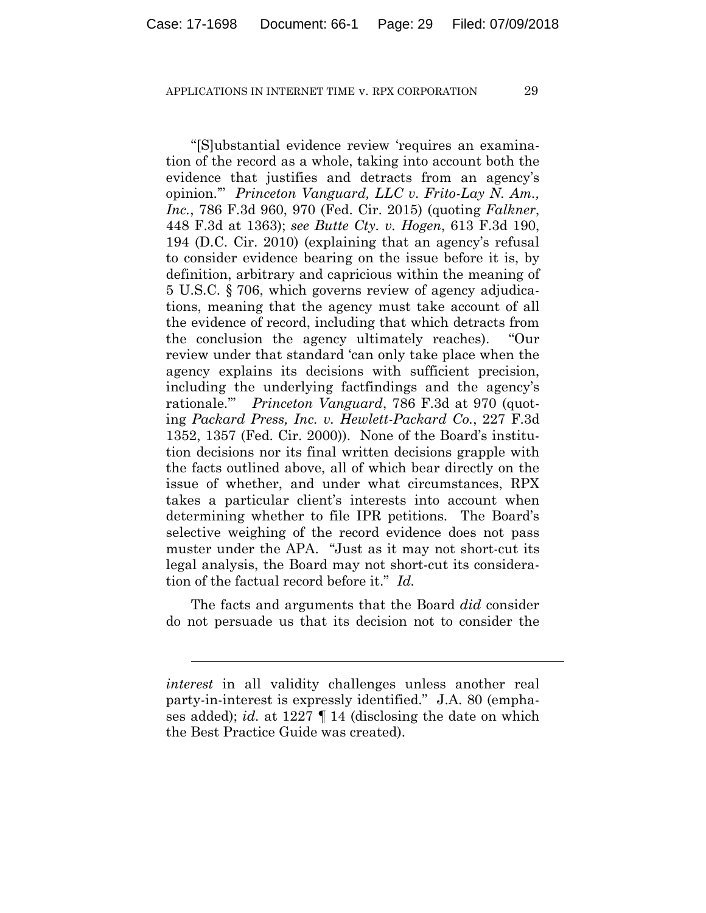"[S]ubstantial evidence review 'requires an examination of the record as a whole, taking into account both the evidence that justifies and detracts from an agency's opinion.'" *Princeton Vanguard, LLC v. Frito-Lay N. Am., Inc.*, 786 F.3d 960, 970 (Fed. Cir. 2015) (quoting *Falkner*, 448 F.3d at 1363); *see Butte Cty. v. Hogen*, 613 F.3d 190, 194 (D.C. Cir. 2010) (explaining that an agency's refusal to consider evidence bearing on the issue before it is, by definition, arbitrary and capricious within the meaning of 5 U.S.C. § 706, which governs review of agency adjudications, meaning that the agency must take account of all the evidence of record, including that which detracts from the conclusion the agency ultimately reaches). "Our review under that standard 'can only take place when the agency explains its decisions with sufficient precision, including the underlying factfindings and the agency's rationale.'" *Princeton Vanguard*, 786 F.3d at 970 (quoting *Packard Press, Inc. v. Hewlett-Packard Co.*, 227 F.3d 1352, 1357 (Fed. Cir. 2000)). None of the Board's institution decisions nor its final written decisions grapple with the facts outlined above, all of which bear directly on the issue of whether, and under what circumstances, RPX takes a particular client's interests into account when determining whether to file IPR petitions. The Board's selective weighing of the record evidence does not pass muster under the APA. "Just as it may not short-cut its legal analysis, the Board may not short-cut its consideration of the factual record before it." *Id.*

The facts and arguments that the Board *did* consider do not persuade us that its decision not to consider the

---

*interest* in all validity challenges unless another real party-in-interest is expressly identified." J.A. 80 (emphases added); *id.* at 1227 ¶ 14 (disclosing the date on which the Best Practice Guide was created).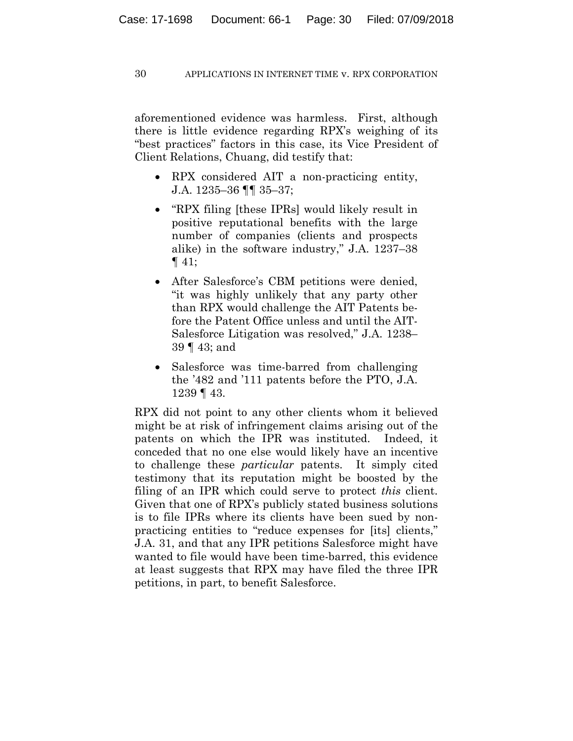aforementioned evidence was harmless. First, although there is little evidence regarding RPX's weighing of its "best practices" factors in this case, its Vice President of Client Relations, Chuang, did testify that:

- RPX considered AIT a non-practicing entity, J.A. 1235–36 ¶¶ 35–37;
- "RPX filing [these IPRs] would likely result in positive reputational benefits with the large number of companies (clients and prospects alike) in the software industry," J.A. 1237–38 ¶ 41;
- After Salesforce's CBM petitions were denied, "it was highly unlikely that any party other than RPX would challenge the AIT Patents before the Patent Office unless and until the AIT-Salesforce Litigation was resolved," J.A. 1238–39 ¶ 43; and
- Salesforce was time-barred from challenging the '482 and '111 patents before the PTO, J.A. 1239 ¶ 43.

RPX did not point to any other clients whom it believed might be at risk of infringement claims arising out of the patents on which the IPR was instituted. Indeed, it conceded that no one else would likely have an incentive to challenge these *particular* patents. It simply cited testimony that its reputation might be boosted by the filing of an IPR which could serve to protect *this* client. Given that one of RPX's publicly stated business solutions is to file IPRs where its clients have been sued by non-practicing entities to "reduce expenses for [its] clients," J.A. 31, and that any IPR petitions Salesforce might have wanted to file would have been time-barred, this evidence at least suggests that RPX may have filed the three IPR petitions, in part, to benefit Salesforce.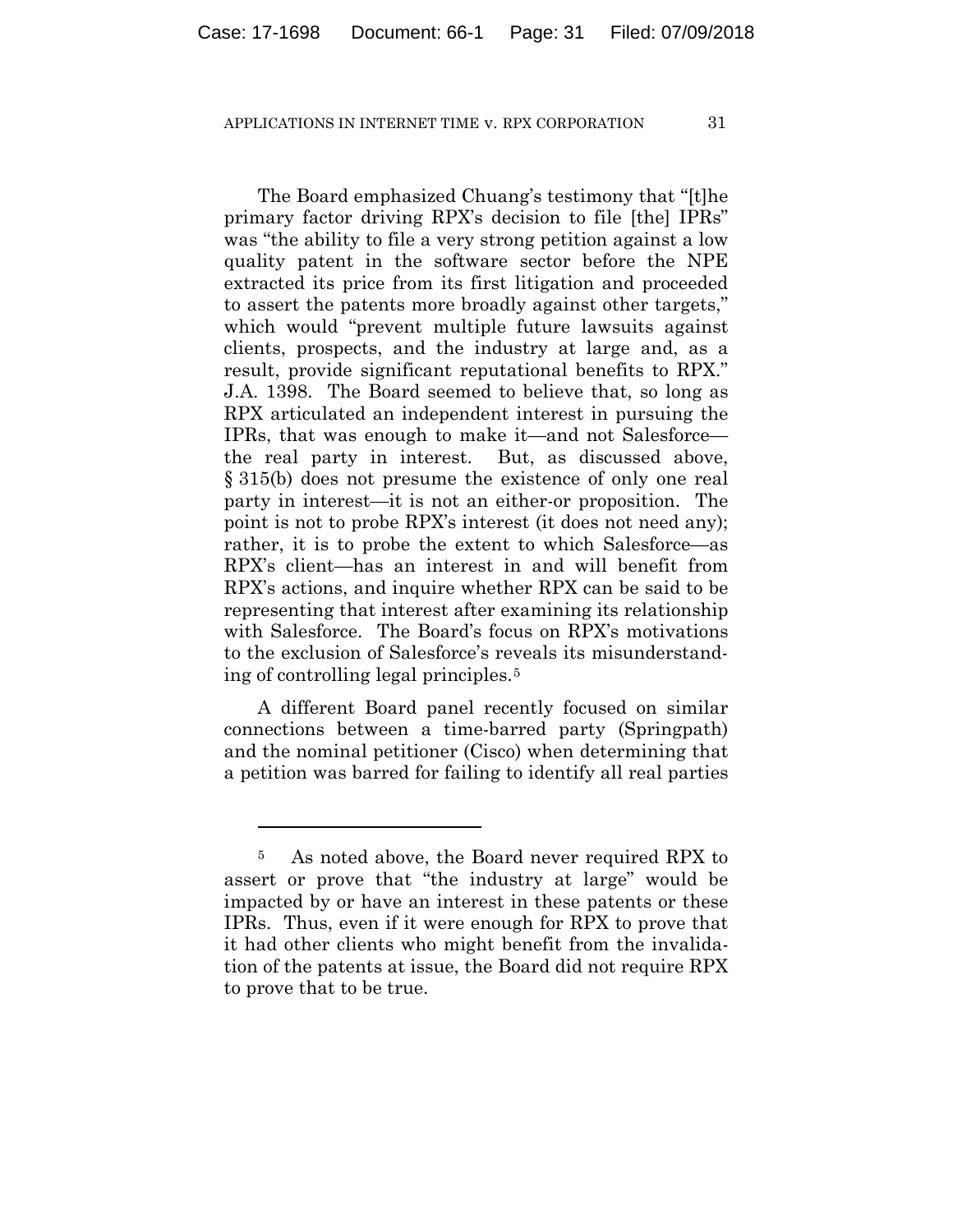The Board emphasized Chuang's testimony that "[t]he primary factor driving RPX's decision to file [the] IPRs" was "the ability to file a very strong petition against a low quality patent in the software sector before the NPE extracted its price from its first litigation and proceeded to assert the patents more broadly against other targets," which would "prevent multiple future lawsuits against clients, prospects, and the industry at large and, as a result, provide significant reputational benefits to RPX." J.A. 1398. The Board seemed to believe that, so long as RPX articulated an independent interest in pursuing the IPRs, that was enough to make it—and not Salesforce—the real party in interest. But, as discussed above, § 315(b) does not presume the existence of only one real party in interest—it is not an either-or proposition. The point is not to probe RPX's interest (it does not need any); rather, it is to probe the extent to which Salesforce—as RPX's client—has an interest in and will benefit from RPX's actions, and inquire whether RPX can be said to be representing that interest after examining its relationship with Salesforce. The Board's focus on RPX's motivations to the exclusion of Salesforce's reveals its misunderstanding of controlling legal principles.[5]

A different Board panel recently focused on similar connections between a time-barred party (Springpath) and the nominal petitioner (Cisco) when determining that a petition was barred for failing to identify all real parties

---

[5] As noted above, the Board never required RPX to assert or prove that "the industry at large" would be impacted by or have an interest in these patents or these IPRs. Thus, even if it were enough for RPX to prove that it had other clients who might benefit from the invalidation of the patents at issue, the Board did not require RPX to prove that to be true.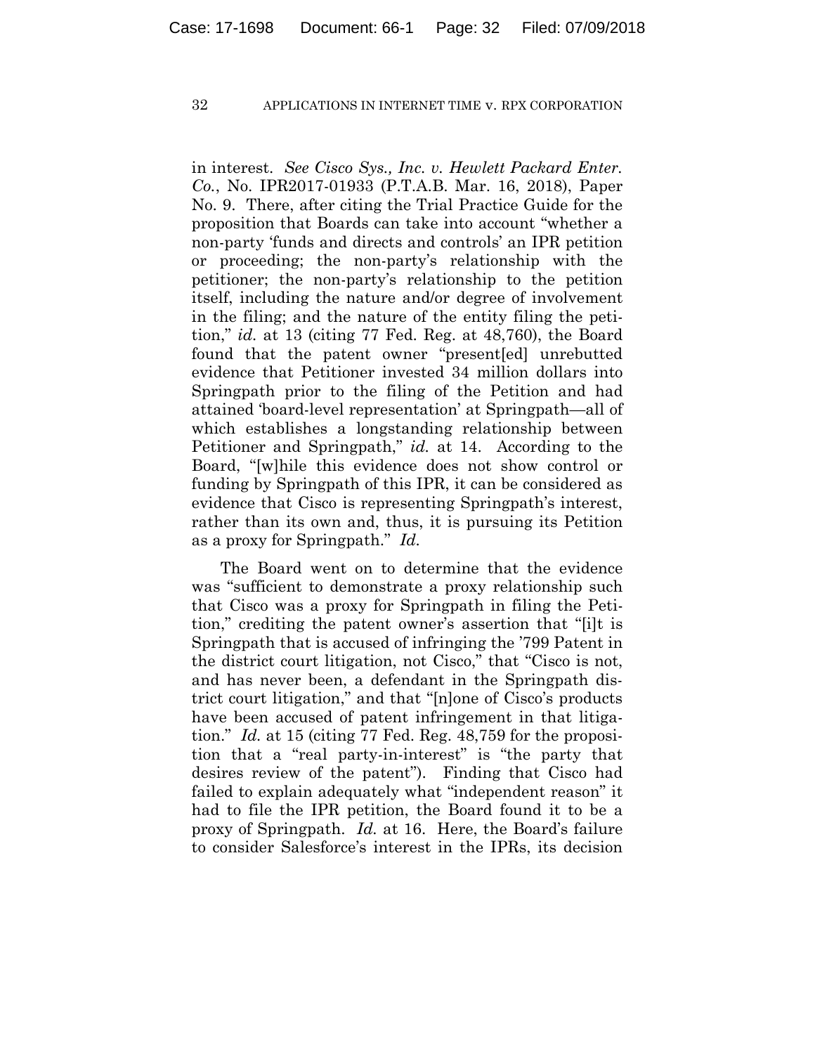in interest. *See Cisco Sys., Inc. v. Hewlett Packard Enter. Co.*, No. IPR2017-01933 (P.T.A.B. Mar. 16, 2018), Paper No. 9. There, after citing the Trial Practice Guide for the proposition that Boards can take into account "whether a non-party 'funds and directs and controls' an IPR petition or proceeding; the non-party's relationship with the petitioner; the non-party's relationship to the petition itself, including the nature and/or degree of involvement in the filing; and the nature of the entity filing the petition," *id.* at 13 (citing 77 Fed. Reg. at 48,760), the Board found that the patent owner "present[ed] unrebutted evidence that Petitioner invested 34 million dollars into Springpath prior to the filing of the Petition and had attained 'board-level representation' at Springpath—all of which establishes a longstanding relationship between Petitioner and Springpath," *id.* at 14. According to the Board, "[w]hile this evidence does not show control or funding by Springpath of this IPR, it can be considered as evidence that Cisco is representing Springpath's interest, rather than its own and, thus, it is pursuing its Petition as a proxy for Springpath." *Id.*

The Board went on to determine that the evidence was "sufficient to demonstrate a proxy relationship such that Cisco was a proxy for Springpath in filing the Petition," crediting the patent owner's assertion that "[i]t is Springpath that is accused of infringing the '799 Patent in the district court litigation, not Cisco," that "Cisco is not, and has never been, a defendant in the Springpath district court litigation," and that "[n]one of Cisco's products have been accused of patent infringement in that litigation." *Id.* at 15 (citing 77 Fed. Reg. 48,759 for the proposition that a "real party-in-interest" is "the party that desires review of the patent"). Finding that Cisco had failed to explain adequately what "independent reason" it had to file the IPR petition, the Board found it to be a proxy of Springpath. *Id.* at 16. Here, the Board's failure to consider Salesforce's interest in the IPRs, its decision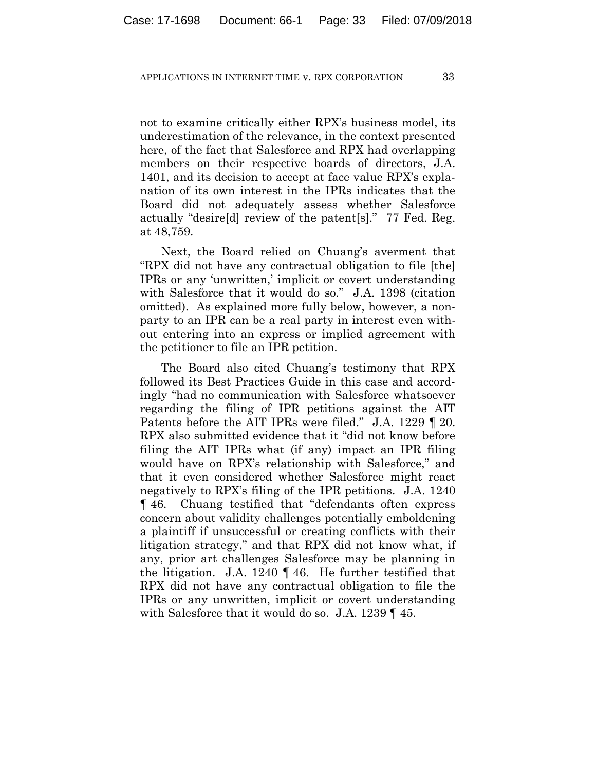not to examine critically either RPX's business model, its underestimation of the relevance, in the context presented here, of the fact that Salesforce and RPX had overlapping members on their respective boards of directors, J.A. 1401, and its decision to accept at face value RPX's explanation of its own interest in the IPRs indicates that the Board did not adequately assess whether Salesforce actually "desire[d] review of the patent[s]." 77 Fed. Reg. at 48,759.

Next, the Board relied on Chuang's averment that "RPX did not have any contractual obligation to file [the] IPRs or any 'unwritten,' implicit or covert understanding with Salesforce that it would do so." J.A. 1398 (citation omitted). As explained more fully below, however, a non-party to an IPR can be a real party in interest even without entering into an express or implied agreement with the petitioner to file an IPR petition.

The Board also cited Chuang's testimony that RPX followed its Best Practices Guide in this case and accordingly "had no communication with Salesforce whatsoever regarding the filing of IPR petitions against the AIT Patents before the AIT IPRs were filed." J.A. 1229 ¶ 20. RPX also submitted evidence that it "did not know before filing the AIT IPRs what (if any) impact an IPR filing would have on RPX's relationship with Salesforce," and that it even considered whether Salesforce might react negatively to RPX's filing of the IPR petitions. J.A. 1240 ¶ 46. Chuang testified that "defendants often express concern about validity challenges potentially emboldening a plaintiff if unsuccessful or creating conflicts with their litigation strategy," and that RPX did not know what, if any, prior art challenges Salesforce may be planning in the litigation. J.A. 1240 ¶ 46. He further testified that RPX did not have any contractual obligation to file the IPRs or any unwritten, implicit or covert understanding with Salesforce that it would do so. J.A. 1239 ¶ 45.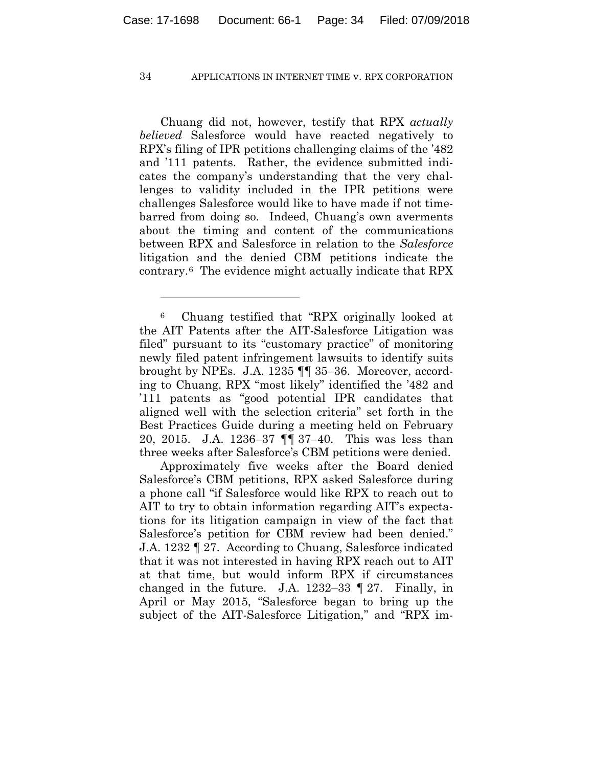Chuang did not, however, testify that RPX *actually believed* Salesforce would have reacted negatively to RPX's filing of IPR petitions challenging claims of the '482 and '111 patents. Rather, the evidence submitted indicates the company's understanding that the very challenges to validity included in the IPR petitions were challenges Salesforce would like to have made if not time-barred from doing so. Indeed, Chuang's own averments about the timing and content of the communications between RPX and Salesforce in relation to the *Salesforce* litigation and the denied CBM petitions indicate the contrary.[6] The evidence might actually indicate that RPX

---

[6] Chuang testified that "RPX originally looked at the AIT Patents after the AIT-Salesforce Litigation was filed" pursuant to its "customary practice" of monitoring newly filed patent infringement lawsuits to identify suits brought by NPEs. J.A. 1235 ¶¶ 35–36. Moreover, according to Chuang, RPX "most likely" identified the '482 and '111 patents as "good potential IPR candidates that aligned well with the selection criteria" set forth in the Best Practices Guide during a meeting held on February 20, 2015. J.A. 1236–37 ¶¶ 37–40. This was less than three weeks after Salesforce's CBM petitions were denied.

Approximately five weeks after the Board denied Salesforce's CBM petitions, RPX asked Salesforce during a phone call "if Salesforce would like RPX to reach out to AIT to try to obtain information regarding AIT's expectations for its litigation campaign in view of the fact that Salesforce's petition for CBM review had been denied." J.A. 1232 ¶ 27. According to Chuang, Salesforce indicated that it was not interested in having RPX reach out to AIT at that time, but would inform RPX if circumstances changed in the future. J.A. 1232–33 ¶ 27. Finally, in April or May 2015, "Salesforce began to bring up the subject of the AIT-Salesforce Litigation," and "RPX im-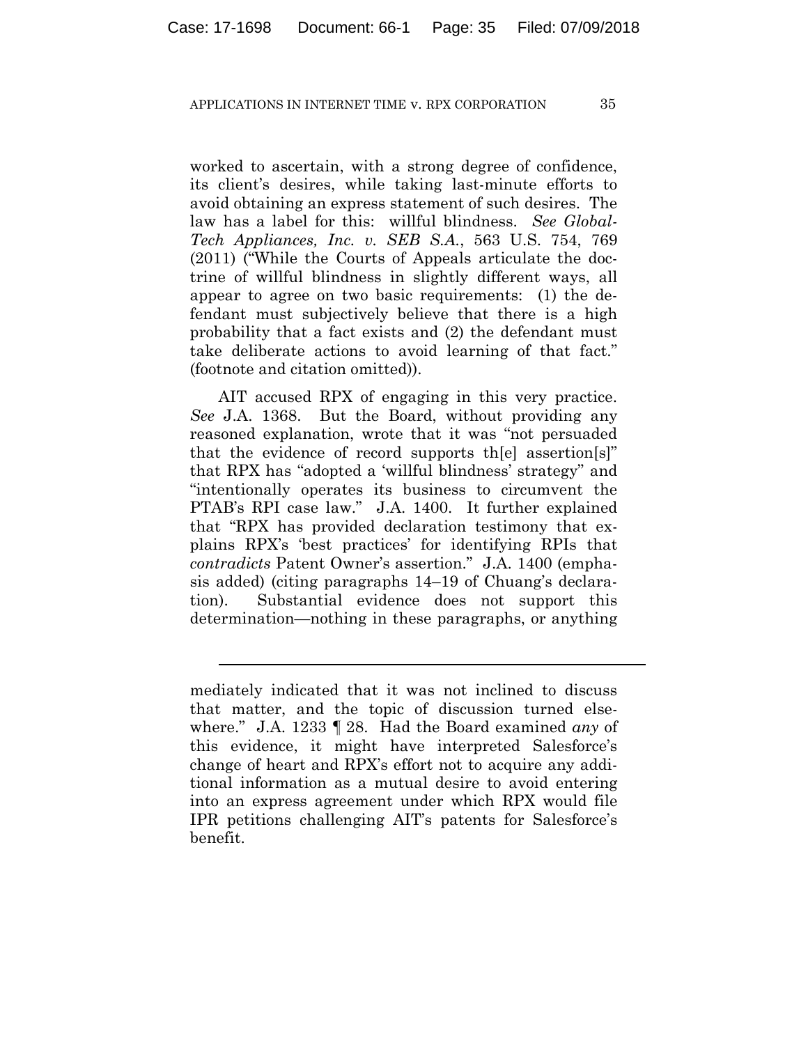worked to ascertain, with a strong degree of confidence, its client's desires, while taking last-minute efforts to avoid obtaining an express statement of such desires. The law has a label for this: willful blindness. *See Global-Tech Appliances, Inc. v. SEB S.A.*, 563 U.S. 754, 769 (2011) ("While the Courts of Appeals articulate the doctrine of willful blindness in slightly different ways, all appear to agree on two basic requirements: (1) the defendant must subjectively believe that there is a high probability that a fact exists and (2) the defendant must take deliberate actions to avoid learning of that fact." (footnote and citation omitted)).

AIT accused RPX of engaging in this very practice. *See* J.A. 1368. But the Board, without providing any reasoned explanation, wrote that it was "not persuaded that the evidence of record supports th[e] assertion[s]" that RPX has "adopted a 'willful blindness' strategy" and "intentionally operates its business to circumvent the PTAB's RPI case law." J.A. 1400. It further explained that "RPX has provided declaration testimony that explains RPX's 'best practices' for identifying RPIs that *contradicts* Patent Owner's assertion." J.A. 1400 (emphasis added) (citing paragraphs 14–19 of Chuang's declaration). Substantial evidence does not support this determination—nothing in these paragraphs, or anything

---

mediately indicated that it was not inclined to discuss that matter, and the topic of discussion turned elsewhere." J.A. 1233 ¶ 28. Had the Board examined *any* of this evidence, it might have interpreted Salesforce's change of heart and RPX's effort not to acquire any additional information as a mutual desire to avoid entering into an express agreement under which RPX would file IPR petitions challenging AIT's patents for Salesforce's benefit.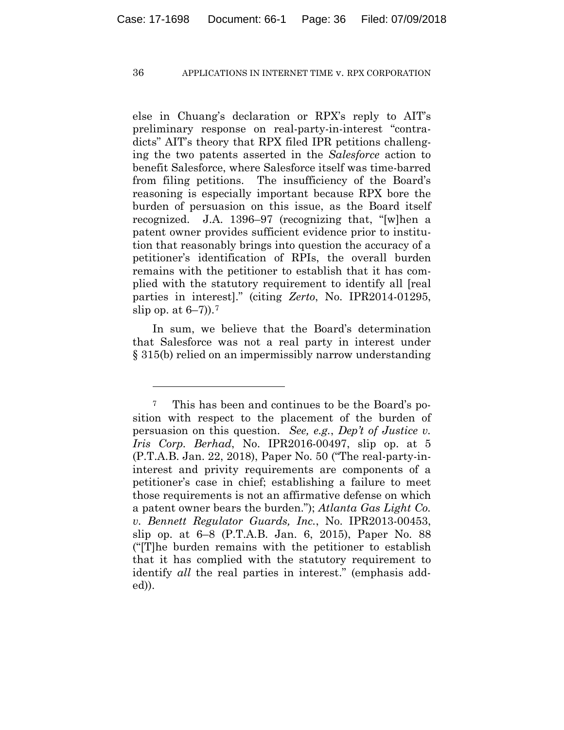else in Chuang's declaration or RPX's reply to AIT's preliminary response on real-party-in-interest "contradicts" AIT's theory that RPX filed IPR petitions challenging the two patents asserted in the *Salesforce* action to benefit Salesforce, where Salesforce itself was time-barred from filing petitions. The insufficiency of the Board's reasoning is especially important because RPX bore the burden of persuasion on this issue, as the Board itself recognized. J.A. 1396–97 (recognizing that, "[w]hen a patent owner provides sufficient evidence prior to institution that reasonably brings into question the accuracy of a petitioner's identification of RPIs, the overall burden remains with the petitioner to establish that it has complied with the statutory requirement to identify all [real parties in interest]." (citing *Zerto*, No. IPR2014-01295, slip op. at 6–7)).[7]

In sum, we believe that the Board's determination that Salesforce was not a real party in interest under § 315(b) relied on an impermissibly narrow understanding

---

[7] This has been and continues to be the Board's position with respect to the placement of the burden of persuasion on this question. *See, e.g.*, *Dep't of Justice v. Iris Corp. Berhad*, No. IPR2016-00497, slip op. at 5 (P.T.A.B. Jan. 22, 2018), Paper No. 50 ("The real-party-in-interest and privity requirements are components of a petitioner's case in chief; establishing a failure to meet those requirements is not an affirmative defense on which a patent owner bears the burden."); *Atlanta Gas Light Co. v. Bennett Regulator Guards, Inc.*, No. IPR2013-00453, slip op. at 6–8 (P.T.A.B. Jan. 6, 2015), Paper No. 88 ("[T]he burden remains with the petitioner to establish that it has complied with the statutory requirement to identify *all* the real parties in interest." (emphasis added)).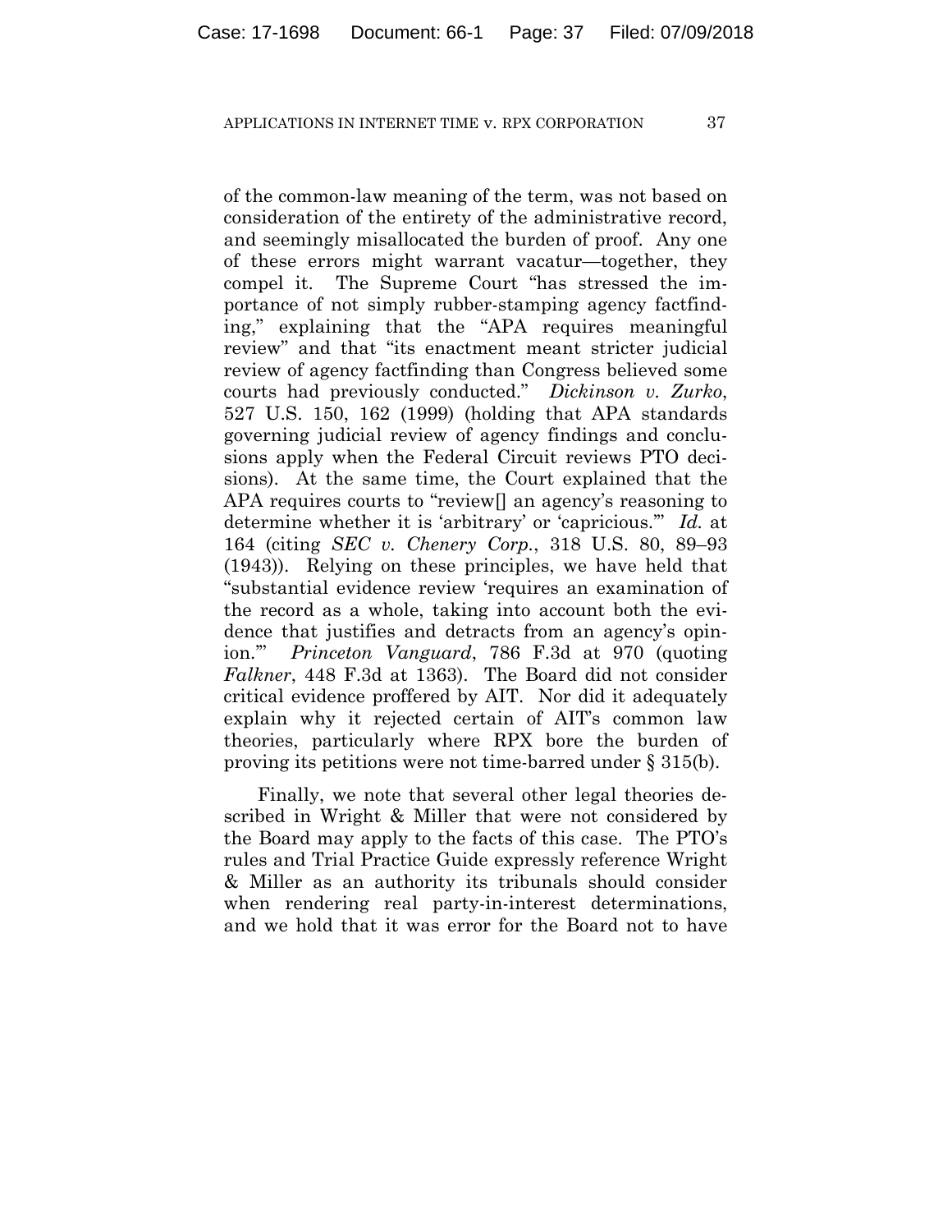of the common-law meaning of the term, was not based on consideration of the entirety of the administrative record, and seemingly misallocated the burden of proof. Any one of these errors might warrant vacatur—together, they compel it. The Supreme Court "has stressed the importance of not simply rubber-stamping agency factfinding," explaining that the "APA requires meaningful review" and that "its enactment meant stricter judicial review of agency factfinding than Congress believed some courts had previously conducted." *Dickinson v. Zurko*, 527 U.S. 150, 162 (1999) (holding that APA standards governing judicial review of agency findings and conclusions apply when the Federal Circuit reviews PTO decisions). At the same time, the Court explained that the APA requires courts to "review[] an agency's reasoning to determine whether it is 'arbitrary' or 'capricious.'" *Id.* at 164 (citing *SEC v. Chenery Corp.*, 318 U.S. 80, 89–93 (1943)). Relying on these principles, we have held that "substantial evidence review 'requires an examination of the record as a whole, taking into account both the evidence that justifies and detracts from an agency's opinion.'" *Princeton Vanguard*, 786 F.3d at 970 (quoting *Falkner*, 448 F.3d at 1363). The Board did not consider critical evidence proffered by AIT. Nor did it adequately explain why it rejected certain of AIT's common law theories, particularly where RPX bore the burden of proving its petitions were not time-barred under § 315(b).

Finally, we note that several other legal theories described in Wright & Miller that were not considered by the Board may apply to the facts of this case. The PTO's rules and Trial Practice Guide expressly reference Wright & Miller as an authority its tribunals should consider when rendering real party-in-interest determinations, and we hold that it was error for the Board not to have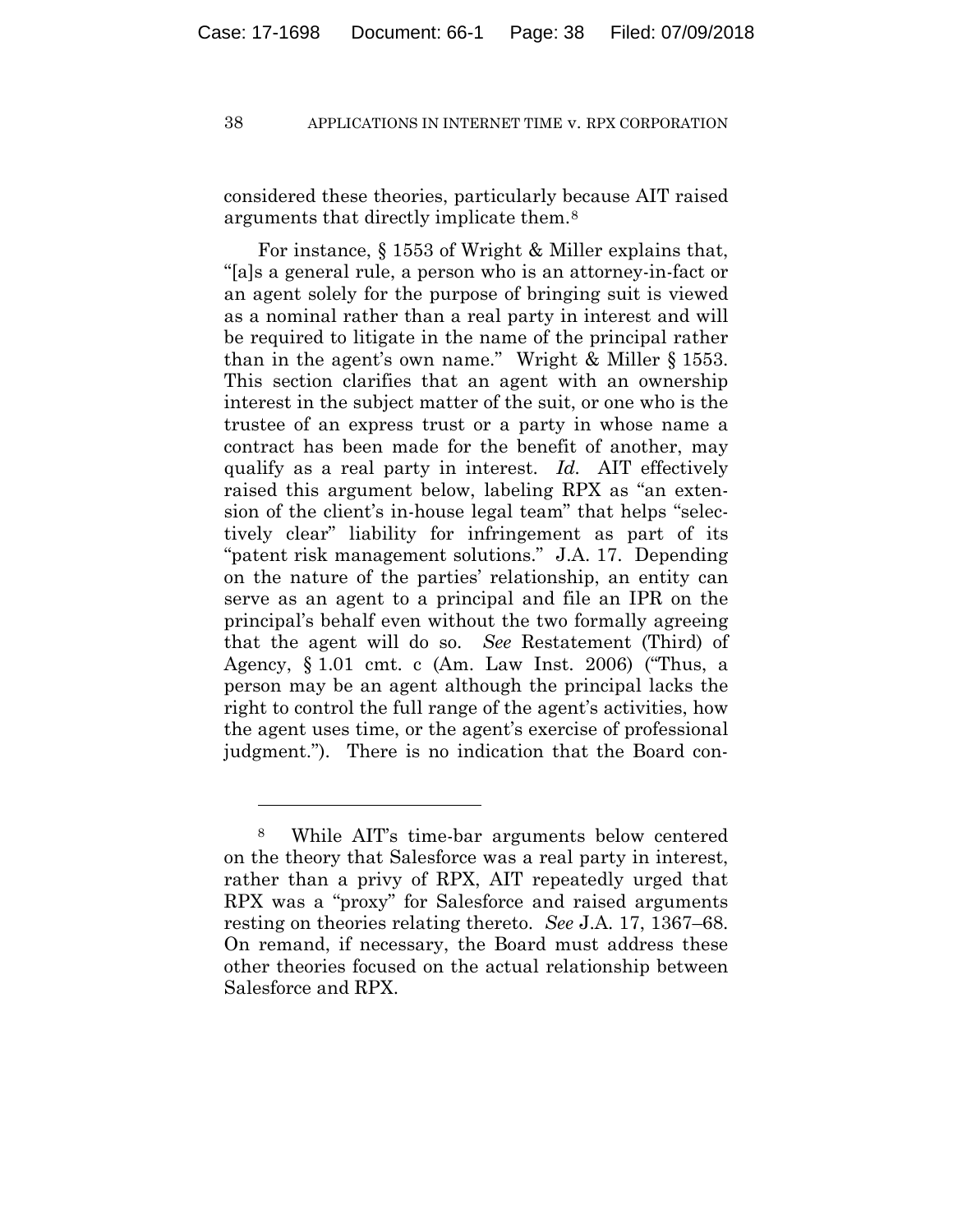considered these theories, particularly because AIT raised arguments that directly implicate them.[8]

For instance, § 1553 of Wright & Miller explains that, "[a]s a general rule, a person who is an attorney-in-fact or an agent solely for the purpose of bringing suit is viewed as a nominal rather than a real party in interest and will be required to litigate in the name of the principal rather than in the agent's own name." Wright & Miller § 1553. This section clarifies that an agent with an ownership interest in the subject matter of the suit, or one who is the trustee of an express trust or a party in whose name a contract has been made for the benefit of another, may qualify as a real party in interest. *Id.* AIT effectively raised this argument below, labeling RPX as "an extension of the client's in-house legal team" that helps "selectively clear" liability for infringement as part of its "patent risk management solutions." J.A. 17. Depending on the nature of the parties' relationship, an entity can serve as an agent to a principal and file an IPR on the principal's behalf even without the two formally agreeing that the agent will do so. *See* Restatement (Third) of Agency, § 1.01 cmt. c (Am. Law Inst. 2006) ("Thus, a person may be an agent although the principal lacks the right to control the full range of the agent's activities, how the agent uses time, or the agent's exercise of professional judgment."). There is no indication that the Board con-

---

[8] While AIT's time-bar arguments below centered on the theory that Salesforce was a real party in interest, rather than a privy of RPX, AIT repeatedly urged that RPX was a "proxy" for Salesforce and raised arguments resting on theories relating thereto. *See* J.A. 17, 1367–68. On remand, if necessary, the Board must address these other theories focused on the actual relationship between Salesforce and RPX.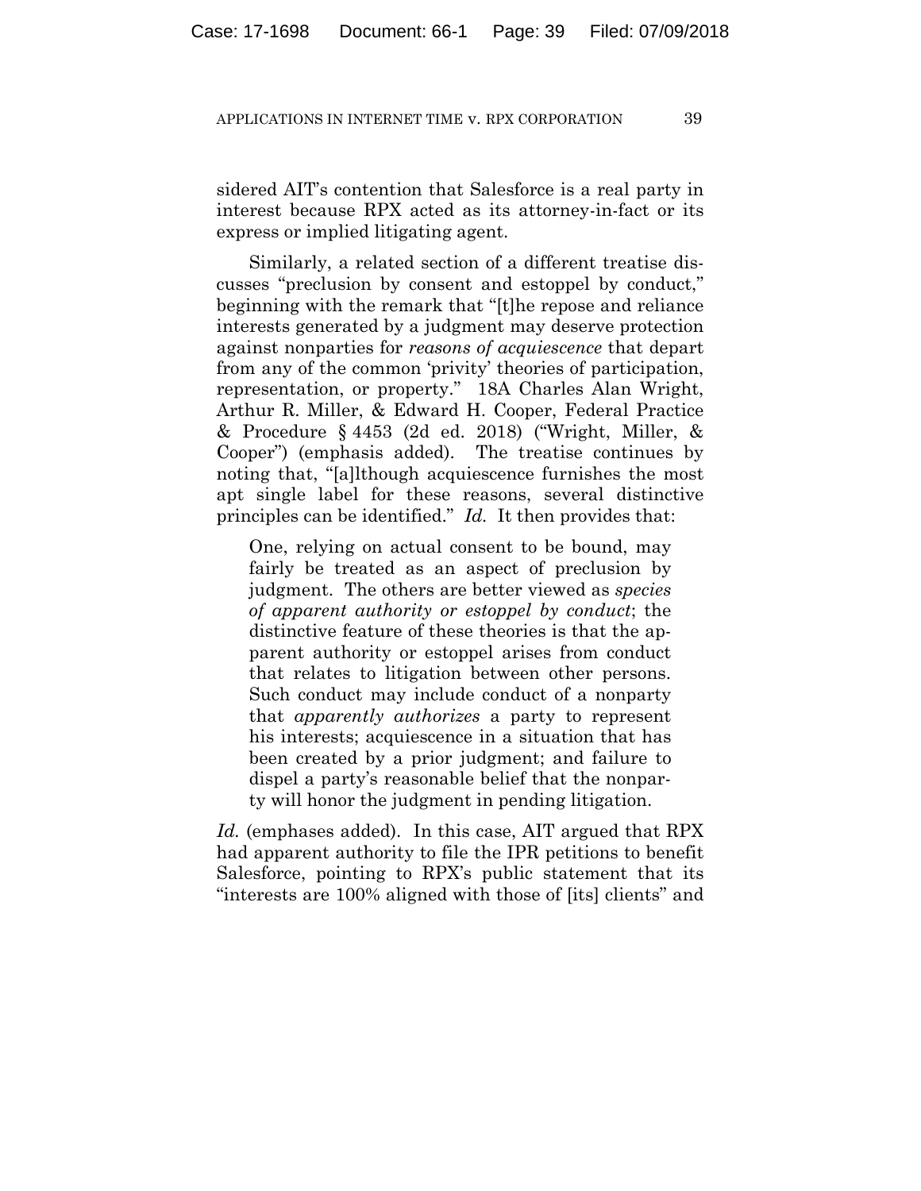sidered AIT's contention that Salesforce is a real party in interest because RPX acted as its attorney-in-fact or its express or implied litigating agent.

Similarly, a related section of a different treatise discusses "preclusion by consent and estoppel by conduct," beginning with the remark that "[t]he repose and reliance interests generated by a judgment may deserve protection against nonparties for *reasons of acquiescence* that depart from any of the common 'privity' theories of participation, representation, or property." 18A Charles Alan Wright, Arthur R. Miller, & Edward H. Cooper, Federal Practice & Procedure § 4453 (2d ed. 2018) ("Wright, Miller, & Cooper") (emphasis added). The treatise continues by noting that, "[a]lthough acquiescence furnishes the most apt single label for these reasons, several distinctive principles can be identified." *Id.* It then provides that:

> One, relying on actual consent to be bound, may fairly be treated as an aspect of preclusion by judgment. The others are better viewed as *species of apparent authority or estoppel by conduct*; the distinctive feature of these theories is that the apparent authority or estoppel arises from conduct that relates to litigation between other persons. Such conduct may include conduct of a nonparty that *apparently authorizes* a party to represent his interests; acquiescence in a situation that has been created by a prior judgment; and failure to dispel a party's reasonable belief that the nonparty will honor the judgment in pending litigation.

*Id.* (emphases added). In this case, AIT argued that RPX had apparent authority to file the IPR petitions to benefit Salesforce, pointing to RPX's public statement that its "interests are 100% aligned with those of [its] clients" and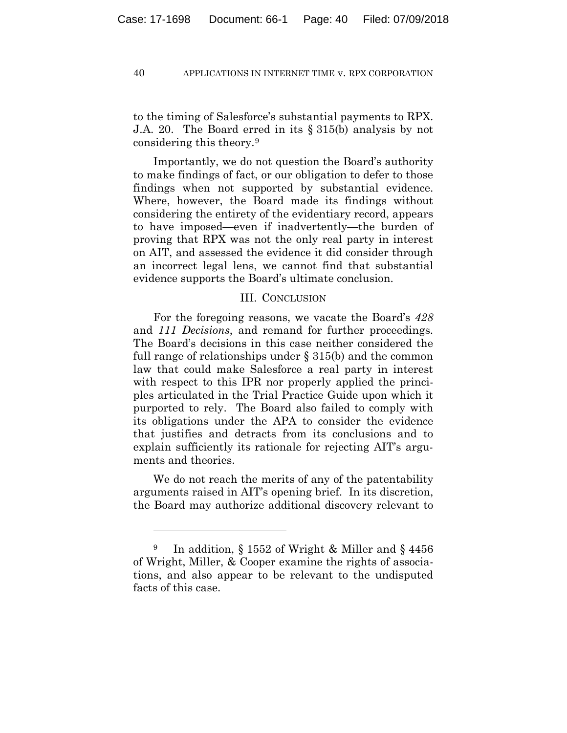to the timing of Salesforce's substantial payments to RPX. J.A. 20. The Board erred in its § 315(b) analysis by not considering this theory.[9]

Importantly, we do not question the Board's authority to make findings of fact, or our obligation to defer to those findings when not supported by substantial evidence. Where, however, the Board made its findings without considering the entirety of the evidentiary record, appears to have imposed—even if inadvertently—the burden of proving that RPX was not the only real party in interest on AIT, and assessed the evidence it did consider through an incorrect legal lens, we cannot find that substantial evidence supports the Board's ultimate conclusion.

## III. CONCLUSION

For the foregoing reasons, we vacate the Board's *428* and *111 Decisions*, and remand for further proceedings. The Board's decisions in this case neither considered the full range of relationships under § 315(b) and the common law that could make Salesforce a real party in interest with respect to this IPR nor properly applied the principles articulated in the Trial Practice Guide upon which it purported to rely. The Board also failed to comply with its obligations under the APA to consider the evidence that justifies and detracts from its conclusions and to explain sufficiently its rationale for rejecting AIT's arguments and theories.

We do not reach the merits of any of the patentability arguments raised in AIT's opening brief. In its discretion, the Board may authorize additional discovery relevant to

---

[9] In addition, § 1552 of Wright & Miller and § 4456 of Wright, Miller, & Cooper examine the rights of associations, and also appear to be relevant to the undisputed facts of this case.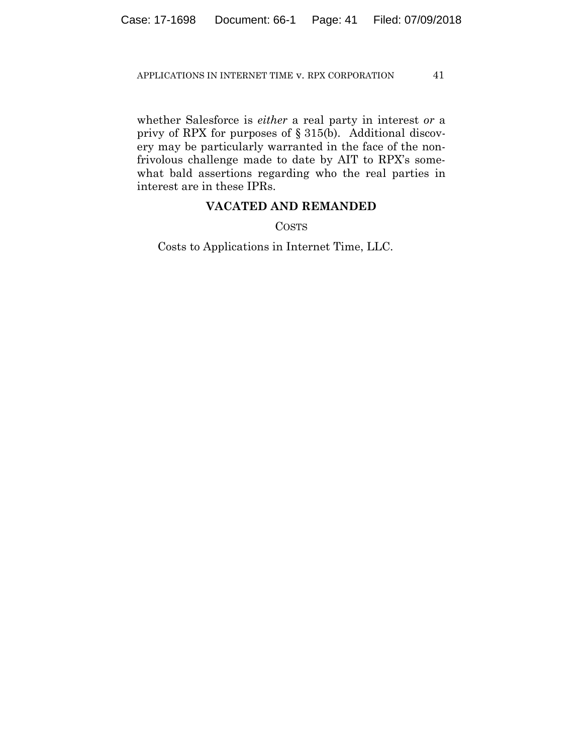whether Salesforce is *either* a real party in interest *or* a privy of RPX for purposes of § 315(b). Additional discovery may be particularly warranted in the face of the non-frivolous challenge made to date by AIT to RPX's somewhat bald assertions regarding who the real parties in interest are in these IPRs.

**VACATED AND REMANDED**

COSTS

Costs to Applications in Internet Time, LLC.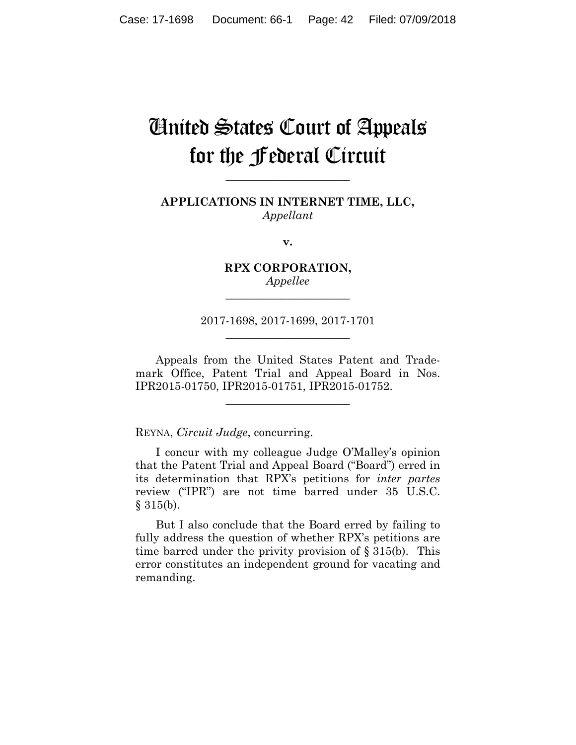# United States Court of Appeals for the Federal Circuit

---

**APPLICATIONS IN INTERNET TIME, LLC,**
*Appellant*

**v.**

**RPX CORPORATION,**
*Appellee*

---

2017-1698, 2017-1699, 2017-1701

---

Appeals from the United States Patent and Trademark Office, Patent Trial and Appeal Board in Nos. IPR2015-01750, IPR2015-01751, IPR2015-01752.

---

REYNA, *Circuit Judge*, concurring.

I concur with my colleague Judge O'Malley's opinion that the Patent Trial and Appeal Board ("Board") erred in its determination that RPX's petitions for *inter partes* review ("IPR") are not time barred under 35 U.S.C. § 315(b).

But I also conclude that the Board erred by failing to fully address the question of whether RPX's petitions are time barred under the privity provision of § 315(b). This error constitutes an independent ground for vacating and remanding.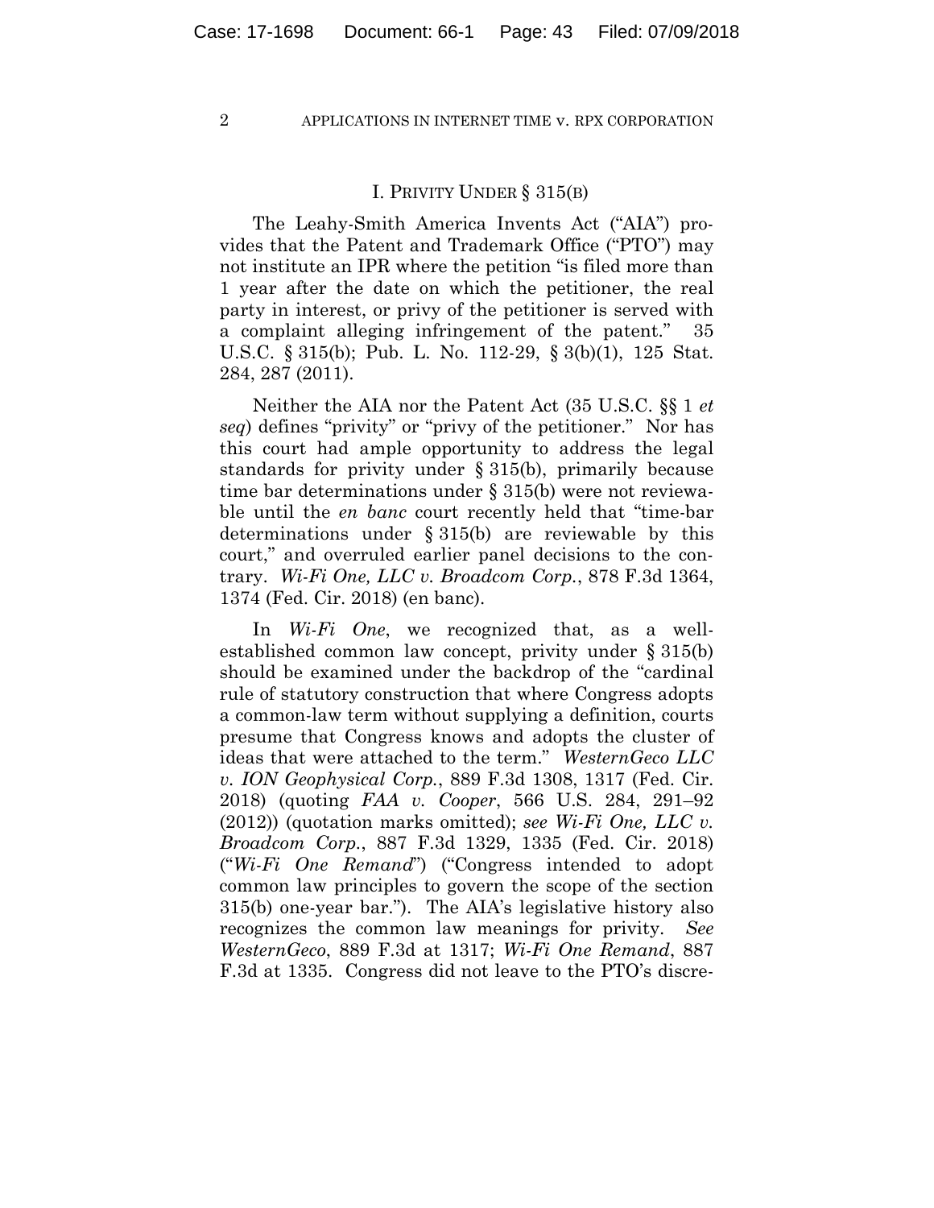## I. PRIVITY UNDER § 315(B)

The Leahy-Smith America Invents Act ("AIA") provides that the Patent and Trademark Office ("PTO") may not institute an IPR where the petition "is filed more than 1 year after the date on which the petitioner, the real party in interest, or privy of the petitioner is served with a complaint alleging infringement of the patent." 35 U.S.C. § 315(b); Pub. L. No. 112-29, § 3(b)(1), 125 Stat. 284, 287 (2011).

Neither the AIA nor the Patent Act (35 U.S.C. §§ 1 *et seq*) defines "privity" or "privy of the petitioner." Nor has this court had ample opportunity to address the legal standards for privity under § 315(b), primarily because time bar determinations under § 315(b) were not reviewable until the *en banc* court recently held that "time-bar determinations under § 315(b) are reviewable by this court," and overruled earlier panel decisions to the contrary. *Wi-Fi One, LLC v. Broadcom Corp.*, 878 F.3d 1364, 1374 (Fed. Cir. 2018) (en banc).

In *Wi-Fi One*, we recognized that, as a well-established common law concept, privity under § 315(b) should be examined under the backdrop of the "cardinal rule of statutory construction that where Congress adopts a common-law term without supplying a definition, courts presume that Congress knows and adopts the cluster of ideas that were attached to the term." *WesternGeco LLC v. ION Geophysical Corp.*, 889 F.3d 1308, 1317 (Fed. Cir. 2018) (quoting *FAA v. Cooper*, 566 U.S. 284, 291–92 (2012)) (quotation marks omitted); *see Wi-Fi One, LLC v. Broadcom Corp.*, 887 F.3d 1329, 1335 (Fed. Cir. 2018) ("*Wi-Fi One Remand*") ("Congress intended to adopt common law principles to govern the scope of the section 315(b) one-year bar."). The AIA's legislative history also recognizes the common law meanings for privity. *See WesternGeco*, 889 F.3d at 1317; *Wi-Fi One Remand*, 887 F.3d at 1335. Congress did not leave to the PTO's discre-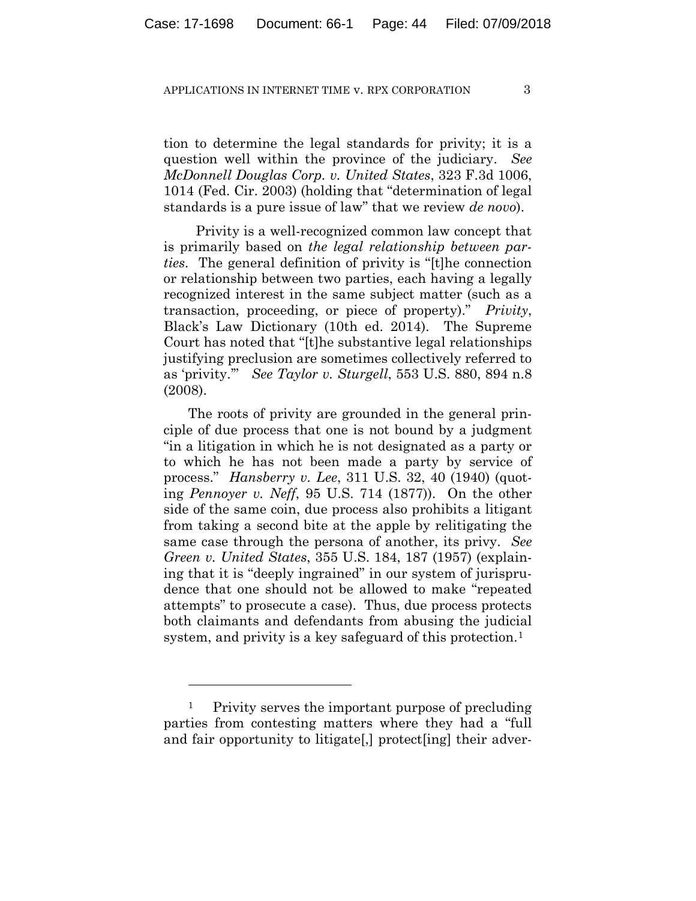tion to determine the legal standards for privity; it is a question well within the province of the judiciary. *See McDonnell Douglas Corp. v. United States*, 323 F.3d 1006, 1014 (Fed. Cir. 2003) (holding that "determination of legal standards is a pure issue of law" that we review *de novo*).

Privity is a well-recognized common law concept that is primarily based on *the legal relationship between parties*. The general definition of privity is "[t]he connection or relationship between two parties, each having a legally recognized interest in the same subject matter (such as a transaction, proceeding, or piece of property)." *Privity*, Black's Law Dictionary (10th ed. 2014). The Supreme Court has noted that "[t]he substantive legal relationships justifying preclusion are sometimes collectively referred to as 'privity.'" *See Taylor v. Sturgell*, 553 U.S. 880, 894 n.8 (2008).

The roots of privity are grounded in the general principle of due process that one is not bound by a judgment "in a litigation in which he is not designated as a party or to which he has not been made a party by service of process." *Hansberry v. Lee*, 311 U.S. 32, 40 (1940) (quoting *Pennoyer v. Neff*, 95 U.S. 714 (1877)). On the other side of the same coin, due process also prohibits a litigant from taking a second bite at the apple by relitigating the same case through the persona of another, its privy. *See Green v. United States*, 355 U.S. 184, 187 (1957) (explaining that it is "deeply ingrained" in our system of jurisprudence that one should not be allowed to make "repeated attempts" to prosecute a case). Thus, due process protects both claimants and defendants from abusing the judicial system, and privity is a key safeguard of this protection.[1]

---

[1] Privity serves the important purpose of precluding parties from contesting matters where they had a "full and fair opportunity to litigate[,] protect[ing] their adver-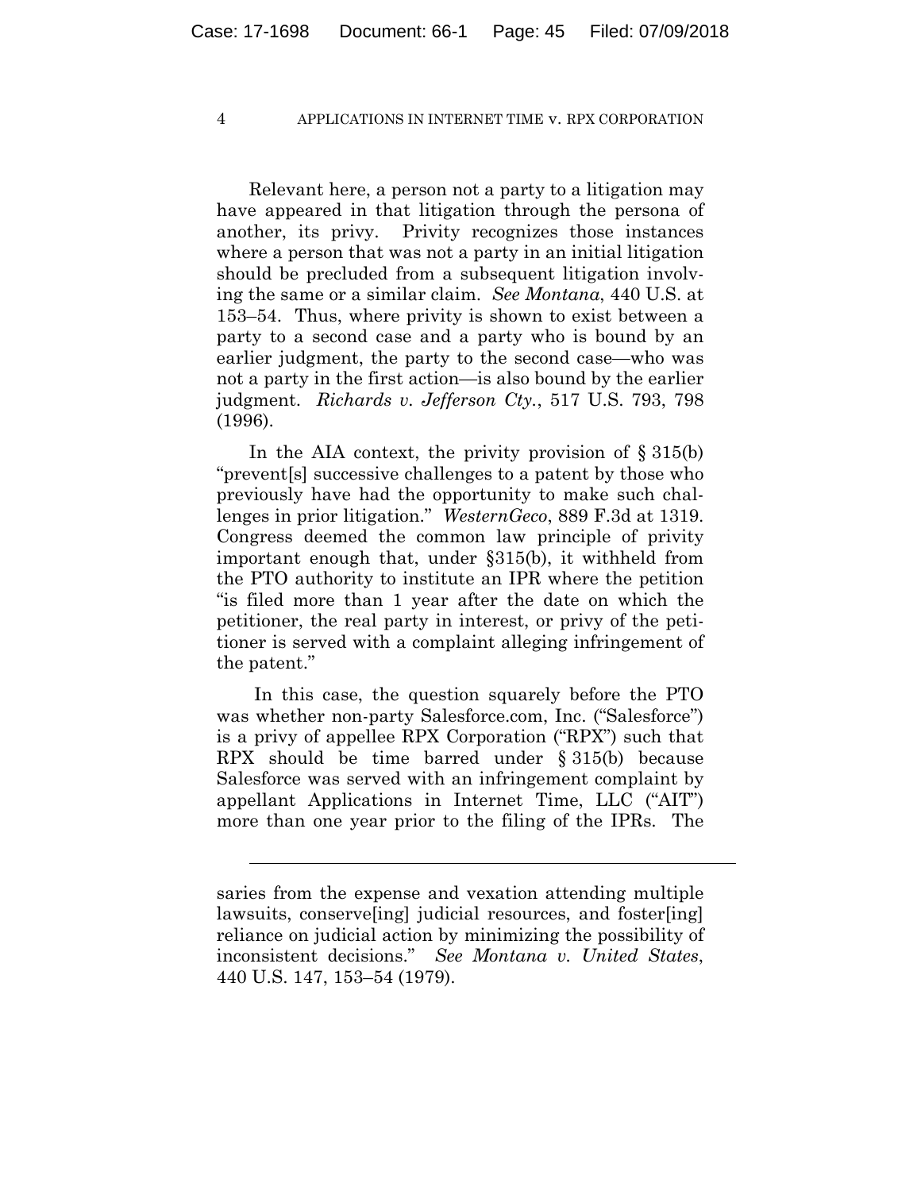Relevant here, a person not a party to a litigation may have appeared in that litigation through the persona of another, its privy. Privity recognizes those instances where a person that was not a party in an initial litigation should be precluded from a subsequent litigation involving the same or a similar claim. *See Montana*, 440 U.S. at 153–54. Thus, where privity is shown to exist between a party to a second case and a party who is bound by an earlier judgment, the party to the second case—who was not a party in the first action—is also bound by the earlier judgment. *Richards v. Jefferson Cty.*, 517 U.S. 793, 798 (1996).

In the AIA context, the privity provision of § 315(b) "prevent[s] successive challenges to a patent by those who previously have had the opportunity to make such challenges in prior litigation." *WesternGeco*, 889 F.3d at 1319. Congress deemed the common law principle of privity important enough that, under §315(b), it withheld from the PTO authority to institute an IPR where the petition "is filed more than 1 year after the date on which the petitioner, the real party in interest, or privy of the petitioner is served with a complaint alleging infringement of the patent."

In this case, the question squarely before the PTO was whether non-party Salesforce.com, Inc. ("Salesforce") is a privy of appellee RPX Corporation ("RPX") such that RPX should be time barred under § 315(b) because Salesforce was served with an infringement complaint by appellant Applications in Internet Time, LLC ("AIT") more than one year prior to the filing of the IPRs. The

---

saries from the expense and vexation attending multiple lawsuits, conserve[ing] judicial resources, and foster[ing] reliance on judicial action by minimizing the possibility of inconsistent decisions." *See Montana v. United States*, 440 U.S. 147, 153–54 (1979).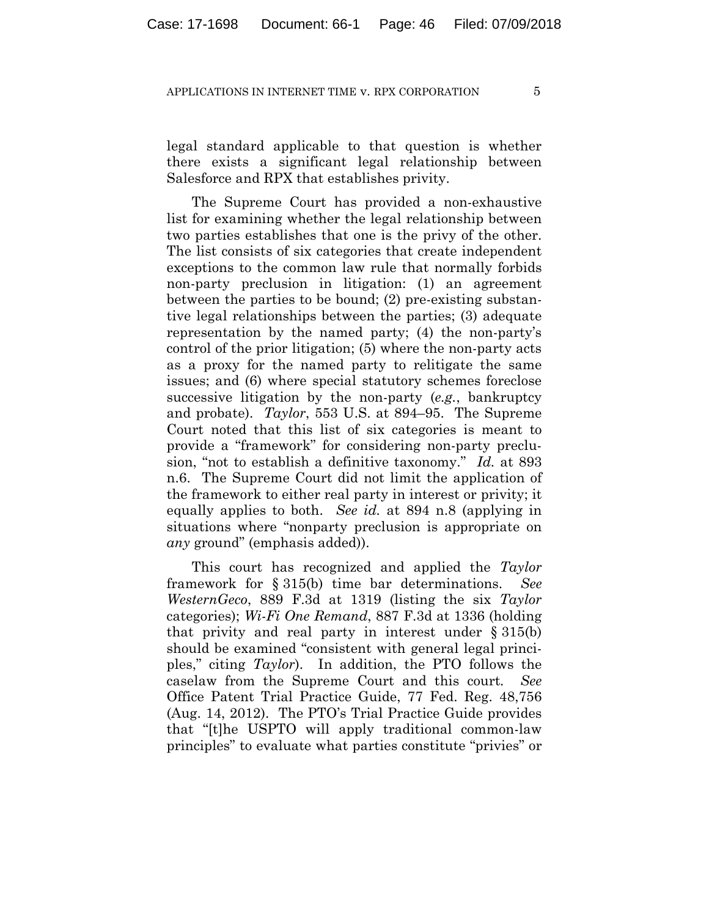legal standard applicable to that question is whether there exists a significant legal relationship between Salesforce and RPX that establishes privity.

The Supreme Court has provided a non-exhaustive list for examining whether the legal relationship between two parties establishes that one is the privy of the other. The list consists of six categories that create independent exceptions to the common law rule that normally forbids non-party preclusion in litigation: (1) an agreement between the parties to be bound; (2) pre-existing substantive legal relationships between the parties; (3) adequate representation by the named party; (4) the non-party's control of the prior litigation; (5) where the non-party acts as a proxy for the named party to relitigate the same issues; and (6) where special statutory schemes foreclose successive litigation by the non-party (*e.g.*, bankruptcy and probate). *Taylor*, 553 U.S. at 894–95. The Supreme Court noted that this list of six categories is meant to provide a "framework" for considering non-party preclusion, "not to establish a definitive taxonomy." *Id.* at 893 n.6. The Supreme Court did not limit the application of the framework to either real party in interest or privity; it equally applies to both. *See id.* at 894 n.8 (applying in situations where "nonparty preclusion is appropriate on *any* ground" (emphasis added)).

This court has recognized and applied the *Taylor* framework for § 315(b) time bar determinations. *See WesternGeco*, 889 F.3d at 1319 (listing the six *Taylor* categories); *Wi-Fi One Remand*, 887 F.3d at 1336 (holding that privity and real party in interest under § 315(b) should be examined "consistent with general legal principles," citing *Taylor*). In addition, the PTO follows the caselaw from the Supreme Court and this court. *See* Office Patent Trial Practice Guide, 77 Fed. Reg. 48,756 (Aug. 14, 2012). The PTO's Trial Practice Guide provides that "[t]he USPTO will apply traditional common-law principles" to evaluate what parties constitute "privies" or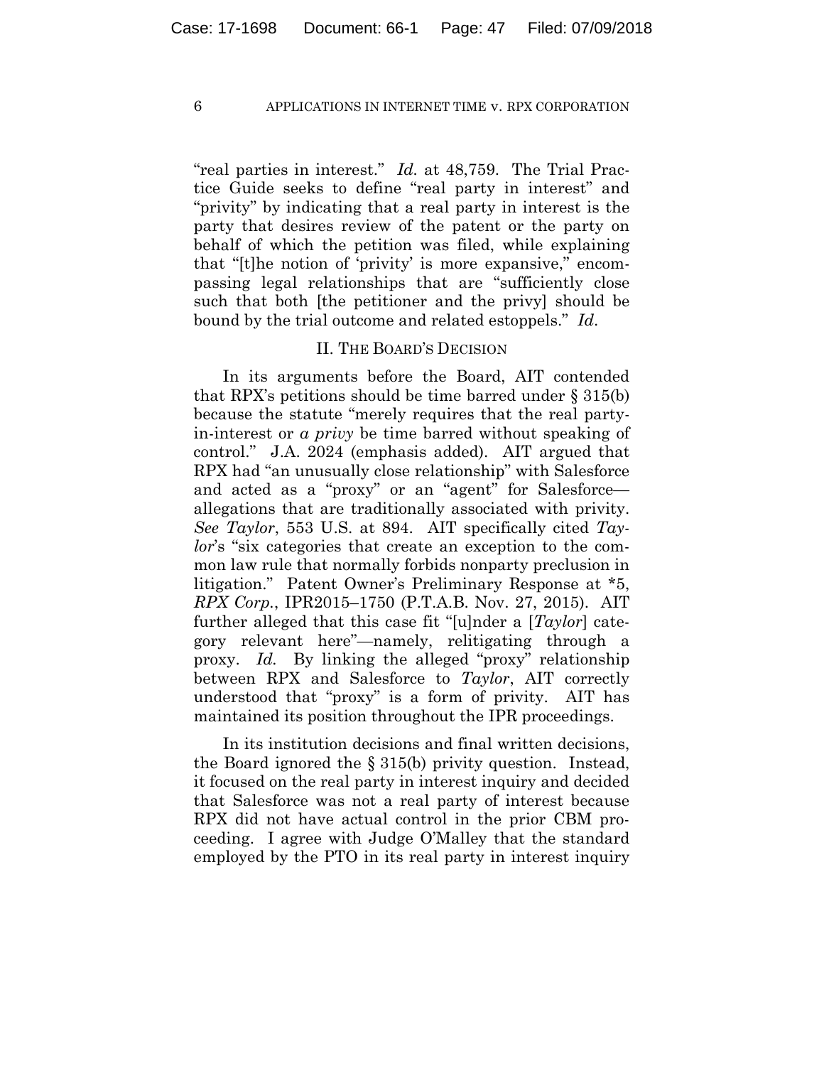"real parties in interest." *Id.* at 48,759. The Trial Practice Guide seeks to define "real party in interest" and "privity" by indicating that a real party in interest is the party that desires review of the patent or the party on behalf of which the petition was filed, while explaining that "[t]he notion of 'privity' is more expansive," encompassing legal relationships that are "sufficiently close such that both [the petitioner and the privy] should be bound by the trial outcome and related estoppels." *Id.*

## II. THE BOARD'S DECISION

In its arguments before the Board, AIT contended that RPX's petitions should be time barred under § 315(b) because the statute "merely requires that the real party-in-interest or *a privy* be time barred without speaking of control." J.A. 2024 (emphasis added). AIT argued that RPX had "an unusually close relationship" with Salesforce and acted as a "proxy" or an "agent" for Salesforce—allegations that are traditionally associated with privity. *See Taylor*, 553 U.S. at 894. AIT specifically cited *Taylor*'s "six categories that create an exception to the common law rule that normally forbids nonparty preclusion in litigation." Patent Owner's Preliminary Response at *5, *RPX Corp.*, IPR2015–1750 (P.T.A.B. Nov. 27, 2015). AIT further alleged that this case fit "[u]nder a [*Taylor*] category relevant here"—namely, relitigating through a proxy. *Id.* By linking the alleged "proxy" relationship between RPX and Salesforce to *Taylor*, AIT correctly understood that "proxy" is a form of privity. AIT has maintained its position throughout the IPR proceedings.

In its institution decisions and final written decisions, the Board ignored the § 315(b) privity question. Instead, it focused on the real party in interest inquiry and decided that Salesforce was not a real party of interest because RPX did not have actual control in the prior CBM proceeding. I agree with Judge O'Malley that the standard employed by the PTO in its real party in interest inquiry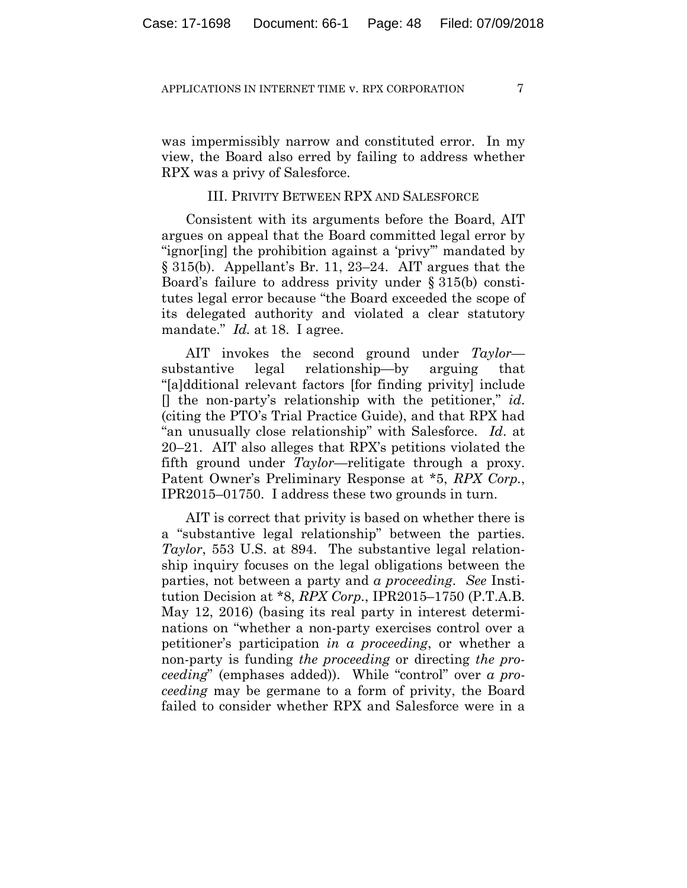was impermissibly narrow and constituted error. In my view, the Board also erred by failing to address whether RPX was a privy of Salesforce.

### III. PRIVITY BETWEEN RPX AND SALESFORCE

Consistent with its arguments before the Board, AIT argues on appeal that the Board committed legal error by "ignor[ing] the prohibition against a 'privy'" mandated by § 315(b). Appellant's Br. 11, 23–24. AIT argues that the Board's failure to address privity under § 315(b) constitutes legal error because "the Board exceeded the scope of its delegated authority and violated a clear statutory mandate." *Id.* at 18. I agree.

AIT invokes the second ground under *Taylor*—substantive legal relationship—by arguing that "[a]dditional relevant factors [for finding privity] include [] the non-party's relationship with the petitioner," *id.* (citing the PTO's Trial Practice Guide), and that RPX had "an unusually close relationship" with Salesforce. *Id*. at 20–21. AIT also alleges that RPX's petitions violated the fifth ground under *Taylor*—relitigate through a proxy. Patent Owner's Preliminary Response at *5, *RPX Corp.*, IPR2015–01750. I address these two grounds in turn.

AIT is correct that privity is based on whether there is a "substantive legal relationship" between the parties. *Taylor*, 553 U.S. at 894. The substantive legal relationship inquiry focuses on the legal obligations between the parties, not between a party and *a proceeding*. *See* Institution Decision at *8, *RPX Corp.*, IPR2015–1750 (P.T.A.B. May 12, 2016) (basing its real party in interest determinations on "whether a non-party exercises control over a petitioner's participation *in a proceeding*, or whether a non-party is funding *the proceeding* or directing *the proceeding*" (emphases added)). While "control" over *a proceeding* may be germane to a form of privity, the Board failed to consider whether RPX and Salesforce were in a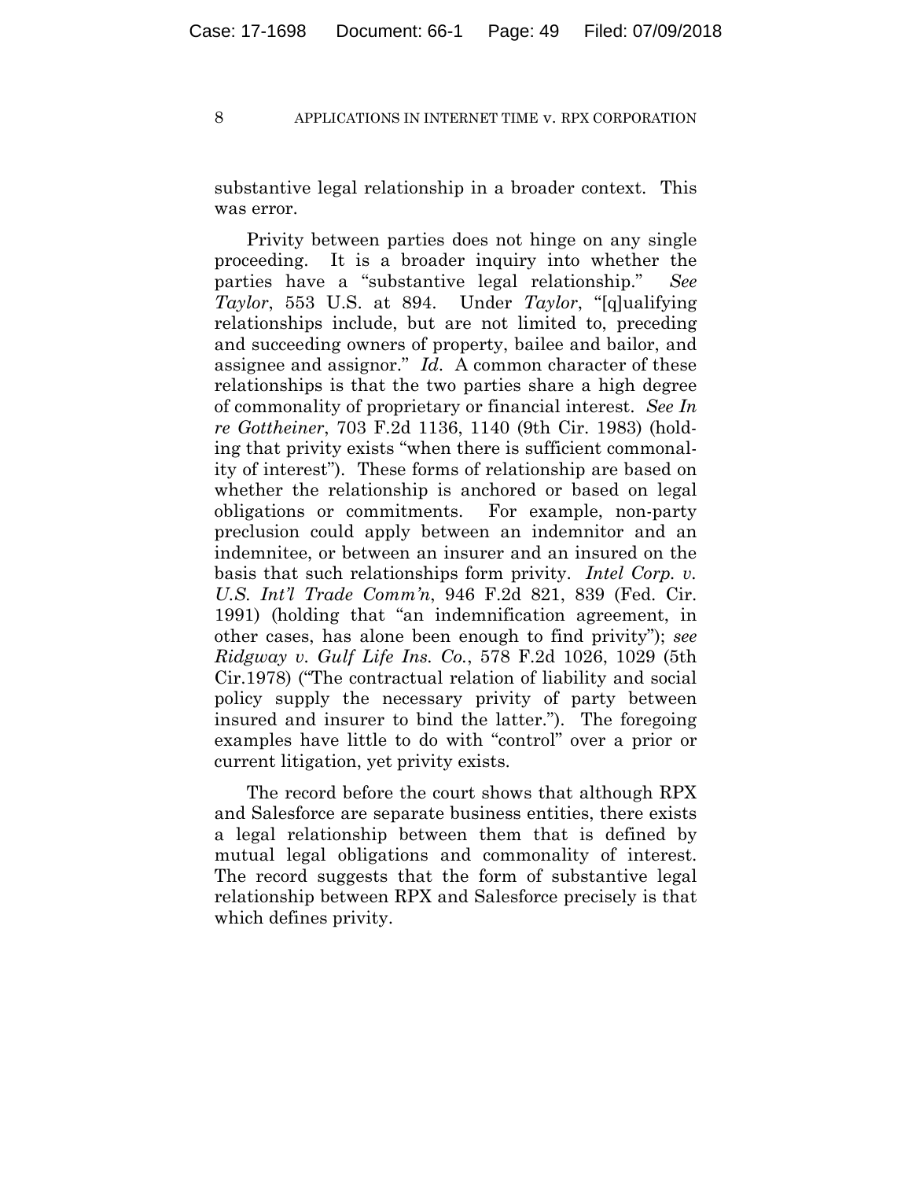substantive legal relationship in a broader context. This was error.

Privity between parties does not hinge on any single proceeding. It is a broader inquiry into whether the parties have a "substantive legal relationship." *See Taylor*, 553 U.S. at 894. Under *Taylor*, "[q]ualifying relationships include, but are not limited to, preceding and succeeding owners of property, bailee and bailor, and assignee and assignor." *Id*. A common character of these relationships is that the two parties share a high degree of commonality of proprietary or financial interest. *See In re Gottheiner*, 703 F.2d 1136, 1140 (9th Cir. 1983) (holding that privity exists "when there is sufficient commonality of interest"). These forms of relationship are based on whether the relationship is anchored or based on legal obligations or commitments. For example, non-party preclusion could apply between an indemnitor and an indemnitee, or between an insurer and an insured on the basis that such relationships form privity. *Intel Corp. v. U.S. Int'l Trade Comm'n*, 946 F.2d 821, 839 (Fed. Cir. 1991) (holding that "an indemnification agreement, in other cases, has alone been enough to find privity"); *see Ridgway v. Gulf Life Ins. Co.*, 578 F.2d 1026, 1029 (5th Cir.1978) ("The contractual relation of liability and social policy supply the necessary privity of party between insured and insurer to bind the latter."). The foregoing examples have little to do with "control" over a prior or current litigation, yet privity exists.

The record before the court shows that although RPX and Salesforce are separate business entities, there exists a legal relationship between them that is defined by mutual legal obligations and commonality of interest. The record suggests that the form of substantive legal relationship between RPX and Salesforce precisely is that which defines privity.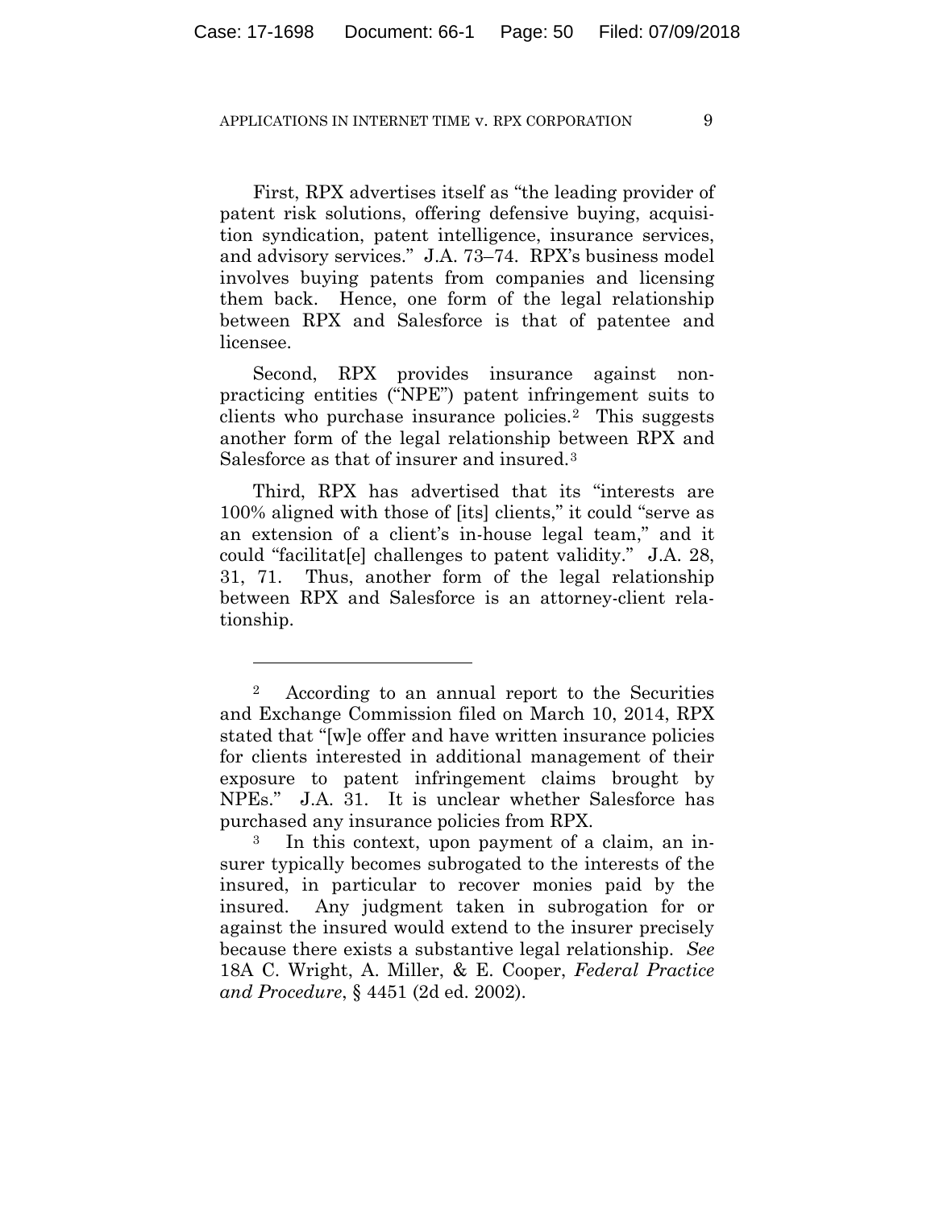First, RPX advertises itself as "the leading provider of patent risk solutions, offering defensive buying, acquisition syndication, patent intelligence, insurance services, and advisory services." J.A. 73–74. RPX's business model involves buying patents from companies and licensing them back. Hence, one form of the legal relationship between RPX and Salesforce is that of patentee and licensee.

Second, RPX provides insurance against non-practicing entities ("NPE") patent infringement suits to clients who purchase insurance policies.[2] This suggests another form of the legal relationship between RPX and Salesforce as that of insurer and insured.[3]

Third, RPX has advertised that its "interests are 100% aligned with those of [its] clients," it could "serve as an extension of a client's in-house legal team," and it could "facilitat[e] challenges to patent validity." J.A. 28, 31, 71. Thus, another form of the legal relationship between RPX and Salesforce is an attorney-client relationship.

---

[2] According to an annual report to the Securities and Exchange Commission filed on March 10, 2014, RPX stated that "[w]e offer and have written insurance policies for clients interested in additional management of their exposure to patent infringement claims brought by NPEs." J.A. 31. It is unclear whether Salesforce has purchased any insurance policies from RPX.

[3] In this context, upon payment of a claim, an insurer typically becomes subrogated to the interests of the insured, in particular to recover monies paid by the insured. Any judgment taken in subrogation for or against the insured would extend to the insurer precisely because there exists a substantive legal relationship. *See* 18A C. Wright, A. Miller, & E. Cooper, *Federal Practice and Procedure*, § 4451 (2d ed. 2002).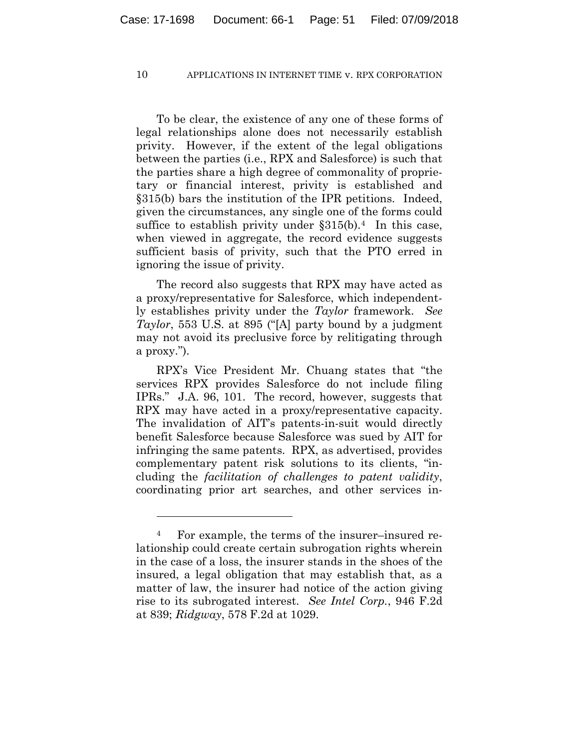To be clear, the existence of any one of these forms of legal relationships alone does not necessarily establish privity. However, if the extent of the legal obligations between the parties (i.e., RPX and Salesforce) is such that the parties share a high degree of commonality of proprietary or financial interest, privity is established and §315(b) bars the institution of the IPR petitions. Indeed, given the circumstances, any single one of the forms could suffice to establish privity under §315(b).[4] In this case, when viewed in aggregate, the record evidence suggests sufficient basis of privity, such that the PTO erred in ignoring the issue of privity.

The record also suggests that RPX may have acted as a proxy/representative for Salesforce, which independently establishes privity under the *Taylor* framework. *See Taylor*, 553 U.S. at 895 ("[A] party bound by a judgment may not avoid its preclusive force by relitigating through a proxy.").

RPX's Vice President Mr. Chuang states that "the services RPX provides Salesforce do not include filing IPRs." J.A. 96, 101. The record, however, suggests that RPX may have acted in a proxy/representative capacity. The invalidation of AIT's patents-in-suit would directly benefit Salesforce because Salesforce was sued by AIT for infringing the same patents. RPX, as advertised, provides complementary patent risk solutions to its clients, "including the *facilitation of challenges to patent validity*, coordinating prior art searches, and other services in-

---

[4] For example, the terms of the insurer–insured relationship could create certain subrogation rights wherein in the case of a loss, the insurer stands in the shoes of the insured, a legal obligation that may establish that, as a matter of law, the insurer had notice of the action giving rise to its subrogated interest. *See Intel Corp.*, 946 F.2d at 839; *Ridgway*, 578 F.2d at 1029.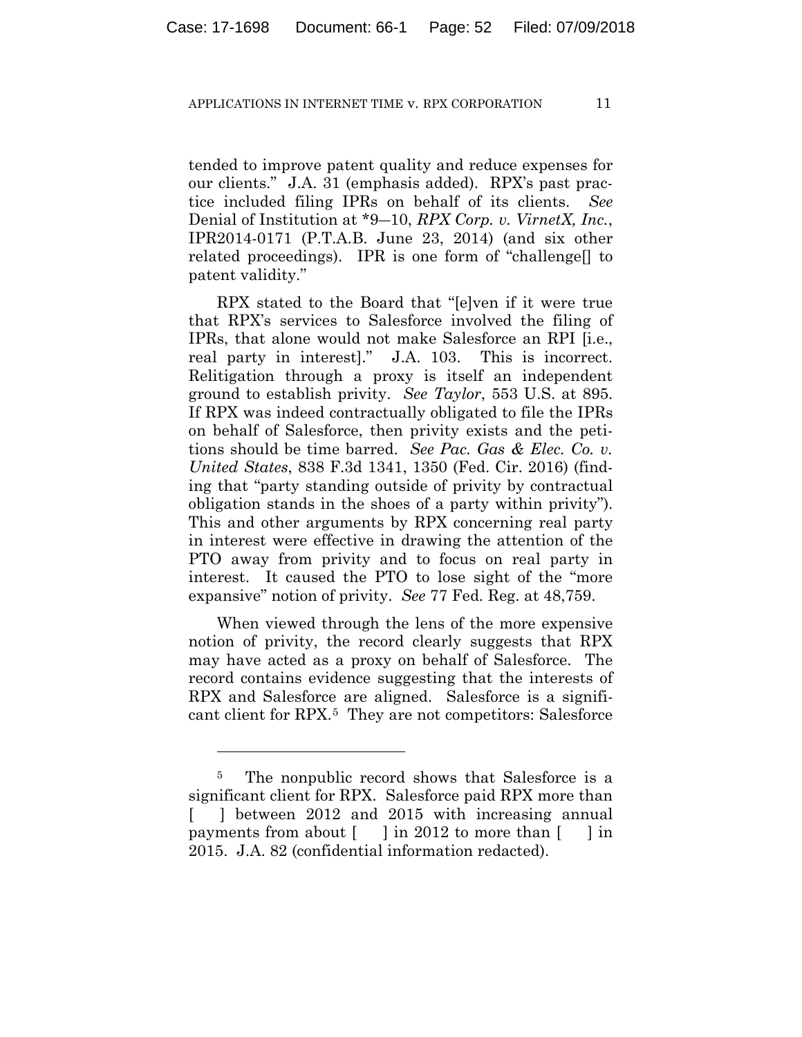tended to improve patent quality and reduce expenses for our clients." J.A. 31 (emphasis added). RPX's past practice included filing IPRs on behalf of its clients. *See* Denial of Institution at *9–10, *RPX Corp. v. VirnetX, Inc.*, IPR2014-0171 (P.T.A.B. June 23, 2014) (and six other related proceedings). IPR is one form of "challenge[] to patent validity."

RPX stated to the Board that "[e]ven if it were true that RPX's services to Salesforce involved the filing of IPRs, that alone would not make Salesforce an RPI [i.e., real party in interest]." J.A. 103. This is incorrect. Relitigation through a proxy is itself an independent ground to establish privity. *See Taylor*, 553 U.S. at 895. If RPX was indeed contractually obligated to file the IPRs on behalf of Salesforce, then privity exists and the petitions should be time barred. *See Pac. Gas & Elec. Co. v. United States*, 838 F.3d 1341, 1350 (Fed. Cir. 2016) (finding that "party standing outside of privity by contractual obligation stands in the shoes of a party within privity"). This and other arguments by RPX concerning real party in interest were effective in drawing the attention of the PTO away from privity and to focus on real party in interest. It caused the PTO to lose sight of the "more expansive" notion of privity. *See* 77 Fed. Reg. at 48,759.

When viewed through the lens of the more expensive notion of privity, the record clearly suggests that RPX may have acted as a proxy on behalf of Salesforce. The record contains evidence suggesting that the interests of RPX and Salesforce are aligned. Salesforce is a significant client for RPX.[5] They are not competitors: Salesforce

---

[5] The nonpublic record shows that Salesforce is a significant client for RPX. Salesforce paid RPX more than [ ] between 2012 and 2015 with increasing annual payments from about [ ] in 2012 to more than [ ] in 2015. J.A. 82 (confidential information redacted).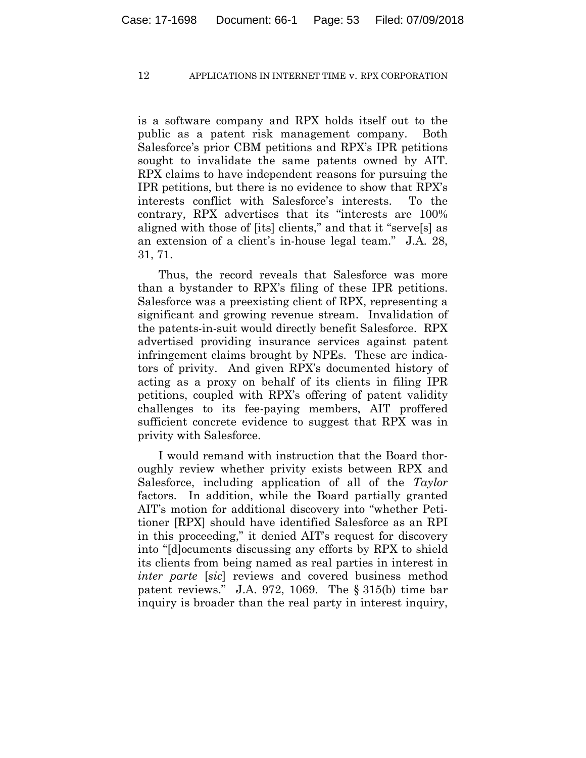is a software company and RPX holds itself out to the public as a patent risk management company. Both Salesforce's prior CBM petitions and RPX's IPR petitions sought to invalidate the same patents owned by AIT. RPX claims to have independent reasons for pursuing the IPR petitions, but there is no evidence to show that RPX's interests conflict with Salesforce's interests. To the contrary, RPX advertises that its "interests are 100% aligned with those of [its] clients," and that it "serve[s] as an extension of a client's in-house legal team." J.A. 28, 31, 71.

Thus, the record reveals that Salesforce was more than a bystander to RPX's filing of these IPR petitions. Salesforce was a preexisting client of RPX, representing a significant and growing revenue stream. Invalidation of the patents-in-suit would directly benefit Salesforce. RPX advertised providing insurance services against patent infringement claims brought by NPEs. These are indicators of privity. And given RPX's documented history of acting as a proxy on behalf of its clients in filing IPR petitions, coupled with RPX's offering of patent validity challenges to its fee-paying members, AIT proffered sufficient concrete evidence to suggest that RPX was in privity with Salesforce.

I would remand with instruction that the Board thoroughly review whether privity exists between RPX and Salesforce, including application of all of the *Taylor* factors. In addition, while the Board partially granted AIT's motion for additional discovery into "whether Petitioner [RPX] should have identified Salesforce as an RPI in this proceeding," it denied AIT's request for discovery into "[d]ocuments discussing any efforts by RPX to shield its clients from being named as real parties in interest in *inter parte* [*sic*] reviews and covered business method patent reviews." J.A. 972, 1069. The § 315(b) time bar inquiry is broader than the real party in interest inquiry,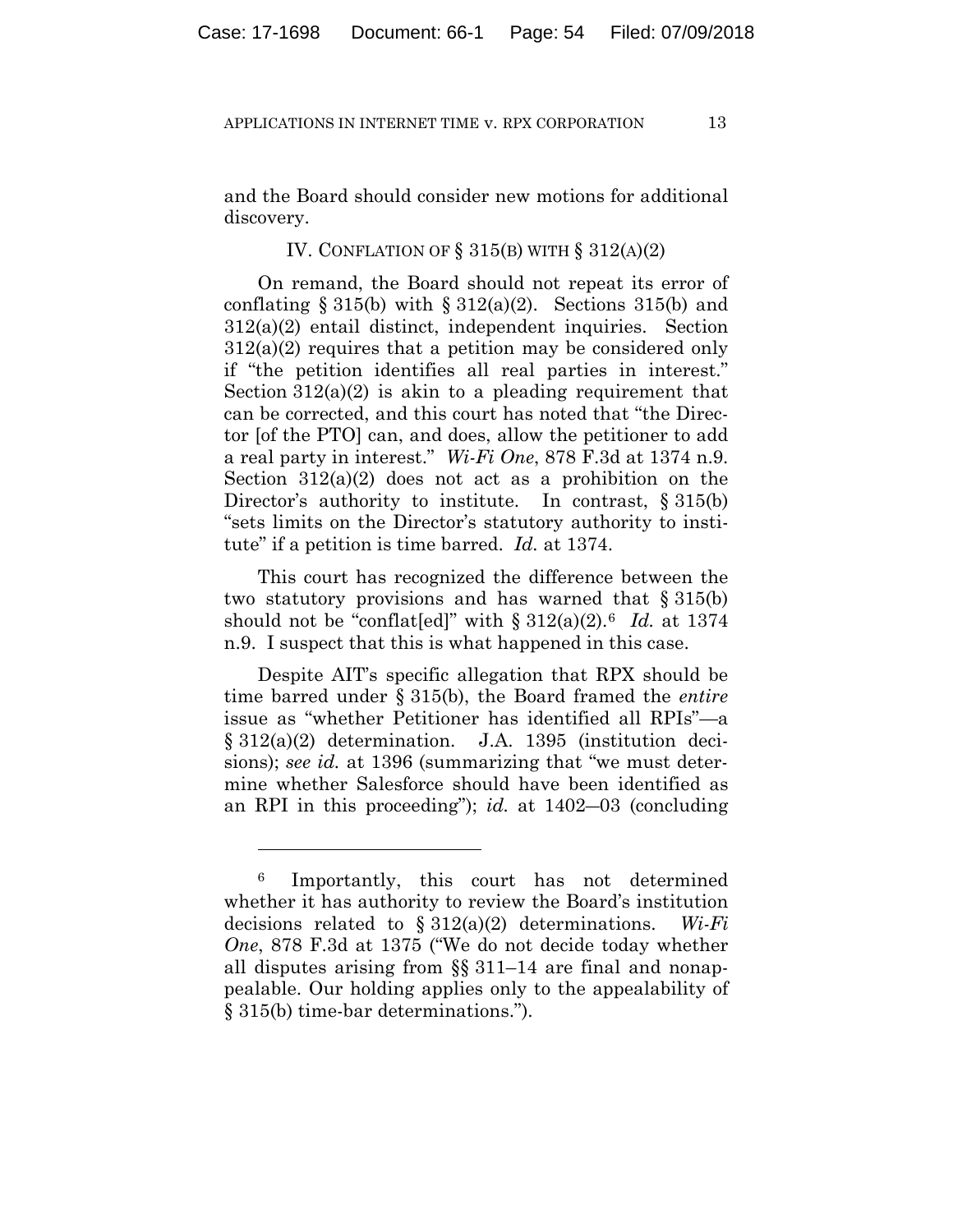and the Board should consider new motions for additional discovery.

## IV. CONFLATION OF § 315(B) WITH § 312(A)(2)

On remand, the Board should not repeat its error of conflating § 315(b) with § 312(a)(2). Sections 315(b) and 312(a)(2) entail distinct, independent inquiries. Section 312(a)(2) requires that a petition may be considered only if "the petition identifies all real parties in interest." Section 312(a)(2) is akin to a pleading requirement that can be corrected, and this court has noted that "the Director [of the PTO] can, and does, allow the petitioner to add a real party in interest." *Wi-Fi One*, 878 F.3d at 1374 n.9. Section 312(a)(2) does not act as a prohibition on the Director's authority to institute. In contrast, § 315(b) "sets limits on the Director's statutory authority to institute" if a petition is time barred. *Id.* at 1374.

This court has recognized the difference between the two statutory provisions and has warned that § 315(b) should not be "conflat[ed]" with § 312(a)(2).[6] *Id.* at 1374 n.9. I suspect that this is what happened in this case.

Despite AIT's specific allegation that RPX should be time barred under § 315(b), the Board framed the *entire* issue as "whether Petitioner has identified all RPIs"—a § 312(a)(2) determination. J.A. 1395 (institution decisions); *see id.* at 1396 (summarizing that "we must determine whether Salesforce should have been identified as an RPI in this proceeding"); *id.* at 1402–03 (concluding

---

[6] Importantly, this court has not determined whether it has authority to review the Board's institution decisions related to § 312(a)(2) determinations. *Wi-Fi One*, 878 F.3d at 1375 ("We do not decide today whether all disputes arising from §§ 311–14 are final and nonappealable. Our holding applies only to the appealability of § 315(b) time-bar determinations.").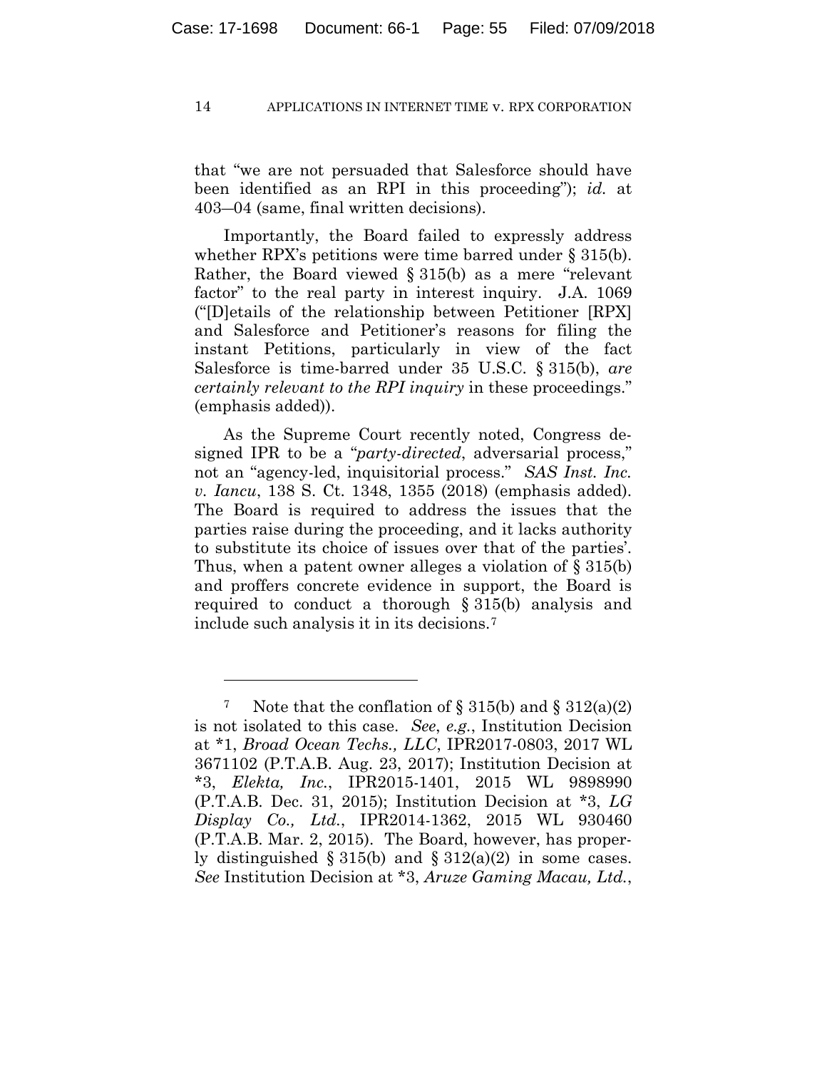that "we are not persuaded that Salesforce should have been identified as an RPI in this proceeding"); *id.* at 403–04 (same, final written decisions).

Importantly, the Board failed to expressly address whether RPX's petitions were time barred under § 315(b). Rather, the Board viewed § 315(b) as a mere "relevant factor" to the real party in interest inquiry. J.A. 1069 ("[D]etails of the relationship between Petitioner [RPX] and Salesforce and Petitioner's reasons for filing the instant Petitions, particularly in view of the fact Salesforce is time-barred under 35 U.S.C. § 315(b), *are certainly relevant to the RPI inquiry* in these proceedings." (emphasis added)).

As the Supreme Court recently noted, Congress designed IPR to be a "*party-directed*, adversarial process," not an "agency-led, inquisitorial process." *SAS Inst. Inc. v. Iancu*, 138 S. Ct. 1348, 1355 (2018) (emphasis added). The Board is required to address the issues that the parties raise during the proceeding, and it lacks authority to substitute its choice of issues over that of the parties'. Thus, when a patent owner alleges a violation of § 315(b) and proffers concrete evidence in support, the Board is required to conduct a thorough § 315(b) analysis and include such analysis it in its decisions.[7]

---

[7] Note that the conflation of § 315(b) and § 312(a)(2) is not isolated to this case. *See*, *e.g.*, Institution Decision at \*1, *Broad Ocean Techs., LLC*, IPR2017-0803, 2017 WL 3671102 (P.T.A.B. Aug. 23, 2017); Institution Decision at \*3, *Elekta, Inc.*, IPR2015-1401, 2015 WL 9898990 (P.T.A.B. Dec. 31, 2015); Institution Decision at \*3, *LG Display Co., Ltd.*, IPR2014-1362, 2015 WL 930460 (P.T.A.B. Mar. 2, 2015). The Board, however, has properly distinguished § 315(b) and § 312(a)(2) in some cases. *See* Institution Decision at \*3, *Aruze Gaming Macau, Ltd.*,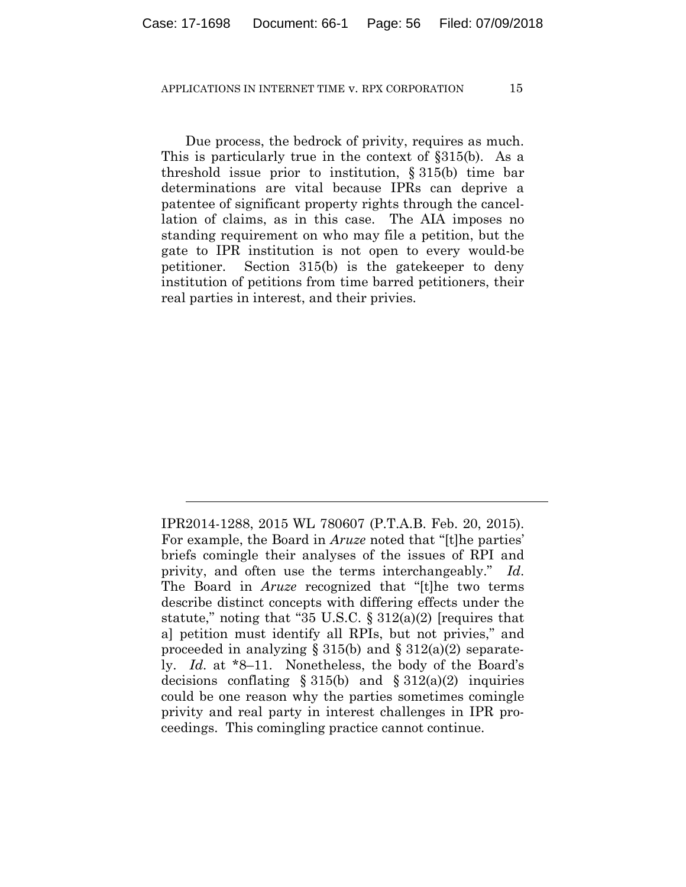Due process, the bedrock of privity, requires as much. This is particularly true in the context of §315(b). As a threshold issue prior to institution, § 315(b) time bar determinations are vital because IPRs can deprive a patentee of significant property rights through the cancellation of claims, as in this case. The AIA imposes no standing requirement on who may file a petition, but the gate to IPR institution is not open to every would-be petitioner. Section 315(b) is the gatekeeper to deny institution of petitions from time barred petitioners, their real parties in interest, and their privies.

---

IPR2014-1288, 2015 WL 780607 (P.T.A.B. Feb. 20, 2015). For example, the Board in *Aruze* noted that "[t]he parties' briefs comingle their analyses of the issues of RPI and privity, and often use the terms interchangeably." *Id*. The Board in *Aruze* recognized that "[t]he two terms describe distinct concepts with differing effects under the statute," noting that "35 U.S.C. § 312(a)(2) [requires that a] petition must identify all RPIs, but not privies," and proceeded in analyzing § 315(b) and § 312(a)(2) separately. *Id.* at *8–11. Nonetheless, the body of the Board's decisions conflating § 315(b) and § 312(a)(2) inquiries could be one reason why the parties sometimes comingle privity and real party in interest challenges in IPR proceedings. This comingling practice cannot continue.